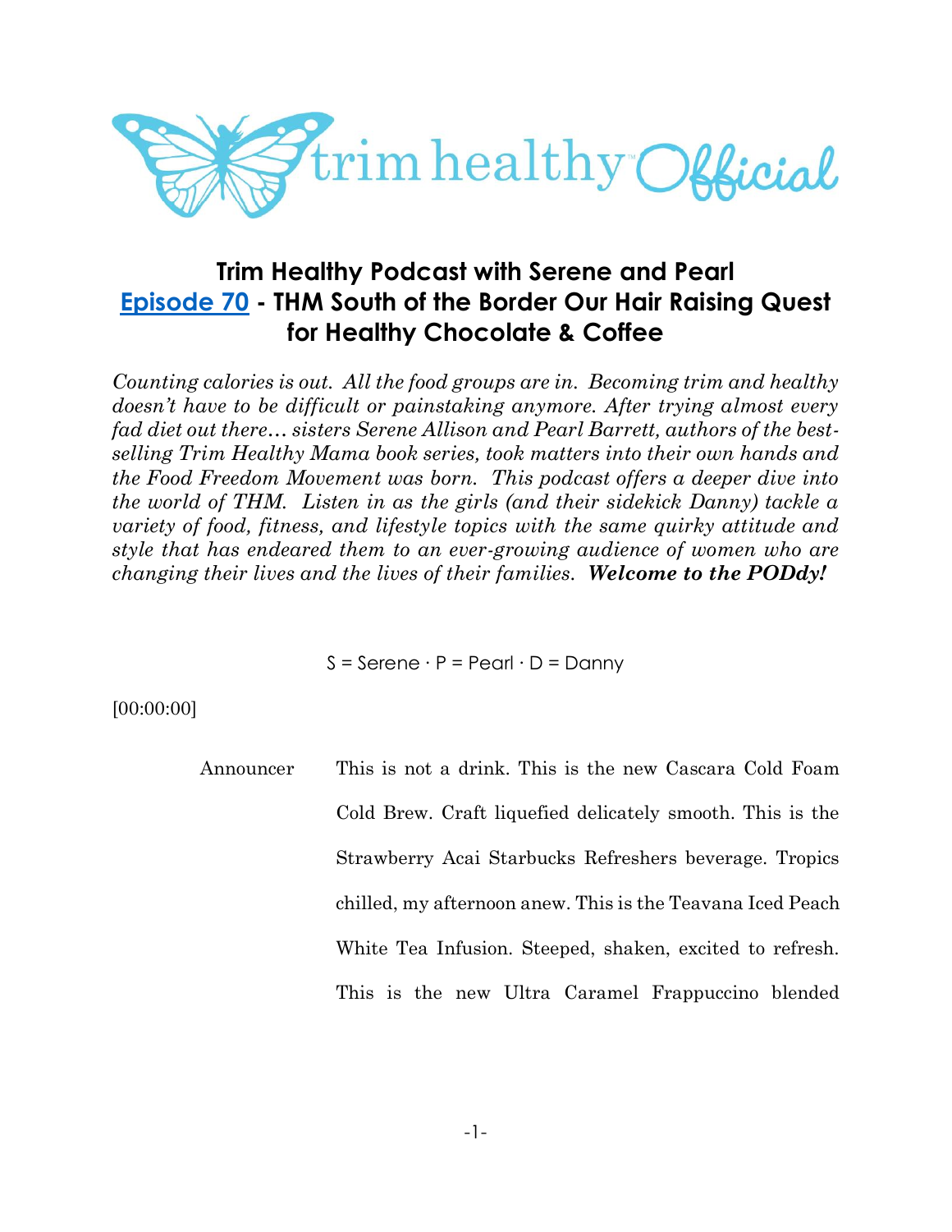# Trim Healthy Podcast with Serene and Pearl
## Episode 70 - THM South of the Border Our Hair Raising Quest for Healthy Chocolate & Coffee

*Counting calories is out. All the food groups are in. Becoming trim and healthy doesn't have to be difficult or painstaking anymore. After trying almost every fad diet out there… sisters Serene Allison and Pearl Barrett, authors of the best-selling Trim Healthy Mama book series, took matters into their own hands and the Food Freedom Movement was born. This podcast offers a deeper dive into the world of THM. Listen in as the girls (and their sidekick Danny) tackle a variety of food, fitness, and lifestyle topics with the same quirky attitude and style that has endeared them to an ever-growing audience of women who are changing their lives and the lives of their families.* ***Welcome to the PODdy!***

S = Serene · P = Pearl · D = Danny

[00:00:00]

**Announcer** This is not a drink. This is the new Cascara Cold Foam Cold Brew. Craft liquefied delicately smooth. This is the Strawberry Acai Starbucks Refreshers beverage. Tropics chilled, my afternoon anew. This is the Teavana Iced Peach White Tea Infusion. Steeped, shaken, excited to refresh. This is the new Ultra Caramel Frappuccino blended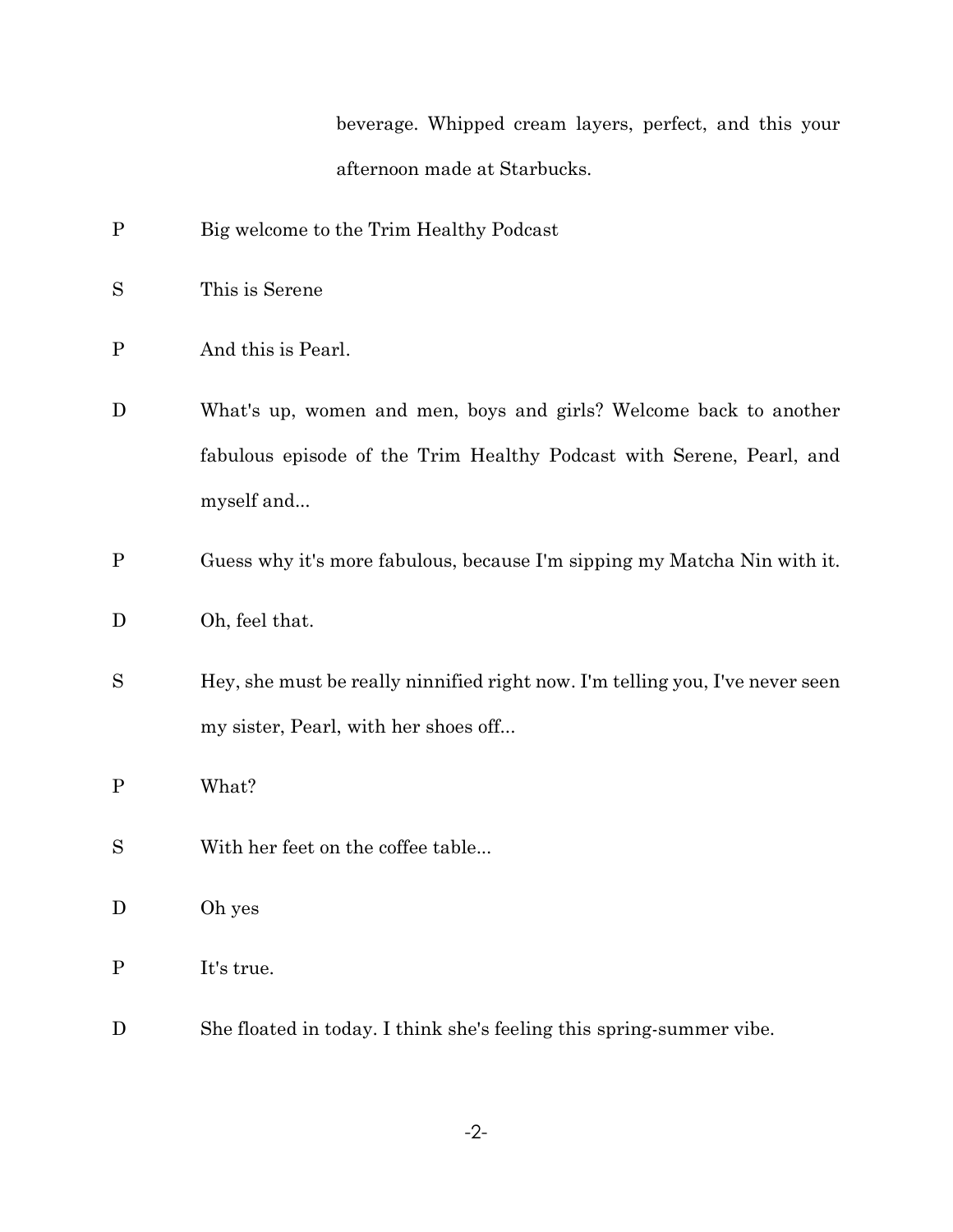beverage. Whipped cream layers, perfect, and this your afternoon made at Starbucks.

P Big welcome to the Trim Healthy Podcast

S This is Serene

P And this is Pearl.

D What's up, women and men, boys and girls? Welcome back to another fabulous episode of the Trim Healthy Podcast with Serene, Pearl, and myself and...

P Guess why it's more fabulous, because I'm sipping my Matcha Nin with it.

D Oh, feel that.

S Hey, she must be really ninnified right now. I'm telling you, I've never seen my sister, Pearl, with her shoes off...

P What?

S With her feet on the coffee table...

D Oh yes

P It's true.

D She floated in today. I think she's feeling this spring-summer vibe.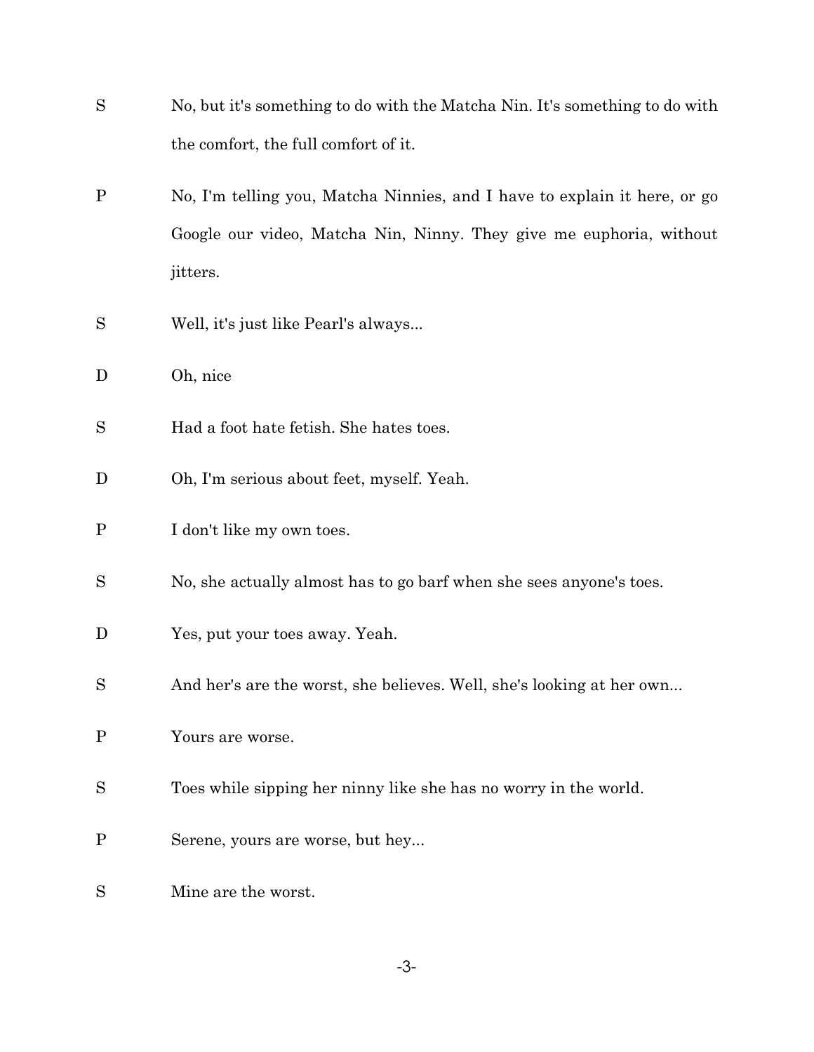S No, but it's something to do with the Matcha Nin. It's something to do with the comfort, the full comfort of it.

P No, I'm telling you, Matcha Ninnies, and I have to explain it here, or go Google our video, Matcha Nin, Ninny. They give me euphoria, without jitters.

S Well, it's just like Pearl's always...

D Oh, nice

S Had a foot hate fetish. She hates toes.

D Oh, I'm serious about feet, myself. Yeah.

P I don't like my own toes.

S No, she actually almost has to go barf when she sees anyone's toes.

D Yes, put your toes away. Yeah.

S And her's are the worst, she believes. Well, she's looking at her own...

P Yours are worse.

S Toes while sipping her ninny like she has no worry in the world.

P Serene, yours are worse, but hey...

S Mine are the worst.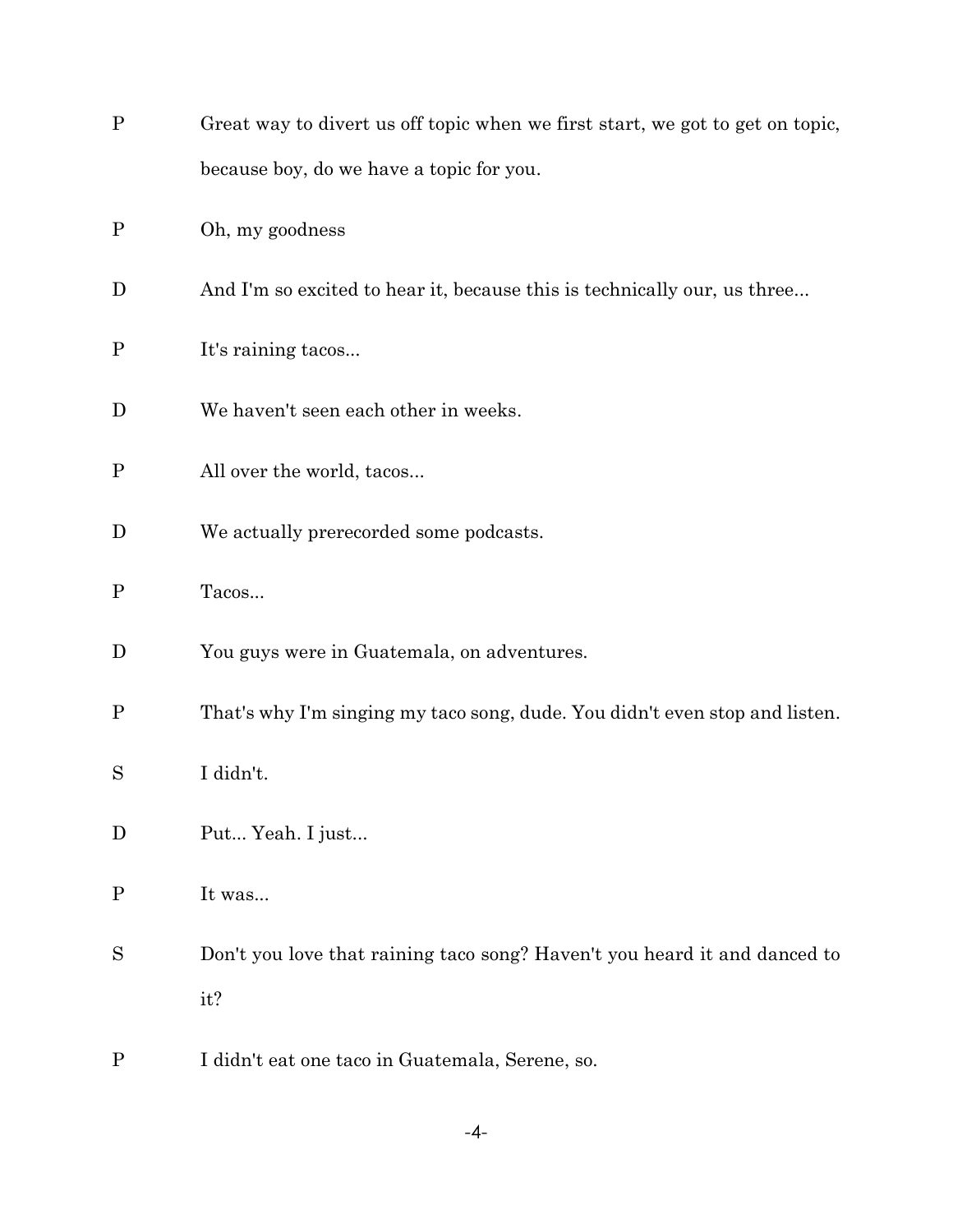P Great way to divert us off topic when we first start, we got to get on topic, because boy, do we have a topic for you.

P Oh, my goodness

D And I'm so excited to hear it, because this is technically our, us three...

P It's raining tacos...

D We haven't seen each other in weeks.

P All over the world, tacos...

D We actually prerecorded some podcasts.

P Tacos...

D You guys were in Guatemala, on adventures.

P That's why I'm singing my taco song, dude. You didn't even stop and listen.

S I didn't.

D Put... Yeah. I just...

P It was...

S Don't you love that raining taco song? Haven't you heard it and danced to it?

P I didn't eat one taco in Guatemala, Serene, so.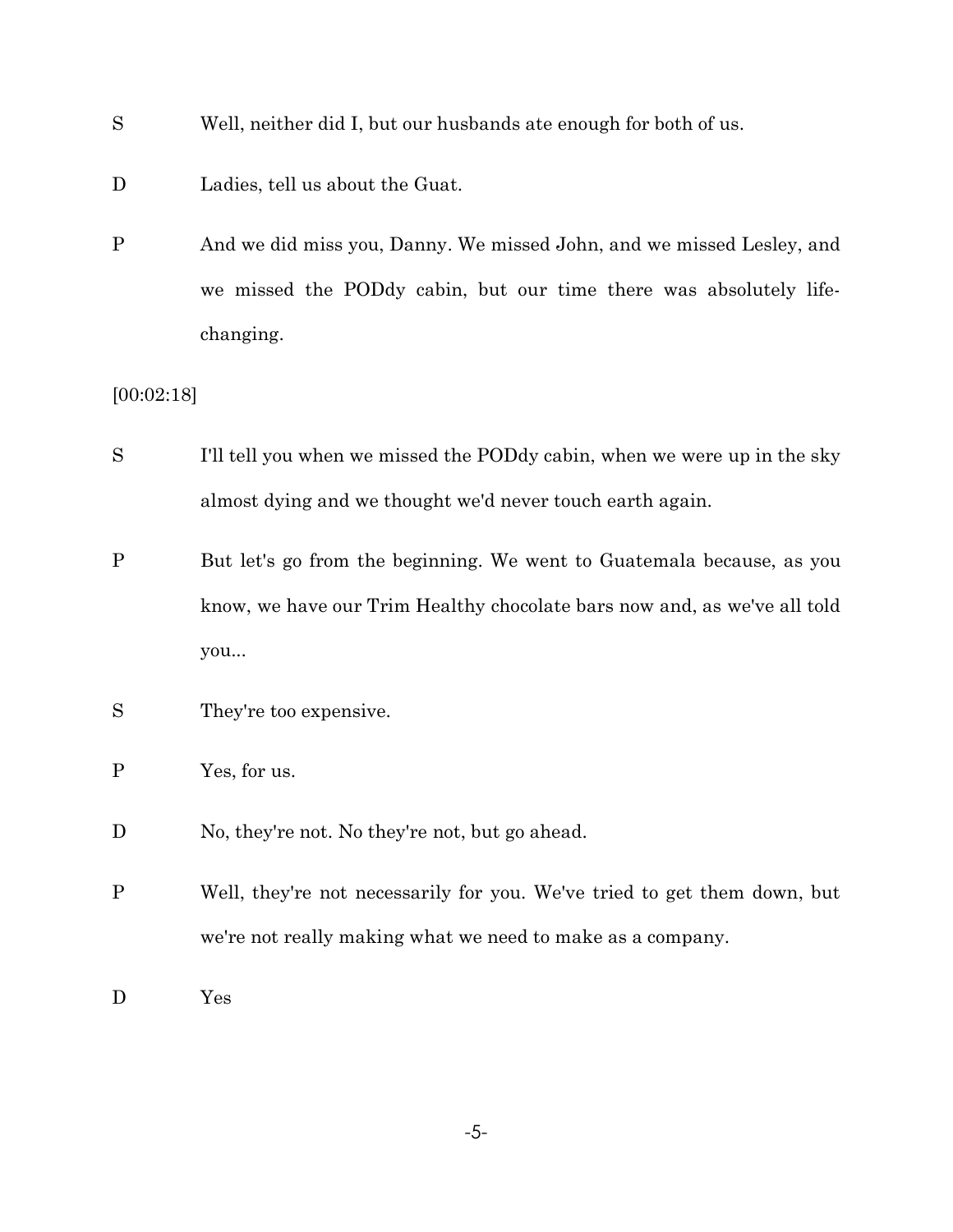S Well, neither did I, but our husbands ate enough for both of us.

D Ladies, tell us about the Guat.

P And we did miss you, Danny. We missed John, and we missed Lesley, and we missed the PODdy cabin, but our time there was absolutely life-changing.

[00:02:18]

S I'll tell you when we missed the PODdy cabin, when we were up in the sky almost dying and we thought we'd never touch earth again.

P But let's go from the beginning. We went to Guatemala because, as you know, we have our Trim Healthy chocolate bars now and, as we've all told you...

S They're too expensive.

P Yes, for us.

D No, they're not. No they're not, but go ahead.

P Well, they're not necessarily for you. We've tried to get them down, but we're not really making what we need to make as a company.

D Yes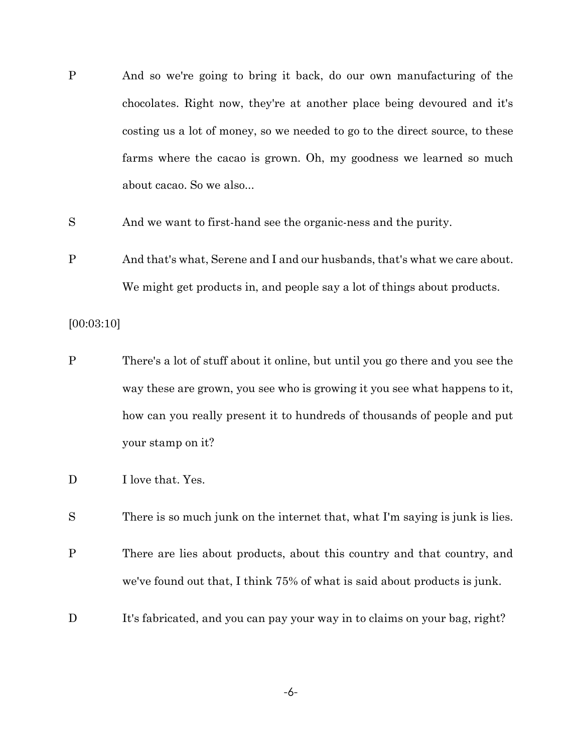P And so we're going to bring it back, do our own manufacturing of the chocolates. Right now, they're at another place being devoured and it's costing us a lot of money, so we needed to go to the direct source, to these farms where the cacao is grown. Oh, my goodness we learned so much about cacao. So we also...

S And we want to first-hand see the organic-ness and the purity.

P And that's what, Serene and I and our husbands, that's what we care about. We might get products in, and people say a lot of things about products.

[00:03:10]

P There's a lot of stuff about it online, but until you go there and you see the way these are grown, you see who is growing it you see what happens to it, how can you really present it to hundreds of thousands of people and put your stamp on it?

D I love that. Yes.

S There is so much junk on the internet that, what I'm saying is junk is lies.

P There are lies about products, about this country and that country, and we've found out that, I think 75% of what is said about products is junk.

D It's fabricated, and you can pay your way in to claims on your bag, right?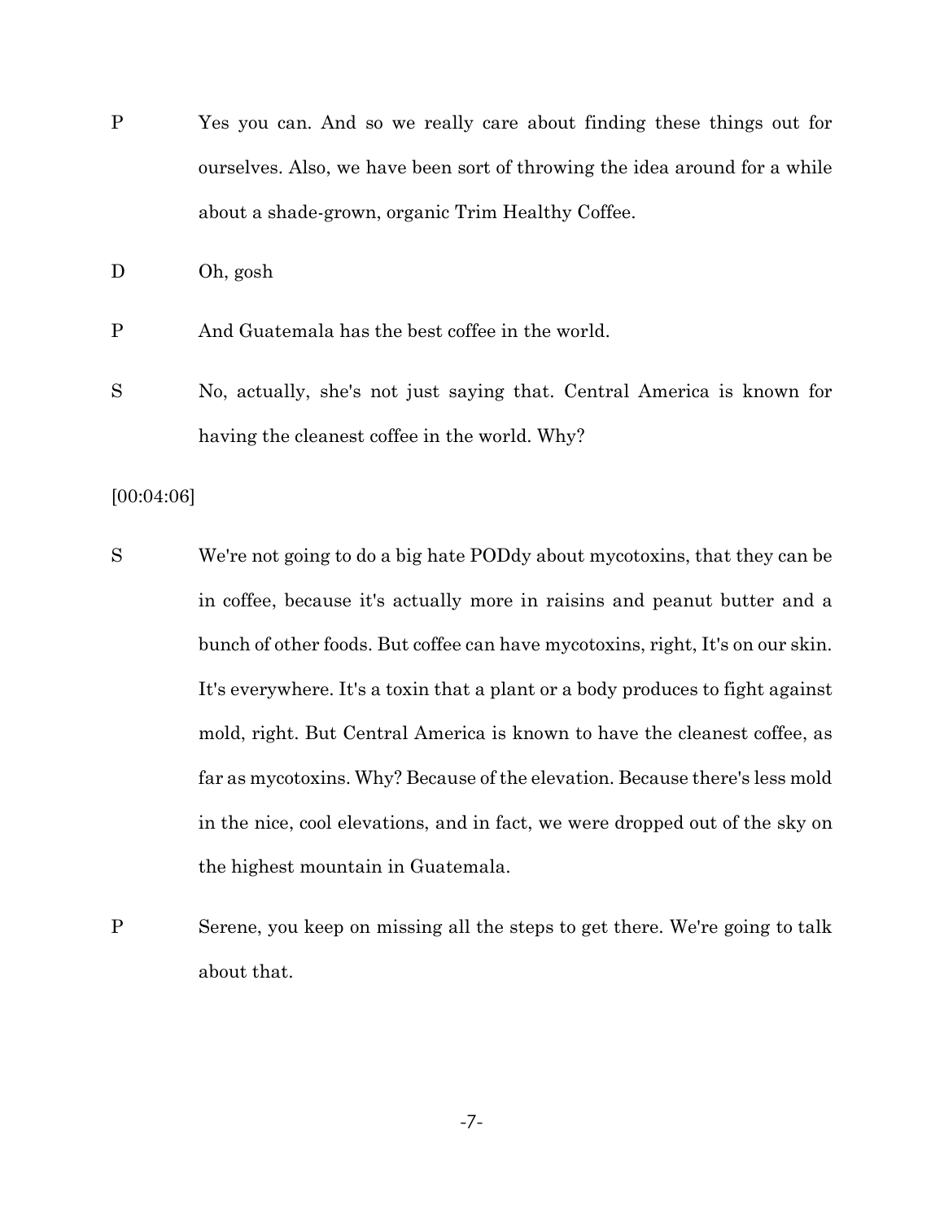P Yes you can. And so we really care about finding these things out for ourselves. Also, we have been sort of throwing the idea around for a while about a shade-grown, organic Trim Healthy Coffee.

D Oh, gosh

P And Guatemala has the best coffee in the world.

S No, actually, she's not just saying that. Central America is known for having the cleanest coffee in the world. Why?

[00:04:06]

S We're not going to do a big hate PODdy about mycotoxins, that they can be in coffee, because it's actually more in raisins and peanut butter and a bunch of other foods. But coffee can have mycotoxins, right, It's on our skin. It's everywhere. It's a toxin that a plant or a body produces to fight against mold, right. But Central America is known to have the cleanest coffee, as far as mycotoxins. Why? Because of the elevation. Because there's less mold in the nice, cool elevations, and in fact, we were dropped out of the sky on the highest mountain in Guatemala.

P Serene, you keep on missing all the steps to get there. We're going to talk about that.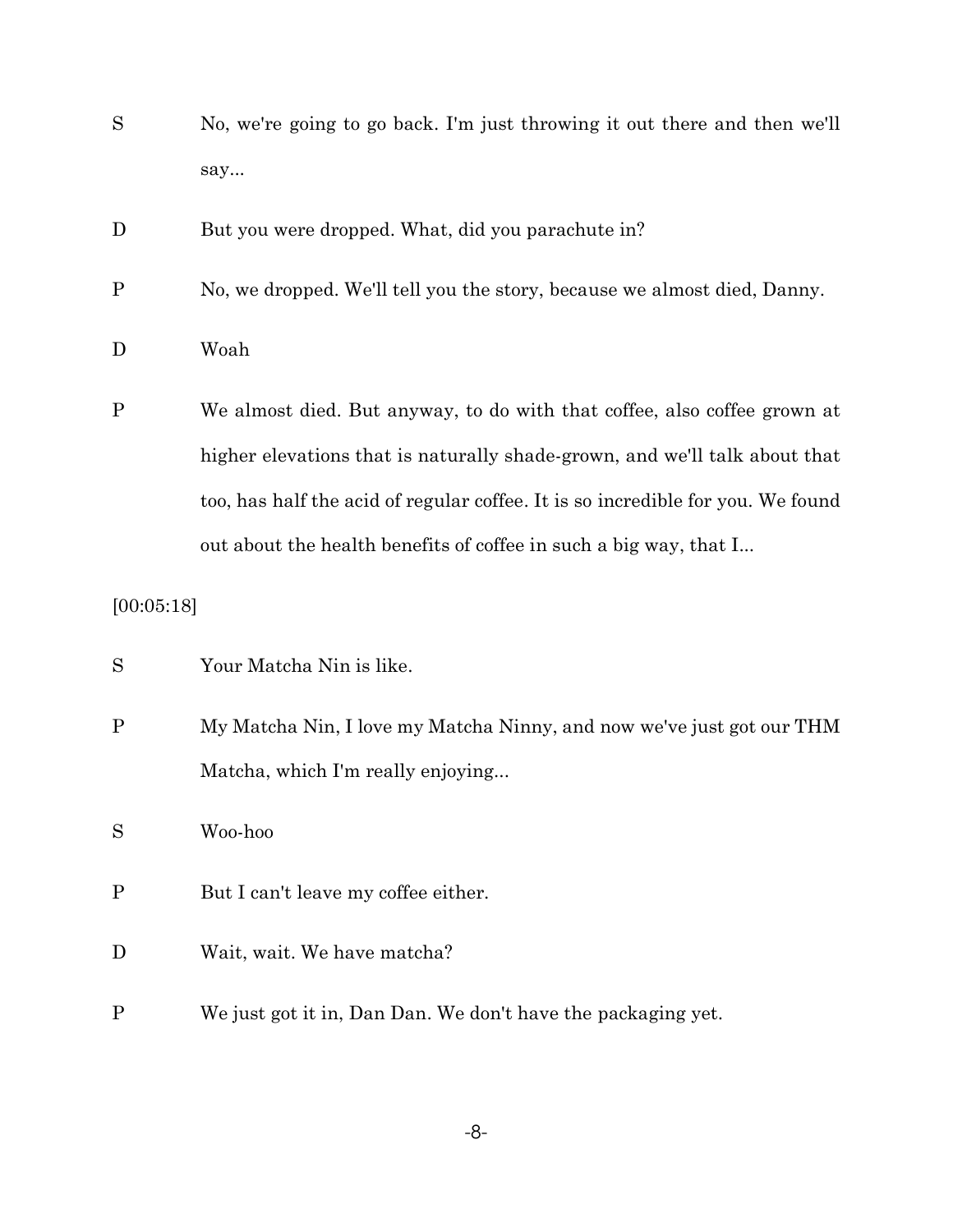S No, we're going to go back. I'm just throwing it out there and then we'll say...

D But you were dropped. What, did you parachute in?

P No, we dropped. We'll tell you the story, because we almost died, Danny.

D Woah

P We almost died. But anyway, to do with that coffee, also coffee grown at higher elevations that is naturally shade-grown, and we'll talk about that too, has half the acid of regular coffee. It is so incredible for you. We found out about the health benefits of coffee in such a big way, that I...

[00:05:18]

S Your Matcha Nin is like.

P My Matcha Nin, I love my Matcha Ninny, and now we've just got our THM Matcha, which I'm really enjoying...

S Woo-hoo

P But I can't leave my coffee either.

D Wait, wait. We have matcha?

P We just got it in, Dan Dan. We don't have the packaging yet.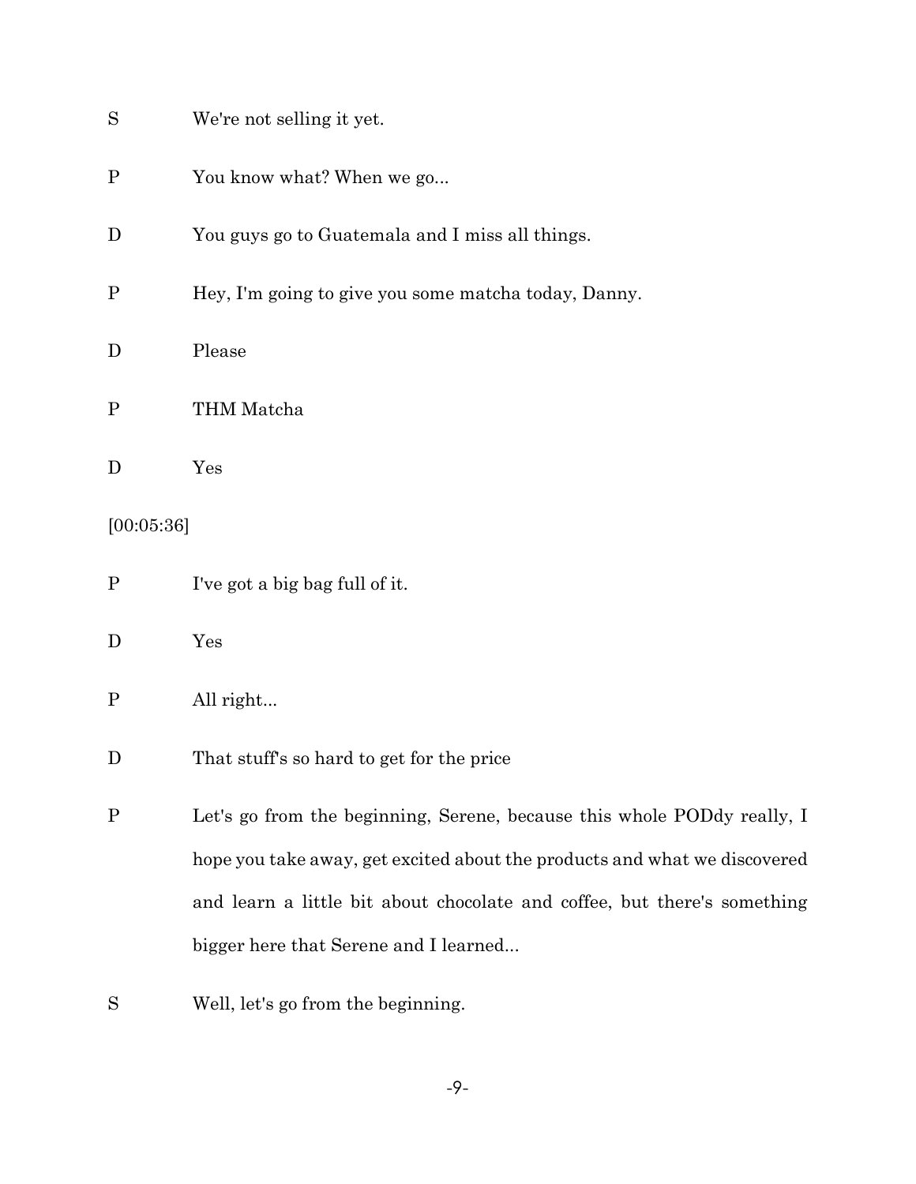S We're not selling it yet.

P You know what? When we go...

D You guys go to Guatemala and I miss all things.

P Hey, I'm going to give you some matcha today, Danny.

D Please

P THM Matcha

D Yes

[00:05:36]

P I've got a big bag full of it.

D Yes

P All right...

D That stuff's so hard to get for the price

P Let's go from the beginning, Serene, because this whole PODdy really, I hope you take away, get excited about the products and what we discovered and learn a little bit about chocolate and coffee, but there's something bigger here that Serene and I learned...

S Well, let's go from the beginning.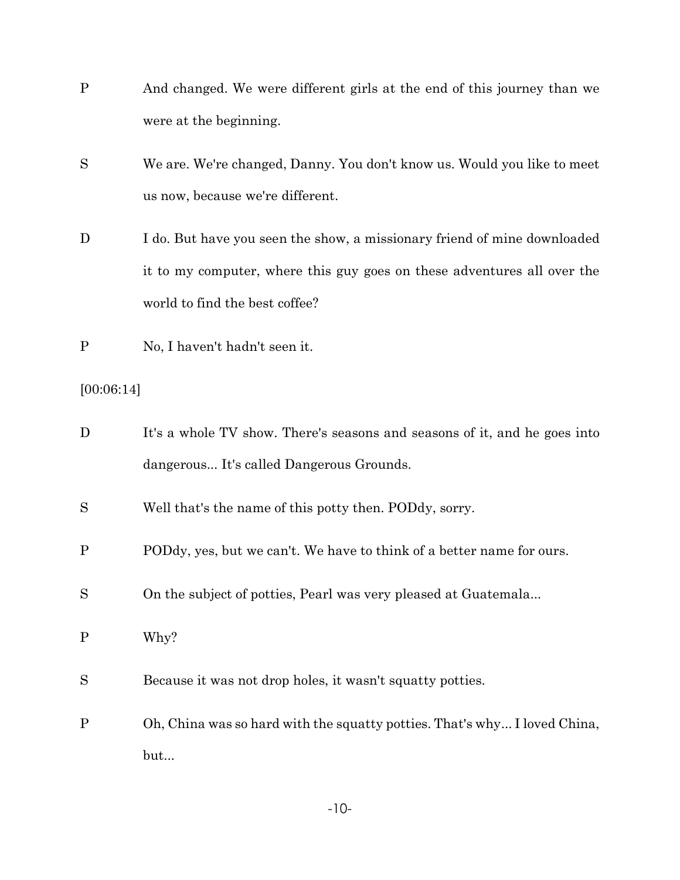P And changed. We were different girls at the end of this journey than we were at the beginning.

S We are. We're changed, Danny. You don't know us. Would you like to meet us now, because we're different.

D I do. But have you seen the show, a missionary friend of mine downloaded it to my computer, where this guy goes on these adventures all over the world to find the best coffee?

P No, I haven't hadn't seen it.

[00:06:14]

D It's a whole TV show. There's seasons and seasons of it, and he goes into dangerous... It's called Dangerous Grounds.

S Well that's the name of this potty then. PODdy, sorry.

P PODdy, yes, but we can't. We have to think of a better name for ours.

S On the subject of potties, Pearl was very pleased at Guatemala...

P Why?

S Because it was not drop holes, it wasn't squatty potties.

P Oh, China was so hard with the squatty potties. That's why... I loved China, but...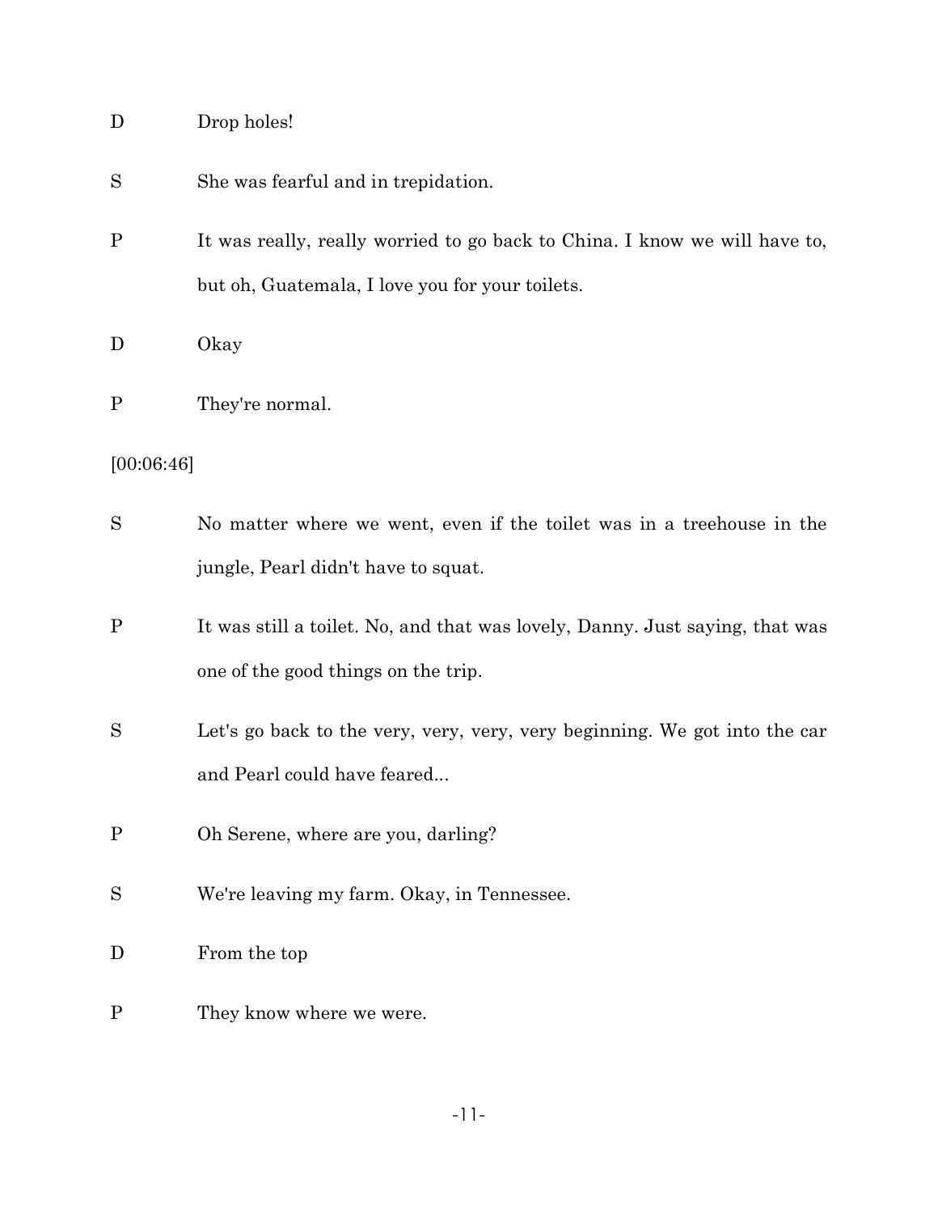D Drop holes!

S She was fearful and in trepidation.

P It was really, really worried to go back to China. I know we will have to, but oh, Guatemala, I love you for your toilets.

D Okay

P They're normal.

[00:06:46]

S No matter where we went, even if the toilet was in a treehouse in the jungle, Pearl didn't have to squat.

P It was still a toilet. No, and that was lovely, Danny. Just saying, that was one of the good things on the trip.

S Let's go back to the very, very, very, very beginning. We got into the car and Pearl could have feared...

P Oh Serene, where are you, darling?

S We're leaving my farm. Okay, in Tennessee.

D From the top

P They know where we were.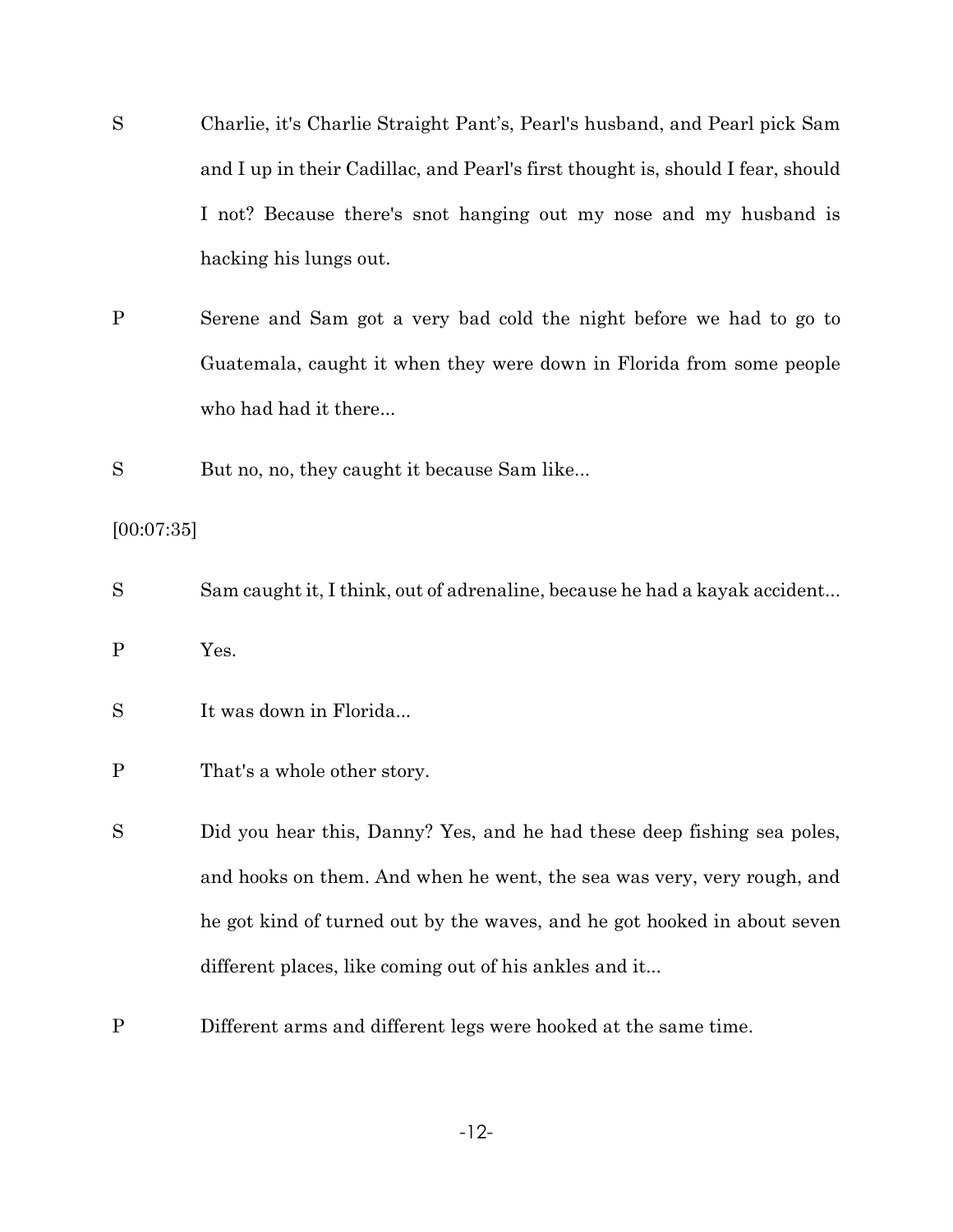S Charlie, it's Charlie Straight Pant's, Pearl's husband, and Pearl pick Sam and I up in their Cadillac, and Pearl's first thought is, should I fear, should I not? Because there's snot hanging out my nose and my husband is hacking his lungs out.

P Serene and Sam got a very bad cold the night before we had to go to Guatemala, caught it when they were down in Florida from some people who had had it there...

S But no, no, they caught it because Sam like...

[00:07:35]

S Sam caught it, I think, out of adrenaline, because he had a kayak accident...

P Yes.

S It was down in Florida...

P That's a whole other story.

S Did you hear this, Danny? Yes, and he had these deep fishing sea poles, and hooks on them. And when he went, the sea was very, very rough, and he got kind of turned out by the waves, and he got hooked in about seven different places, like coming out of his ankles and it...

P Different arms and different legs were hooked at the same time.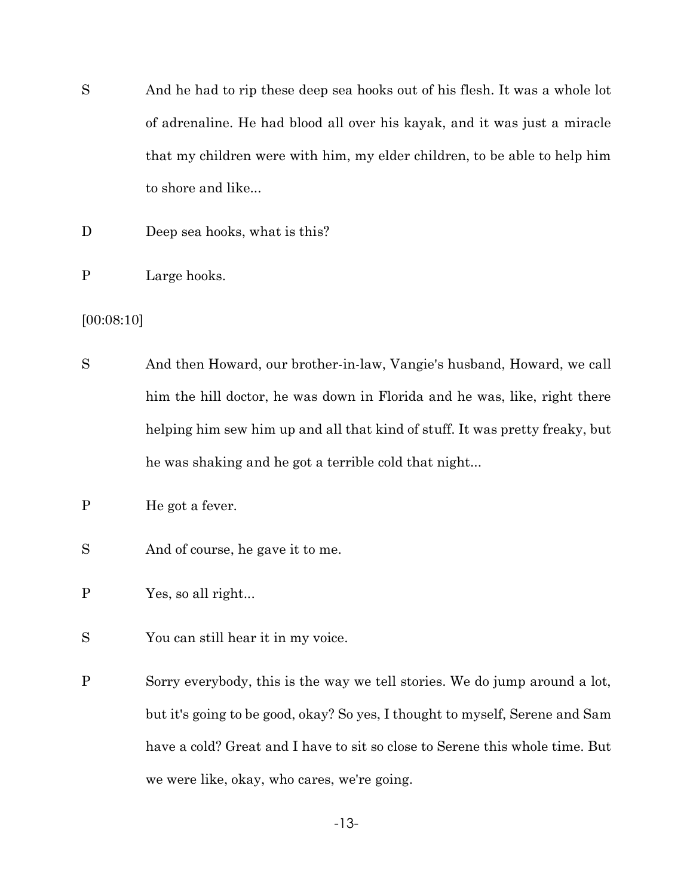S And he had to rip these deep sea hooks out of his flesh. It was a whole lot of adrenaline. He had blood all over his kayak, and it was just a miracle that my children were with him, my elder children, to be able to help him to shore and like...

D Deep sea hooks, what is this?

P Large hooks.

[00:08:10]

S And then Howard, our brother-in-law, Vangie's husband, Howard, we call him the hill doctor, he was down in Florida and he was, like, right there helping him sew him up and all that kind of stuff. It was pretty freaky, but he was shaking and he got a terrible cold that night...

P He got a fever.

S And of course, he gave it to me.

P Yes, so all right...

S You can still hear it in my voice.

P Sorry everybody, this is the way we tell stories. We do jump around a lot, but it's going to be good, okay? So yes, I thought to myself, Serene and Sam have a cold? Great and I have to sit so close to Serene this whole time. But we were like, okay, who cares, we're going.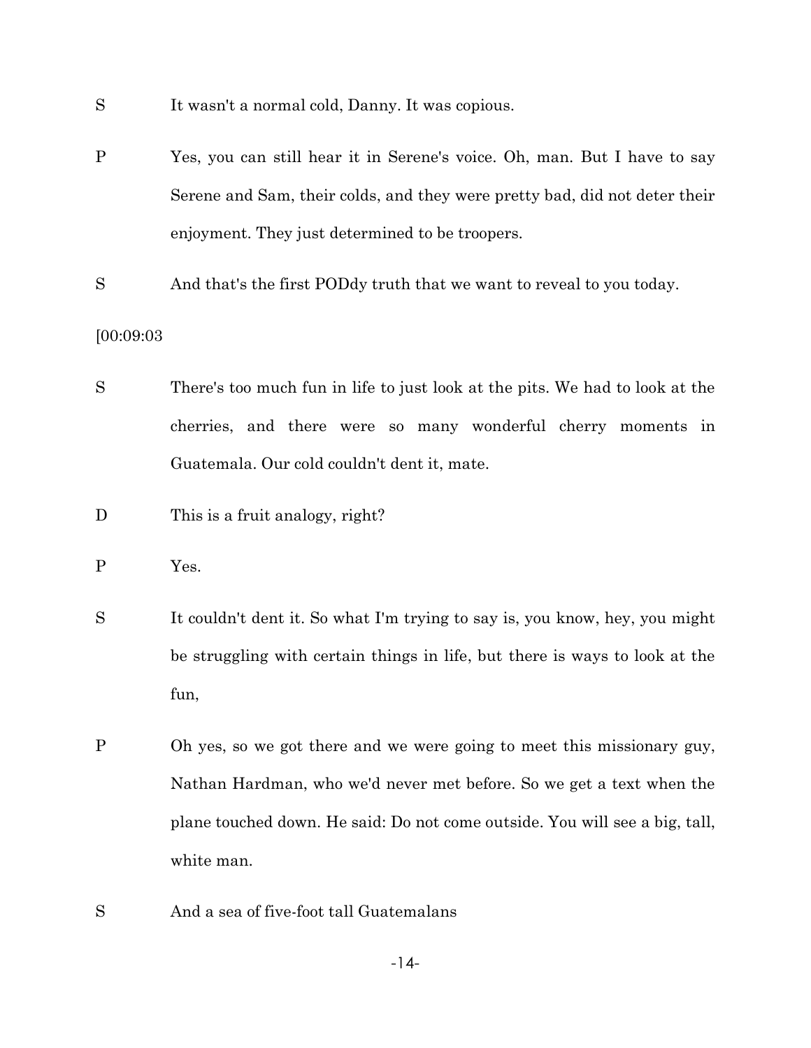S It wasn't a normal cold, Danny. It was copious.

P Yes, you can still hear it in Serene's voice. Oh, man. But I have to say Serene and Sam, their colds, and they were pretty bad, did not deter their enjoyment. They just determined to be troopers.

S And that's the first PODdy truth that we want to reveal to you today.

[00:09:03

S There's too much fun in life to just look at the pits. We had to look at the cherries, and there were so many wonderful cherry moments in Guatemala. Our cold couldn't dent it, mate.

D This is a fruit analogy, right?

P Yes.

S It couldn't dent it. So what I'm trying to say is, you know, hey, you might be struggling with certain things in life, but there is ways to look at the fun,

P Oh yes, so we got there and we were going to meet this missionary guy, Nathan Hardman, who we'd never met before. So we get a text when the plane touched down. He said: Do not come outside. You will see a big, tall, white man.

S And a sea of five-foot tall Guatemalans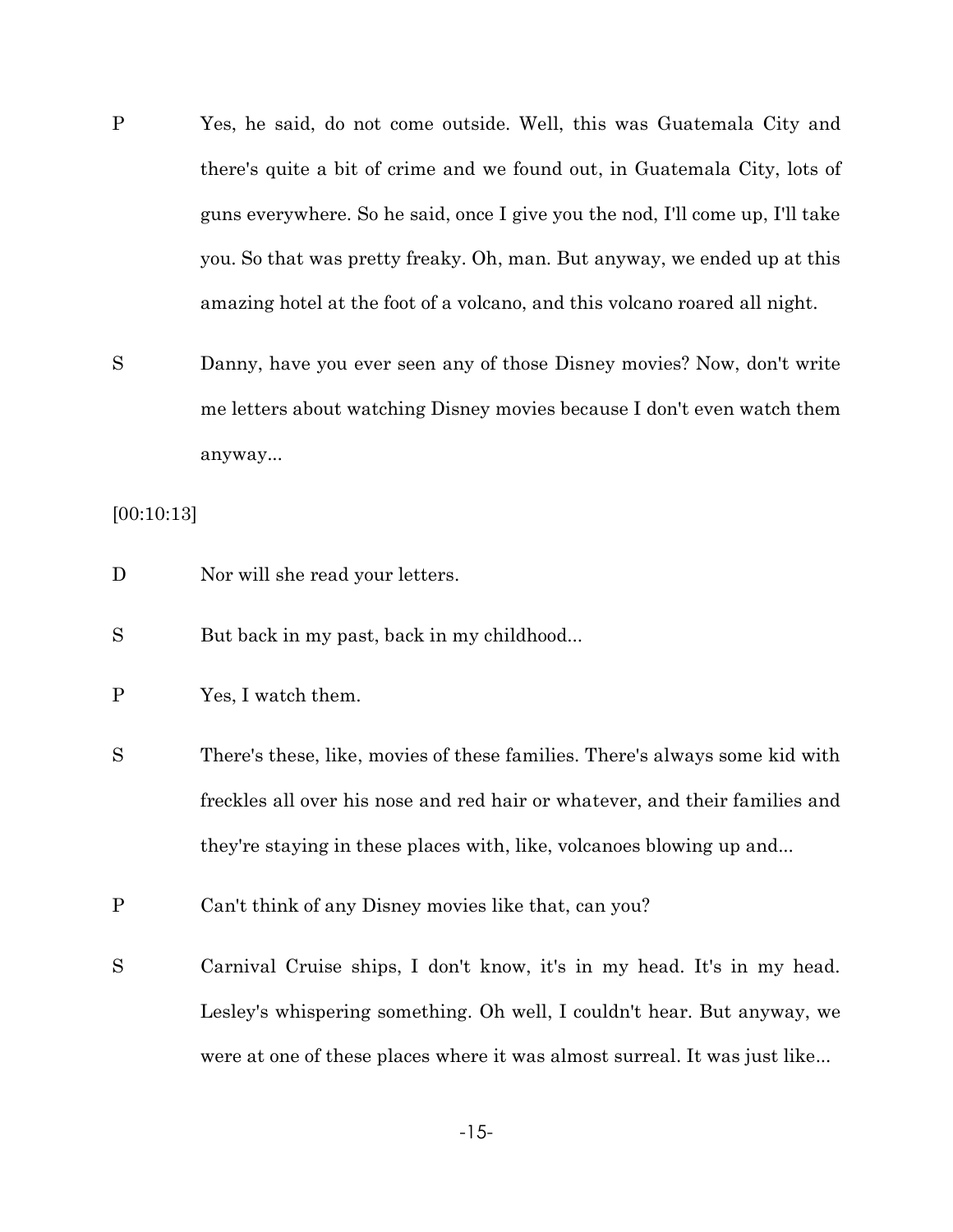P Yes, he said, do not come outside. Well, this was Guatemala City and there's quite a bit of crime and we found out, in Guatemala City, lots of guns everywhere. So he said, once I give you the nod, I'll come up, I'll take you. So that was pretty freaky. Oh, man. But anyway, we ended up at this amazing hotel at the foot of a volcano, and this volcano roared all night.

S Danny, have you ever seen any of those Disney movies? Now, don't write me letters about watching Disney movies because I don't even watch them anyway...

[00:10:13]

D Nor will she read your letters.

S But back in my past, back in my childhood...

P Yes, I watch them.

S There's these, like, movies of these families. There's always some kid with freckles all over his nose and red hair or whatever, and their families and they're staying in these places with, like, volcanoes blowing up and...

P Can't think of any Disney movies like that, can you?

S Carnival Cruise ships, I don't know, it's in my head. It's in my head. Lesley's whispering something. Oh well, I couldn't hear. But anyway, we were at one of these places where it was almost surreal. It was just like...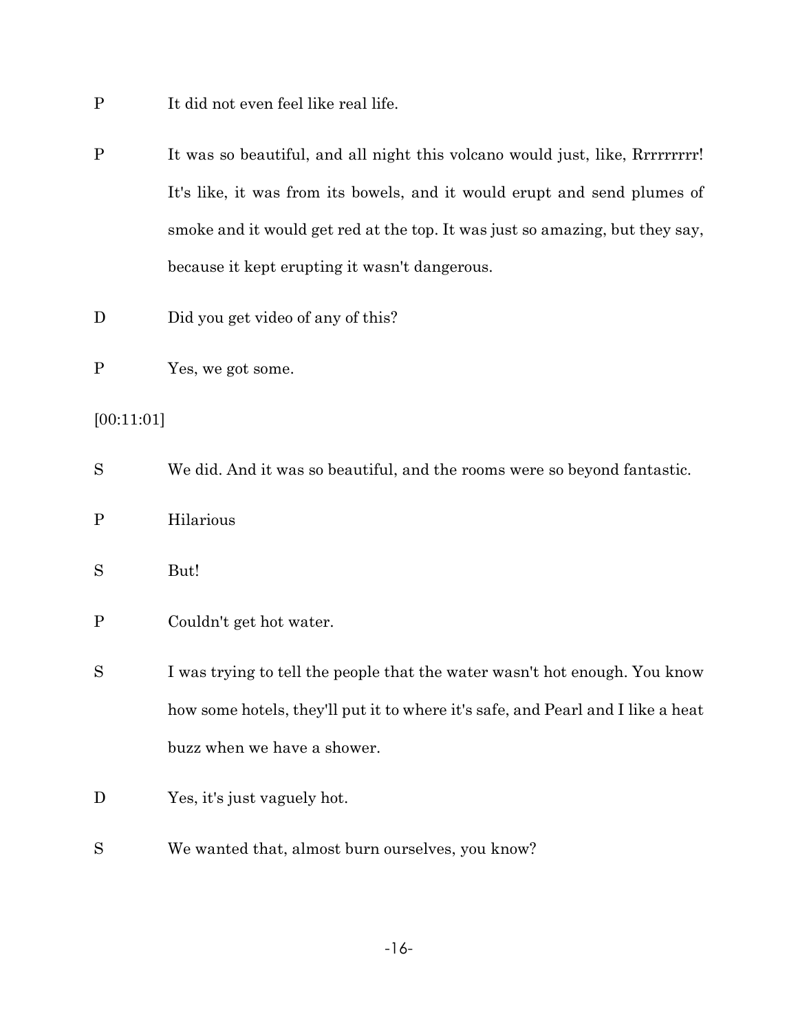P It did not even feel like real life.

P It was so beautiful, and all night this volcano would just, like, Rrrrrrrrr! It's like, it was from its bowels, and it would erupt and send plumes of smoke and it would get red at the top. It was just so amazing, but they say, because it kept erupting it wasn't dangerous.

D Did you get video of any of this?

P Yes, we got some.

[00:11:01]

S We did. And it was so beautiful, and the rooms were so beyond fantastic.

P Hilarious

S But!

P Couldn't get hot water.

S I was trying to tell the people that the water wasn't hot enough. You know how some hotels, they'll put it to where it's safe, and Pearl and I like a heat buzz when we have a shower.

D Yes, it's just vaguely hot.

S We wanted that, almost burn ourselves, you know?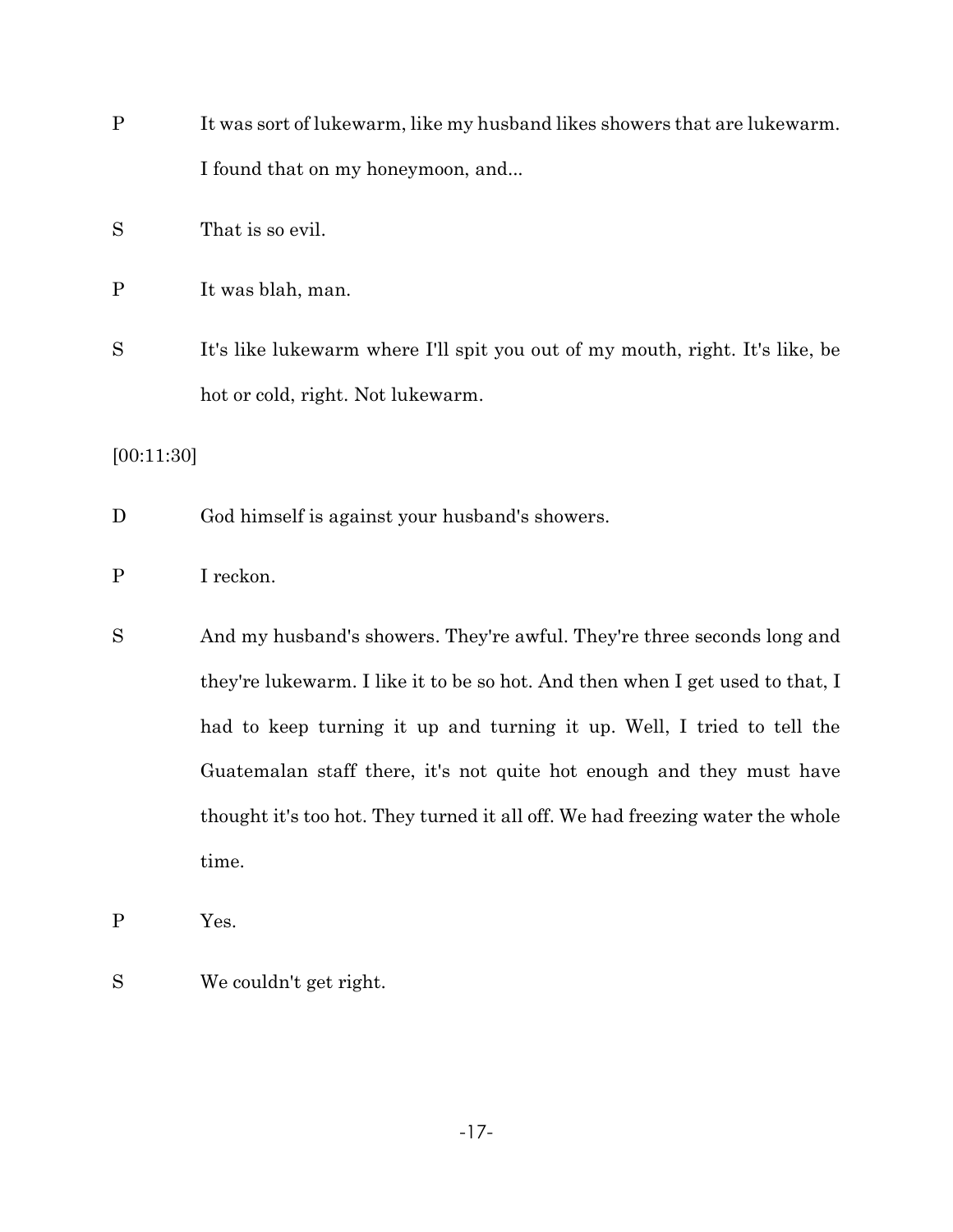P It was sort of lukewarm, like my husband likes showers that are lukewarm. I found that on my honeymoon, and...

S That is so evil.

P It was blah, man.

S It's like lukewarm where I'll spit you out of my mouth, right. It's like, be hot or cold, right. Not lukewarm.

[00:11:30]

D God himself is against your husband's showers.

P I reckon.

S And my husband's showers. They're awful. They're three seconds long and they're lukewarm. I like it to be so hot. And then when I get used to that, I had to keep turning it up and turning it up. Well, I tried to tell the Guatemalan staff there, it's not quite hot enough and they must have thought it's too hot. They turned it all off. We had freezing water the whole time.

P Yes.

S We couldn't get right.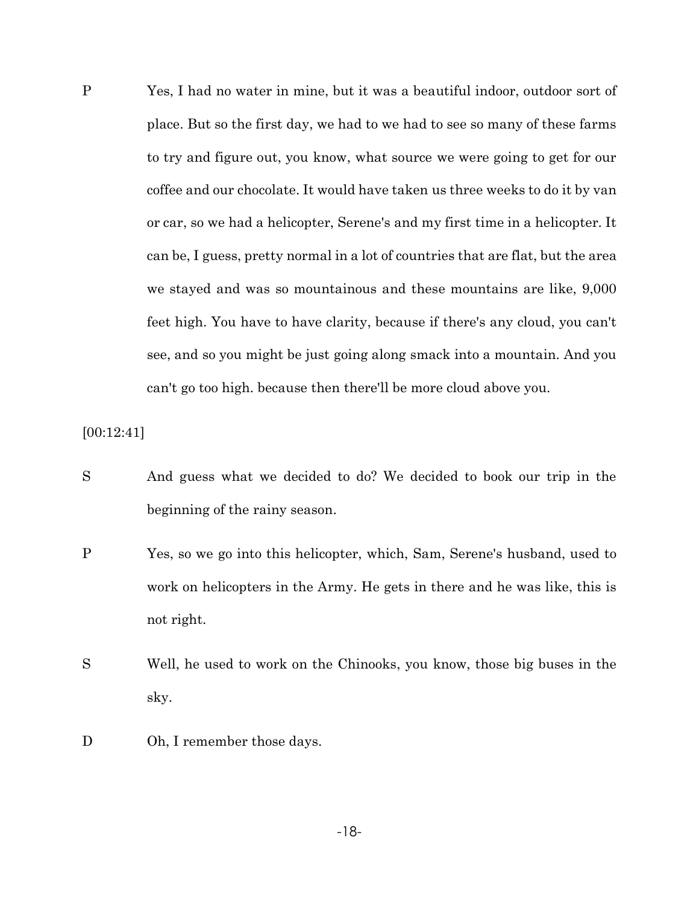P Yes, I had no water in mine, but it was a beautiful indoor, outdoor sort of place. But so the first day, we had to we had to see so many of these farms to try and figure out, you know, what source we were going to get for our coffee and our chocolate. It would have taken us three weeks to do it by van or car, so we had a helicopter, Serene's and my first time in a helicopter. It can be, I guess, pretty normal in a lot of countries that are flat, but the area we stayed and was so mountainous and these mountains are like, 9,000 feet high. You have to have clarity, because if there's any cloud, you can't see, and so you might be just going along smack into a mountain. And you can't go too high. because then there'll be more cloud above you.

[00:12:41]

S And guess what we decided to do? We decided to book our trip in the beginning of the rainy season.

P Yes, so we go into this helicopter, which, Sam, Serene's husband, used to work on helicopters in the Army. He gets in there and he was like, this is not right.

S Well, he used to work on the Chinooks, you know, those big buses in the sky.

D Oh, I remember those days.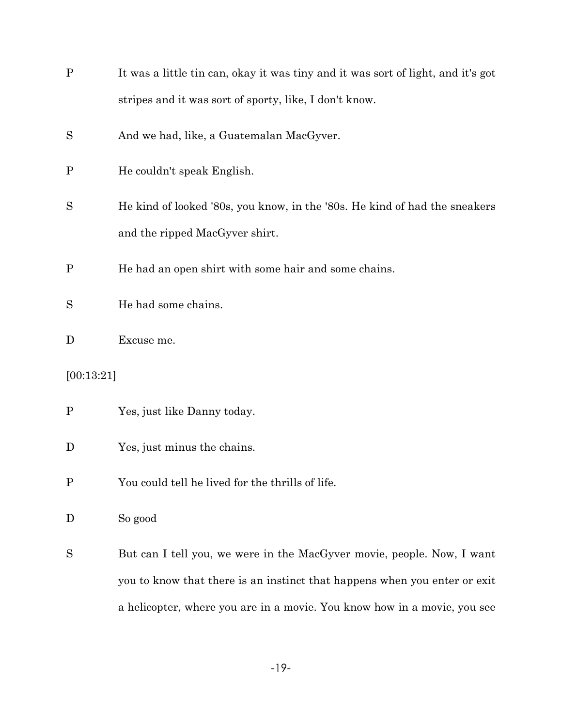P It was a little tin can, okay it was tiny and it was sort of light, and it's got stripes and it was sort of sporty, like, I don't know.

S And we had, like, a Guatemalan MacGyver.

P He couldn't speak English.

S He kind of looked '80s, you know, in the '80s. He kind of had the sneakers and the ripped MacGyver shirt.

P He had an open shirt with some hair and some chains.

S He had some chains.

D Excuse me.

[00:13:21]

P Yes, just like Danny today.

D Yes, just minus the chains.

P You could tell he lived for the thrills of life.

D So good

S But can I tell you, we were in the MacGyver movie, people. Now, I want you to know that there is an instinct that happens when you enter or exit a helicopter, where you are in a movie. You know how in a movie, you see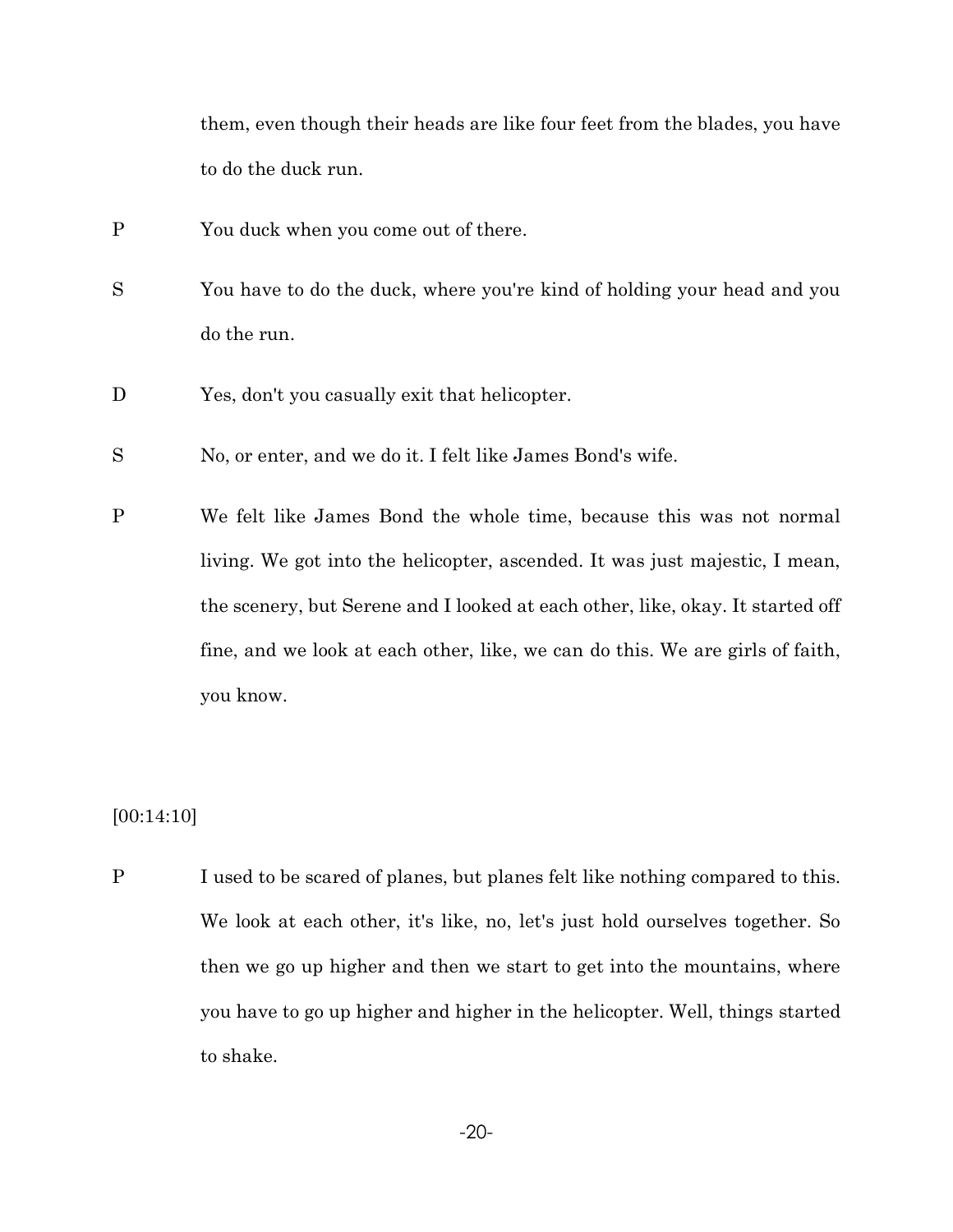them, even though their heads are like four feet from the blades, you have to do the duck run.

P You duck when you come out of there.

S You have to do the duck, where you're kind of holding your head and you do the run.

D Yes, don't you casually exit that helicopter.

S No, or enter, and we do it. I felt like James Bond's wife.

P We felt like James Bond the whole time, because this was not normal living. We got into the helicopter, ascended. It was just majestic, I mean, the scenery, but Serene and I looked at each other, like, okay. It started off fine, and we look at each other, like, we can do this. We are girls of faith, you know.

[00:14:10]

P I used to be scared of planes, but planes felt like nothing compared to this. We look at each other, it's like, no, let's just hold ourselves together. So then we go up higher and then we start to get into the mountains, where you have to go up higher and higher in the helicopter. Well, things started to shake.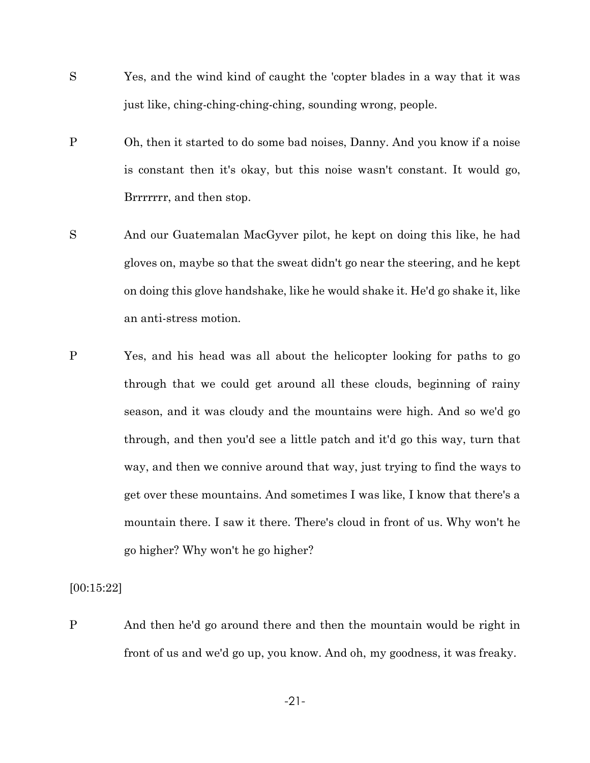S Yes, and the wind kind of caught the 'copter blades in a way that it was just like, ching-ching-ching-ching, sounding wrong, people.

P Oh, then it started to do some bad noises, Danny. And you know if a noise is constant then it's okay, but this noise wasn't constant. It would go, Brrrrrrr, and then stop.

S And our Guatemalan MacGyver pilot, he kept on doing this like, he had gloves on, maybe so that the sweat didn't go near the steering, and he kept on doing this glove handshake, like he would shake it. He'd go shake it, like an anti-stress motion.

P Yes, and his head was all about the helicopter looking for paths to go through that we could get around all these clouds, beginning of rainy season, and it was cloudy and the mountains were high. And so we'd go through, and then you'd see a little patch and it'd go this way, turn that way, and then we connive around that way, just trying to find the ways to get over these mountains. And sometimes I was like, I know that there's a mountain there. I saw it there. There's cloud in front of us. Why won't he go higher? Why won't he go higher?

[00:15:22]

P And then he'd go around there and then the mountain would be right in front of us and we'd go up, you know. And oh, my goodness, it was freaky.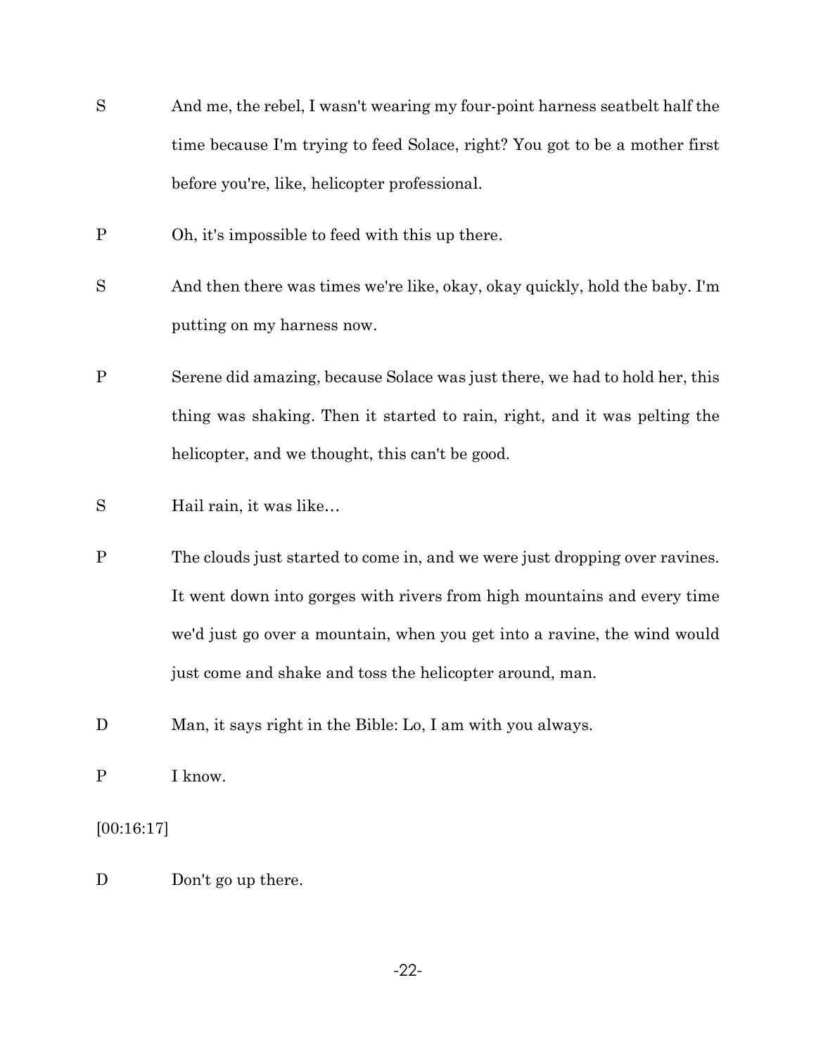S And me, the rebel, I wasn't wearing my four-point harness seatbelt half the time because I'm trying to feed Solace, right? You got to be a mother first before you're, like, helicopter professional.

P Oh, it's impossible to feed with this up there.

S And then there was times we're like, okay, okay quickly, hold the baby. I'm putting on my harness now.

P Serene did amazing, because Solace was just there, we had to hold her, this thing was shaking. Then it started to rain, right, and it was pelting the helicopter, and we thought, this can't be good.

S Hail rain, it was like…

P The clouds just started to come in, and we were just dropping over ravines. It went down into gorges with rivers from high mountains and every time we'd just go over a mountain, when you get into a ravine, the wind would just come and shake and toss the helicopter around, man.

D Man, it says right in the Bible: Lo, I am with you always.

P I know.

[00:16:17]

D Don't go up there.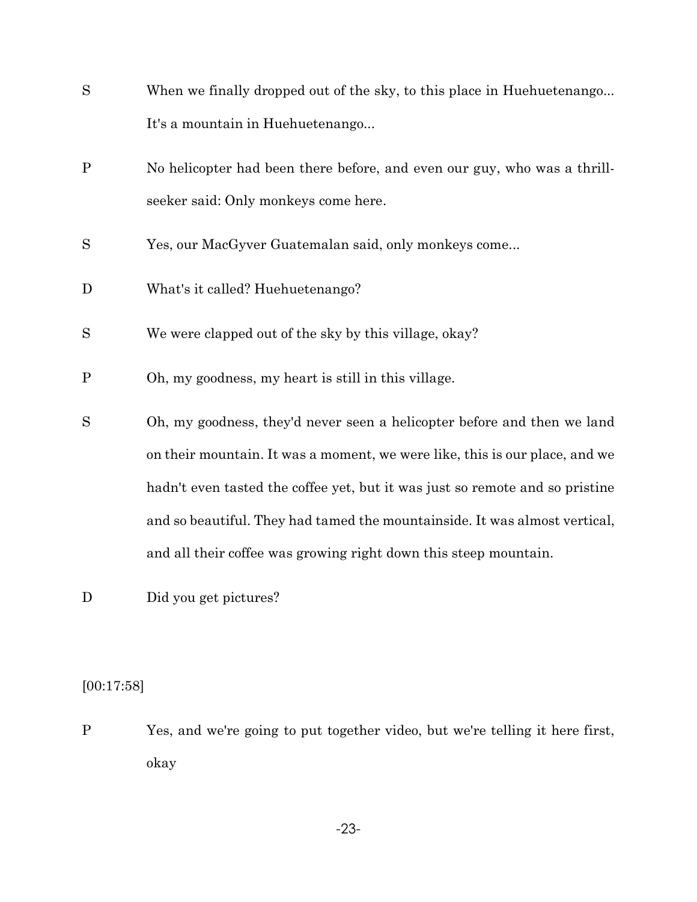S When we finally dropped out of the sky, to this place in Huehuetenango... It's a mountain in Huehuetenango...

P No helicopter had been there before, and even our guy, who was a thrill-seeker said: Only monkeys come here.

S Yes, our MacGyver Guatemalan said, only monkeys come...

D What's it called? Huehuetenango?

S We were clapped out of the sky by this village, okay?

P Oh, my goodness, my heart is still in this village.

S Oh, my goodness, they'd never seen a helicopter before and then we land on their mountain. It was a moment, we were like, this is our place, and we hadn't even tasted the coffee yet, but it was just so remote and so pristine and so beautiful. They had tamed the mountainside. It was almost vertical, and all their coffee was growing right down this steep mountain.

D Did you get pictures?

[00:17:58]

P Yes, and we're going to put together video, but we're telling it here first, okay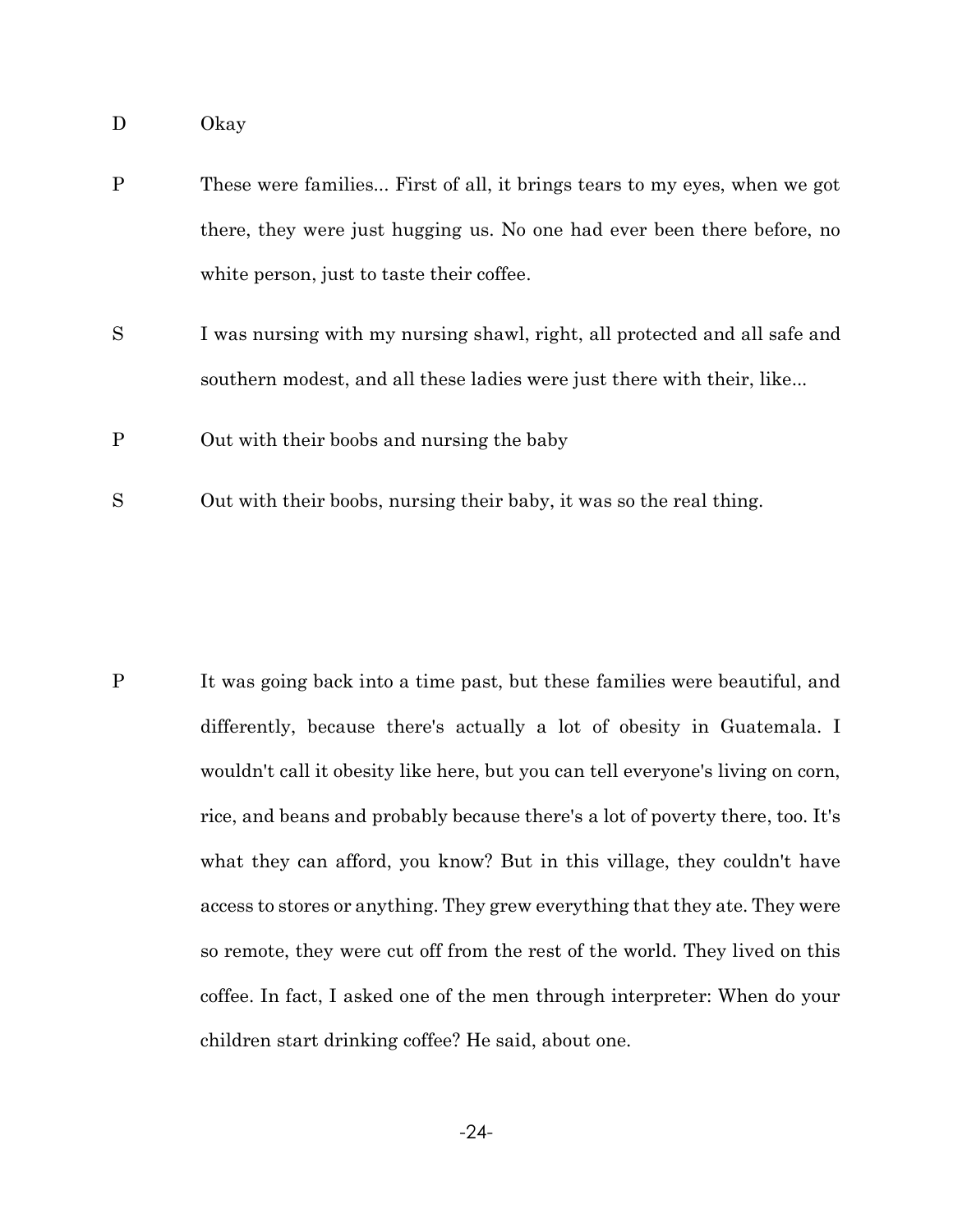D Okay

P These were families... First of all, it brings tears to my eyes, when we got there, they were just hugging us. No one had ever been there before, no white person, just to taste their coffee.

S I was nursing with my nursing shawl, right, all protected and all safe and southern modest, and all these ladies were just there with their, like...

P Out with their boobs and nursing the baby

S Out with their boobs, nursing their baby, it was so the real thing.

P It was going back into a time past, but these families were beautiful, and differently, because there's actually a lot of obesity in Guatemala. I wouldn't call it obesity like here, but you can tell everyone's living on corn, rice, and beans and probably because there's a lot of poverty there, too. It's what they can afford, you know? But in this village, they couldn't have access to stores or anything. They grew everything that they ate. They were so remote, they were cut off from the rest of the world. They lived on this coffee. In fact, I asked one of the men through interpreter: When do your children start drinking coffee? He said, about one.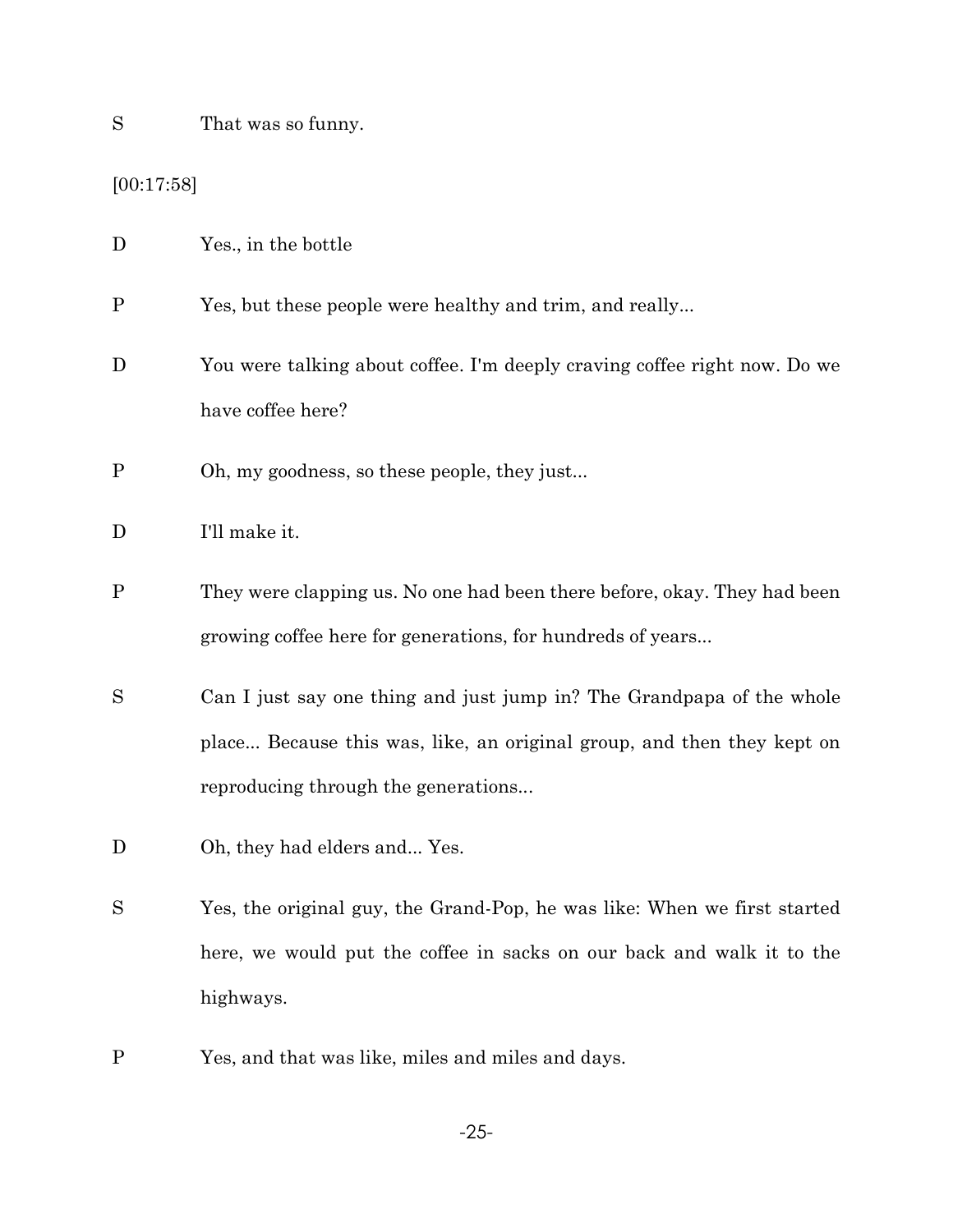S That was so funny.

[00:17:58]

D Yes., in the bottle

P Yes, but these people were healthy and trim, and really...

D You were talking about coffee. I'm deeply craving coffee right now. Do we have coffee here?

P Oh, my goodness, so these people, they just...

D I'll make it.

P They were clapping us. No one had been there before, okay. They had been growing coffee here for generations, for hundreds of years...

S Can I just say one thing and just jump in? The Grandpapa of the whole place... Because this was, like, an original group, and then they kept on reproducing through the generations...

D Oh, they had elders and... Yes.

S Yes, the original guy, the Grand-Pop, he was like: When we first started here, we would put the coffee in sacks on our back and walk it to the highways.

P Yes, and that was like, miles and miles and days.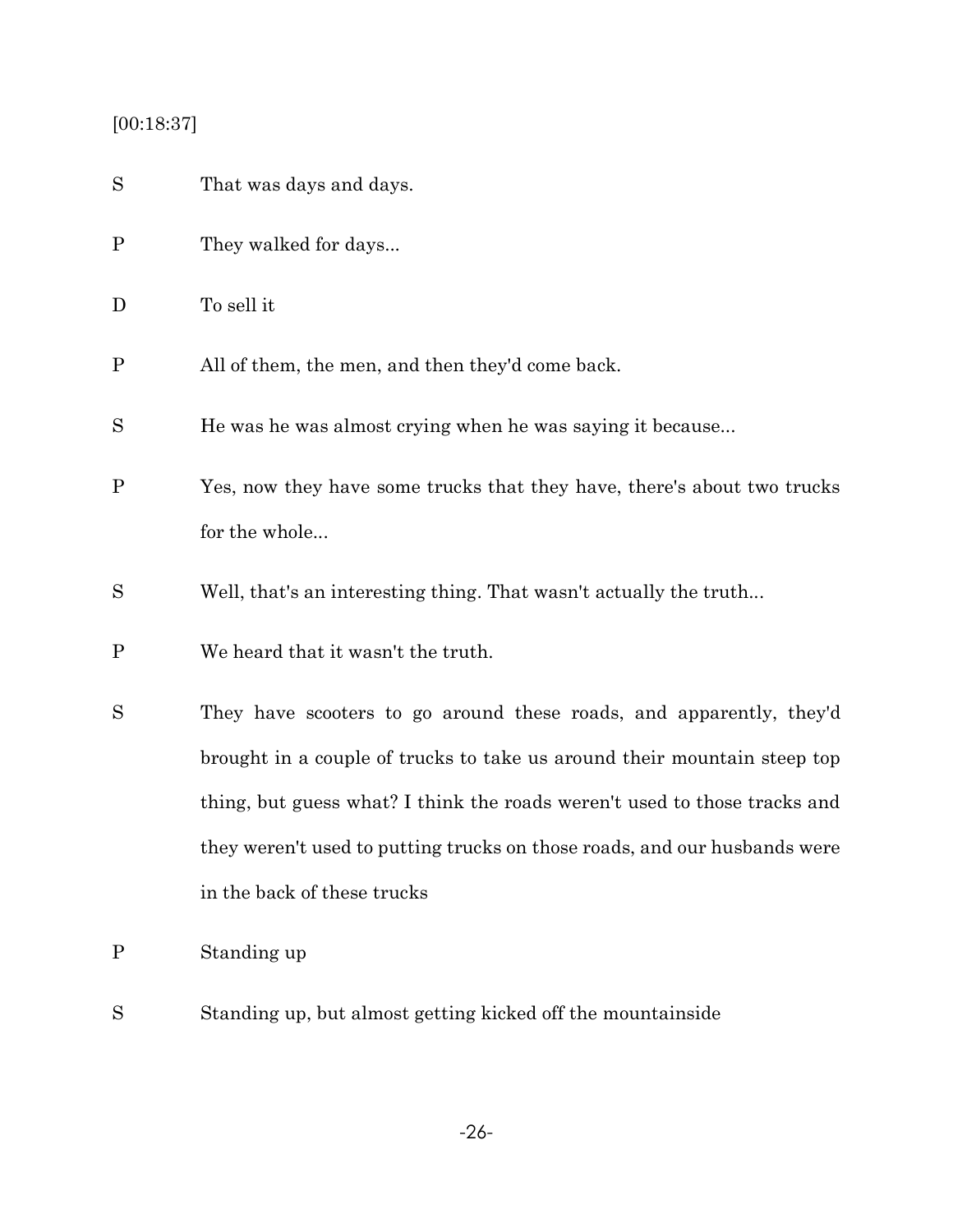[00:18:37]

S That was days and days.

P They walked for days...

D To sell it

P All of them, the men, and then they'd come back.

S He was he was almost crying when he was saying it because...

P Yes, now they have some trucks that they have, there's about two trucks for the whole...

S Well, that's an interesting thing. That wasn't actually the truth...

P We heard that it wasn't the truth.

S They have scooters to go around these roads, and apparently, they'd brought in a couple of trucks to take us around their mountain steep top thing, but guess what? I think the roads weren't used to those tracks and they weren't used to putting trucks on those roads, and our husbands were in the back of these trucks

P Standing up

S Standing up, but almost getting kicked off the mountainside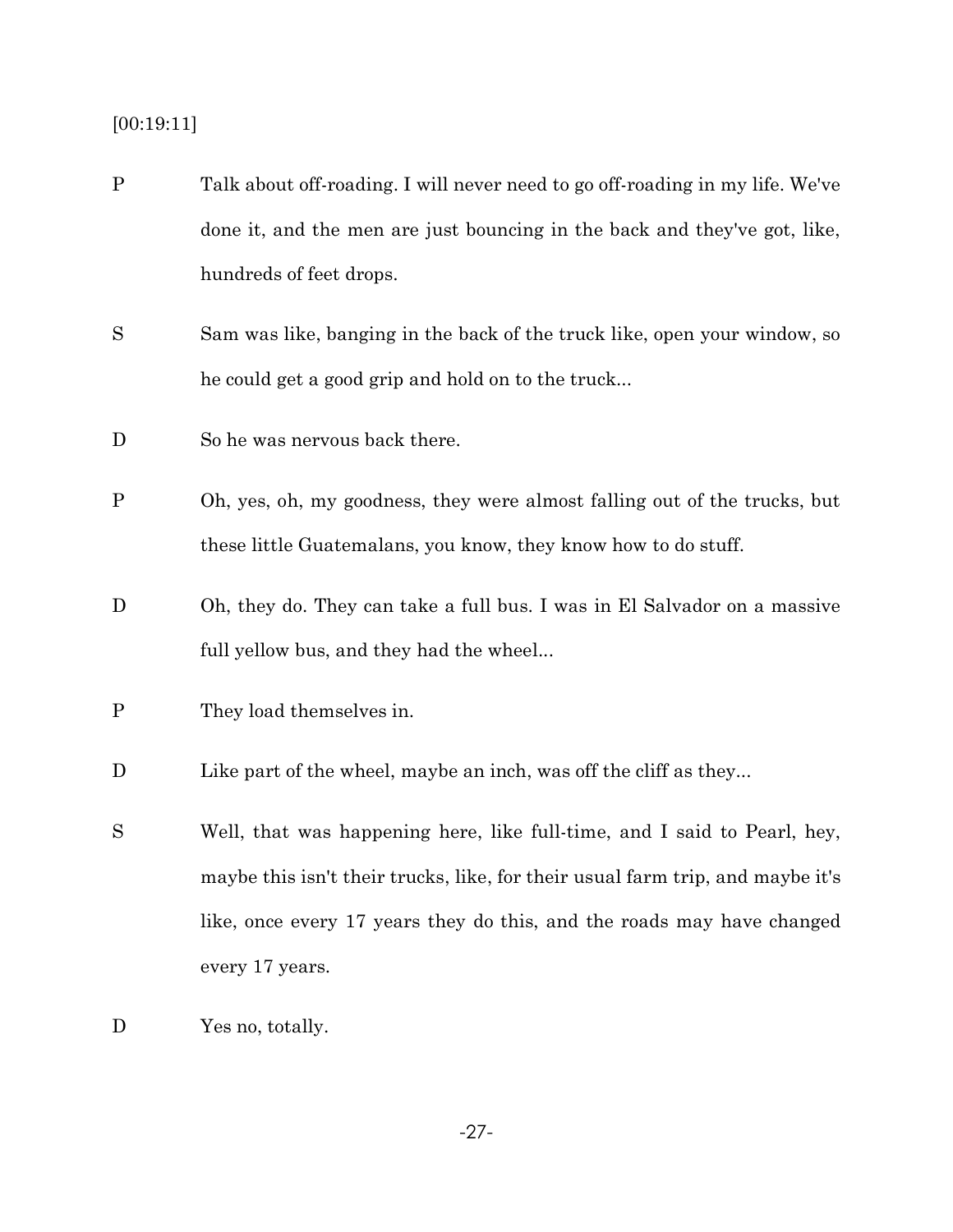[00:19:11]

P Talk about off-roading. I will never need to go off-roading in my life. We've done it, and the men are just bouncing in the back and they've got, like, hundreds of feet drops.

S Sam was like, banging in the back of the truck like, open your window, so he could get a good grip and hold on to the truck...

D So he was nervous back there.

P Oh, yes, oh, my goodness, they were almost falling out of the trucks, but these little Guatemalans, you know, they know how to do stuff.

D Oh, they do. They can take a full bus. I was in El Salvador on a massive full yellow bus, and they had the wheel...

P They load themselves in.

D Like part of the wheel, maybe an inch, was off the cliff as they...

S Well, that was happening here, like full-time, and I said to Pearl, hey, maybe this isn't their trucks, like, for their usual farm trip, and maybe it's like, once every 17 years they do this, and the roads may have changed every 17 years.

D Yes no, totally.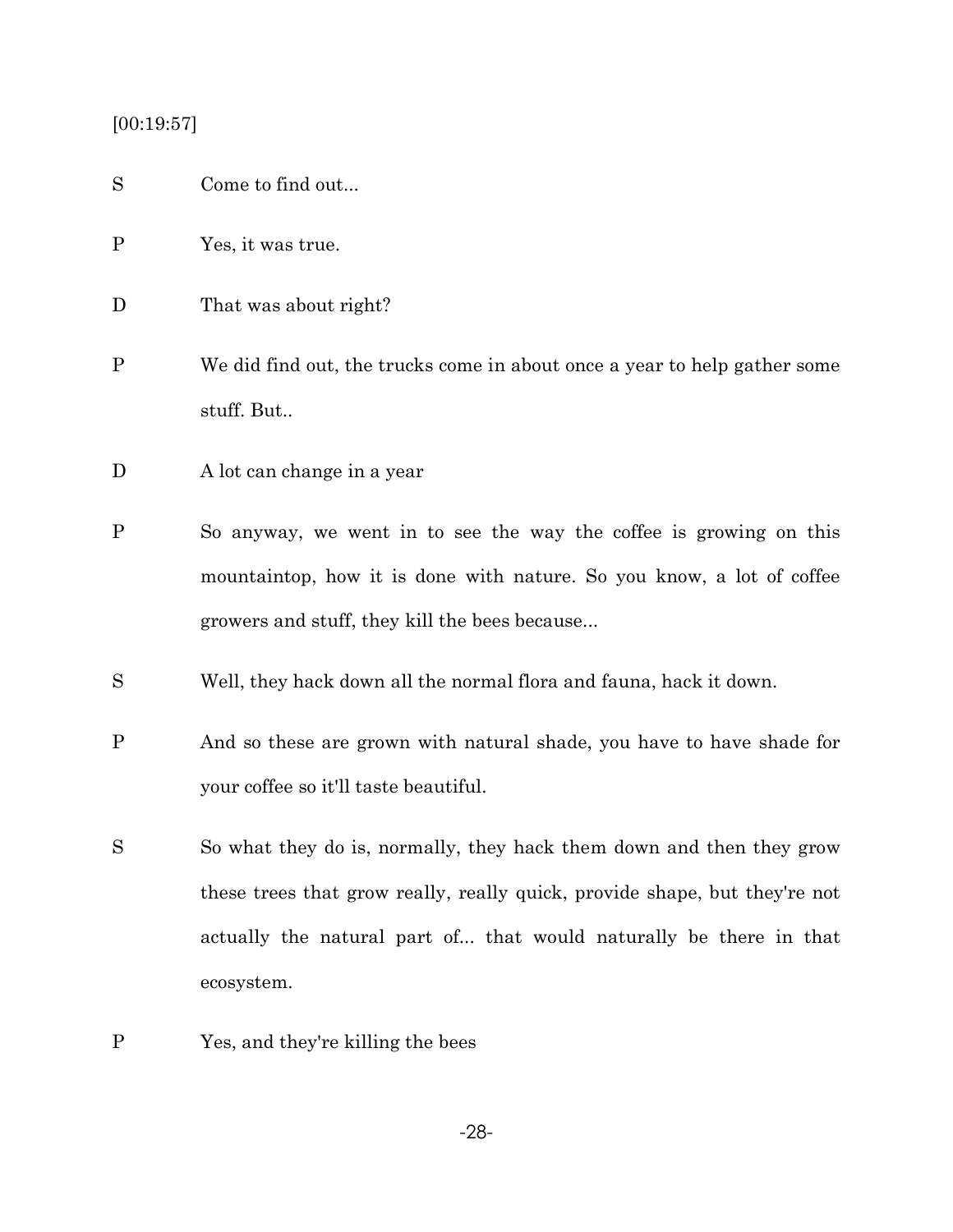[00:19:57]

S Come to find out...

P Yes, it was true.

D That was about right?

P We did find out, the trucks come in about once a year to help gather some stuff. But..

D A lot can change in a year

P So anyway, we went in to see the way the coffee is growing on this mountaintop, how it is done with nature. So you know, a lot of coffee growers and stuff, they kill the bees because...

S Well, they hack down all the normal flora and fauna, hack it down.

P And so these are grown with natural shade, you have to have shade for your coffee so it'll taste beautiful.

S So what they do is, normally, they hack them down and then they grow these trees that grow really, really quick, provide shape, but they're not actually the natural part of... that would naturally be there in that ecosystem.

P Yes, and they're killing the bees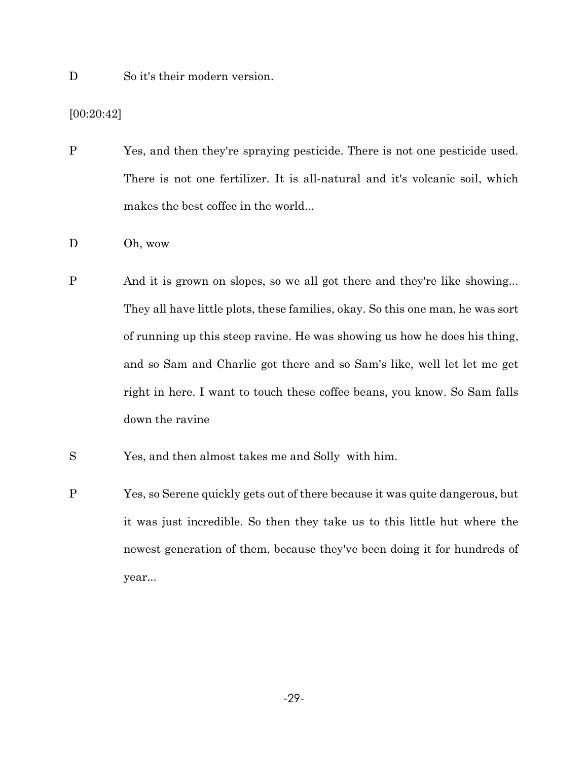D So it's their modern version.

[00:20:42]

P Yes, and then they're spraying pesticide. There is not one pesticide used. There is not one fertilizer. It is all-natural and it's volcanic soil, which makes the best coffee in the world...

D Oh, wow

P And it is grown on slopes, so we all got there and they're like showing... They all have little plots, these families, okay. So this one man, he was sort of running up this steep ravine. He was showing us how he does his thing, and so Sam and Charlie got there and so Sam's like, well let let me get right in here. I want to touch these coffee beans, you know. So Sam falls down the ravine

S Yes, and then almost takes me and Solly with him.

P Yes, so Serene quickly gets out of there because it was quite dangerous, but it was just incredible. So then they take us to this little hut where the newest generation of them, because they've been doing it for hundreds of year...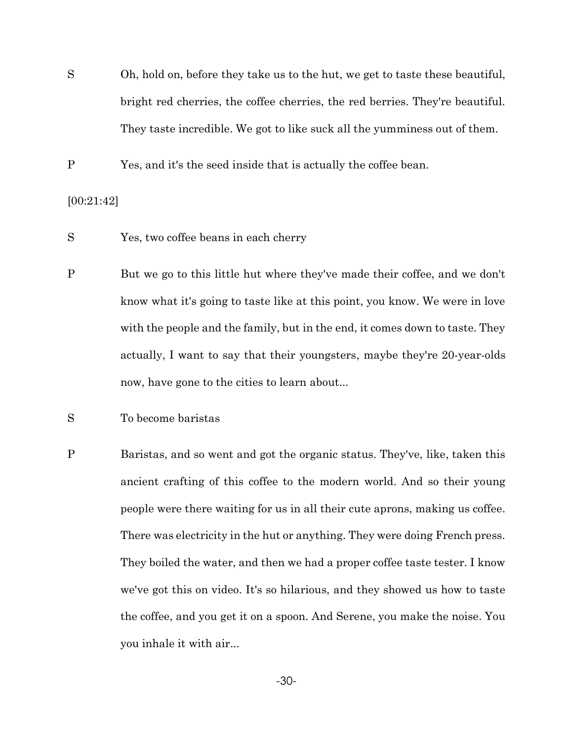S Oh, hold on, before they take us to the hut, we get to taste these beautiful, bright red cherries, the coffee cherries, the red berries. They're beautiful. They taste incredible. We got to like suck all the yumminess out of them.

P Yes, and it's the seed inside that is actually the coffee bean.

[00:21:42]

S Yes, two coffee beans in each cherry

P But we go to this little hut where they've made their coffee, and we don't know what it's going to taste like at this point, you know. We were in love with the people and the family, but in the end, it comes down to taste. They actually, I want to say that their youngsters, maybe they're 20-year-olds now, have gone to the cities to learn about...

S To become baristas

P Baristas, and so went and got the organic status. They've, like, taken this ancient crafting of this coffee to the modern world. And so their young people were there waiting for us in all their cute aprons, making us coffee. There was electricity in the hut or anything. They were doing French press. They boiled the water, and then we had a proper coffee taste tester. I know we've got this on video. It's so hilarious, and they showed us how to taste the coffee, and you get it on a spoon. And Serene, you make the noise. You you inhale it with air...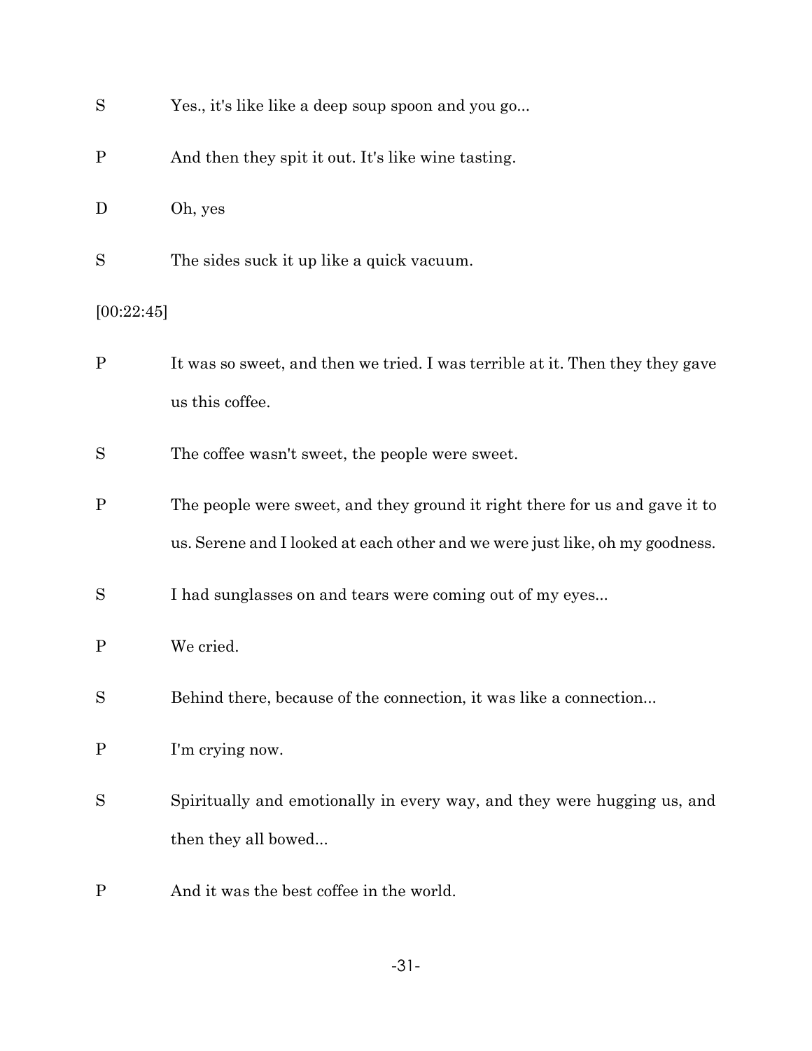S Yes., it's like like a deep soup spoon and you go...

P And then they spit it out. It's like wine tasting.

D Oh, yes

S The sides suck it up like a quick vacuum.

[00:22:45]

P It was so sweet, and then we tried. I was terrible at it. Then they they gave us this coffee.

S The coffee wasn't sweet, the people were sweet.

P The people were sweet, and they ground it right there for us and gave it to us. Serene and I looked at each other and we were just like, oh my goodness.

S I had sunglasses on and tears were coming out of my eyes...

P We cried.

S Behind there, because of the connection, it was like a connection...

P I'm crying now.

S Spiritually and emotionally in every way, and they were hugging us, and then they all bowed...

P And it was the best coffee in the world.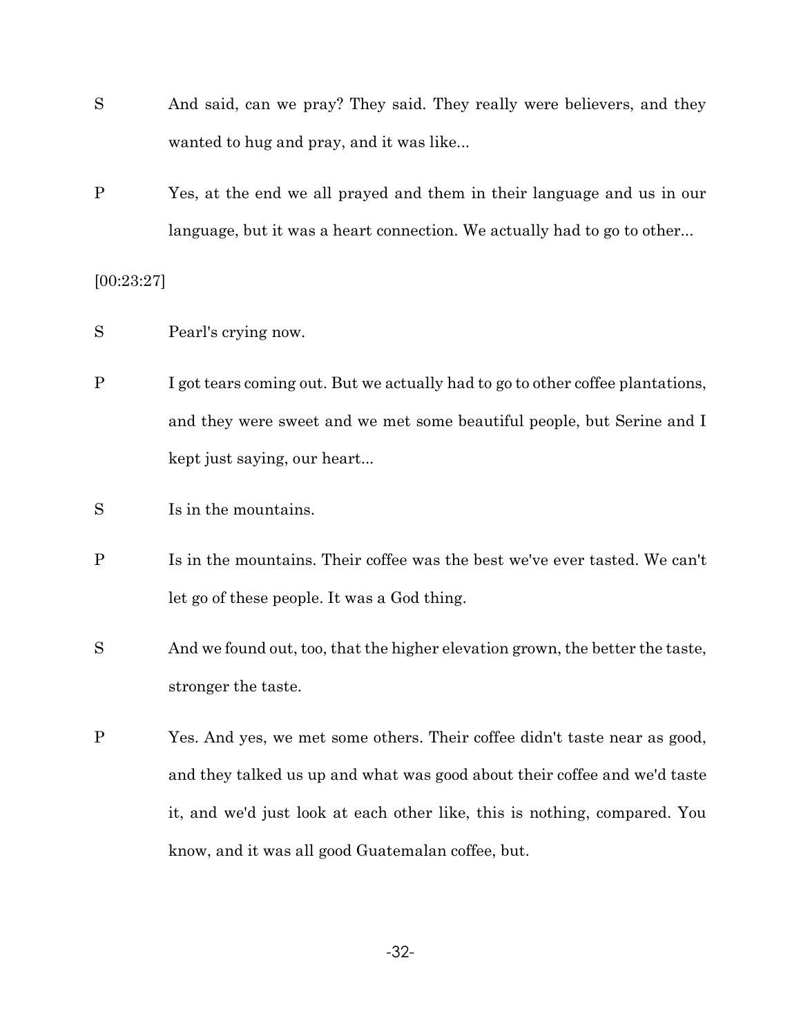S And said, can we pray? They said. They really were believers, and they wanted to hug and pray, and it was like...

P Yes, at the end we all prayed and them in their language and us in our language, but it was a heart connection. We actually had to go to other...

[00:23:27]

S Pearl's crying now.

P I got tears coming out. But we actually had to go to other coffee plantations, and they were sweet and we met some beautiful people, but Serine and I kept just saying, our heart...

S Is in the mountains.

P Is in the mountains. Their coffee was the best we've ever tasted. We can't let go of these people. It was a God thing.

S And we found out, too, that the higher elevation grown, the better the taste, stronger the taste.

P Yes. And yes, we met some others. Their coffee didn't taste near as good, and they talked us up and what was good about their coffee and we'd taste it, and we'd just look at each other like, this is nothing, compared. You know, and it was all good Guatemalan coffee, but.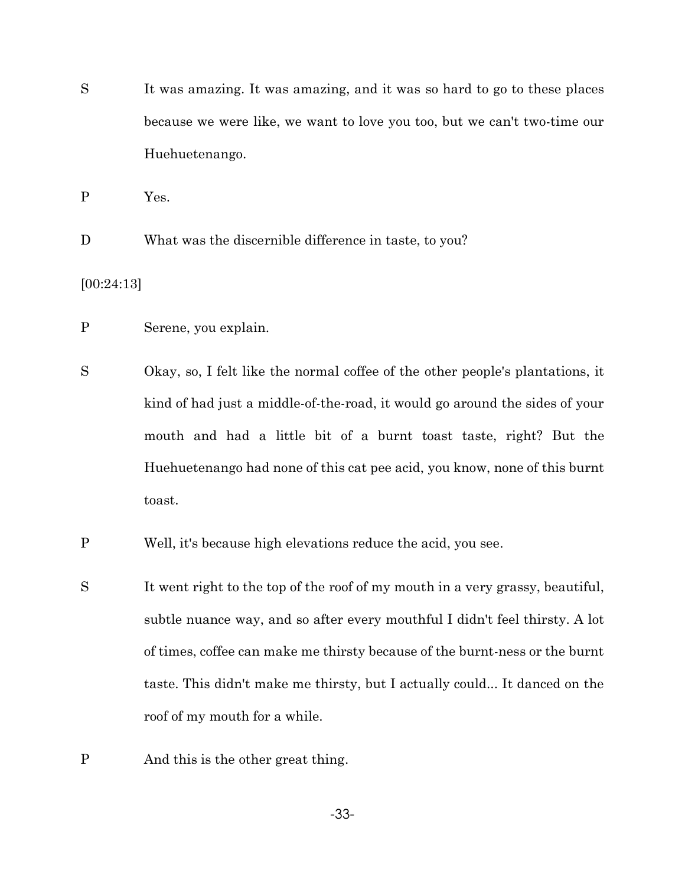S It was amazing. It was amazing, and it was so hard to go to these places because we were like, we want to love you too, but we can't two-time our Huehuetenango.

P Yes.

D What was the discernible difference in taste, to you?

[00:24:13]

P Serene, you explain.

S Okay, so, I felt like the normal coffee of the other people's plantations, it kind of had just a middle-of-the-road, it would go around the sides of your mouth and had a little bit of a burnt toast taste, right? But the Huehuetenango had none of this cat pee acid, you know, none of this burnt toast.

P Well, it's because high elevations reduce the acid, you see.

S It went right to the top of the roof of my mouth in a very grassy, beautiful, subtle nuance way, and so after every mouthful I didn't feel thirsty. A lot of times, coffee can make me thirsty because of the burnt-ness or the burnt taste. This didn't make me thirsty, but I actually could... It danced on the roof of my mouth for a while.

P And this is the other great thing.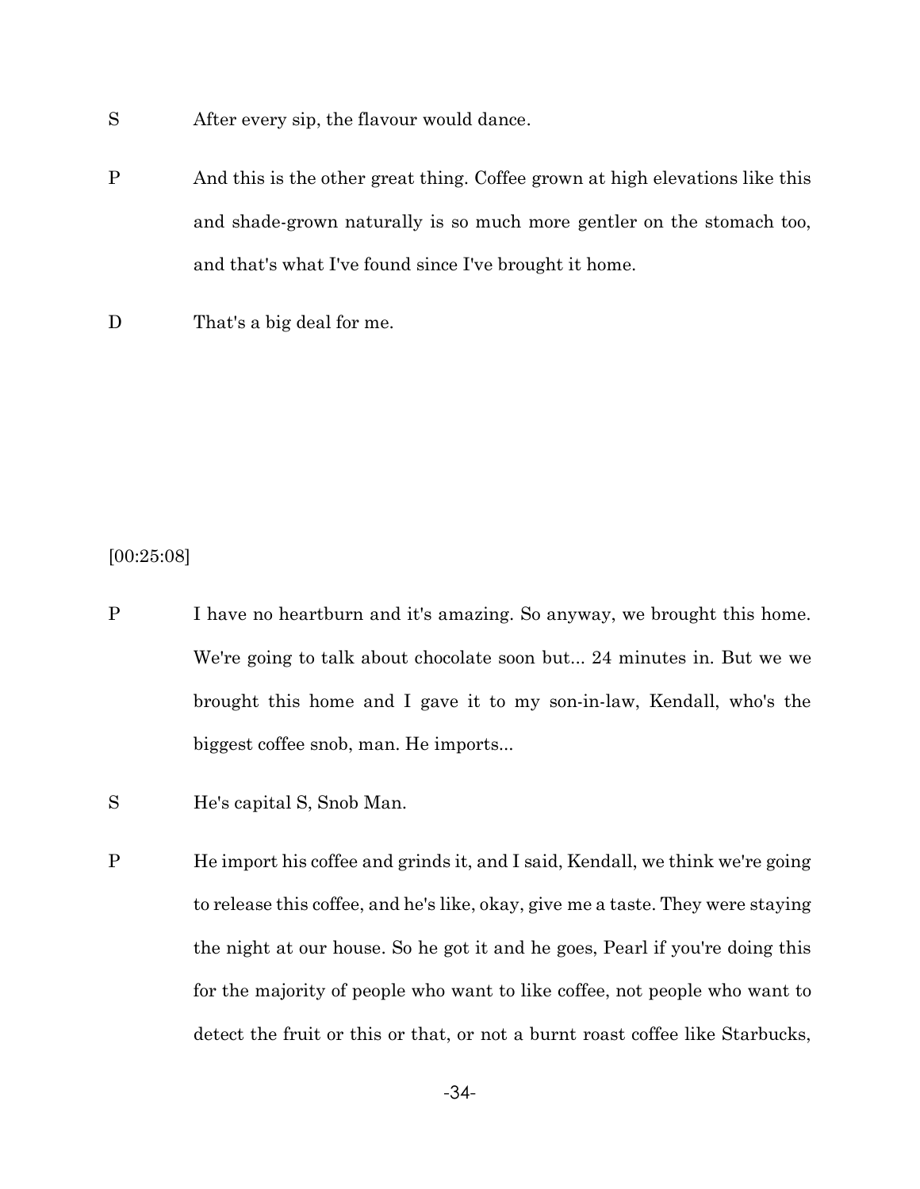S After every sip, the flavour would dance.

P And this is the other great thing. Coffee grown at high elevations like this and shade-grown naturally is so much more gentler on the stomach too, and that's what I've found since I've brought it home.

D That's a big deal for me.

[00:25:08]

P I have no heartburn and it's amazing. So anyway, we brought this home. We're going to talk about chocolate soon but... 24 minutes in. But we we brought this home and I gave it to my son-in-law, Kendall, who's the biggest coffee snob, man. He imports...

S He's capital S, Snob Man.

P He import his coffee and grinds it, and I said, Kendall, we think we're going to release this coffee, and he's like, okay, give me a taste. They were staying the night at our house. So he got it and he goes, Pearl if you're doing this for the majority of people who want to like coffee, not people who want to detect the fruit or this or that, or not a burnt roast coffee like Starbucks,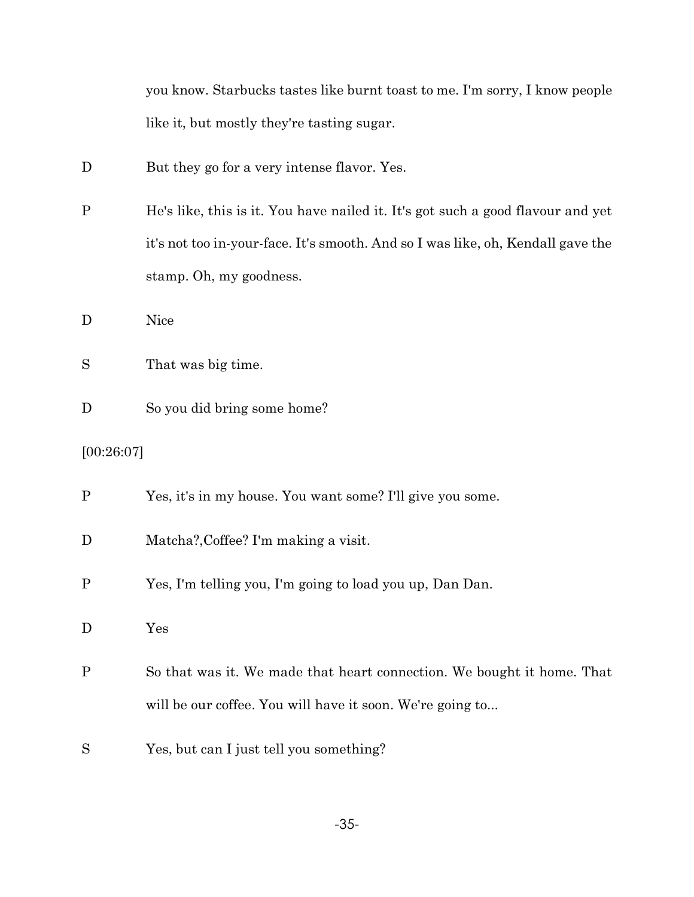you know. Starbucks tastes like burnt toast to me. I'm sorry, I know people like it, but mostly they're tasting sugar.

D But they go for a very intense flavor. Yes.

P He's like, this is it. You have nailed it. It's got such a good flavour and yet it's not too in-your-face. It's smooth. And so I was like, oh, Kendall gave the stamp. Oh, my goodness.

D Nice

S That was big time.

D So you did bring some home?

[00:26:07]

P Yes, it's in my house. You want some? I'll give you some.

D Matcha?,Coffee? I'm making a visit.

P Yes, I'm telling you, I'm going to load you up, Dan Dan.

D Yes

P So that was it. We made that heart connection. We bought it home. That will be our coffee. You will have it soon. We're going to...

S Yes, but can I just tell you something?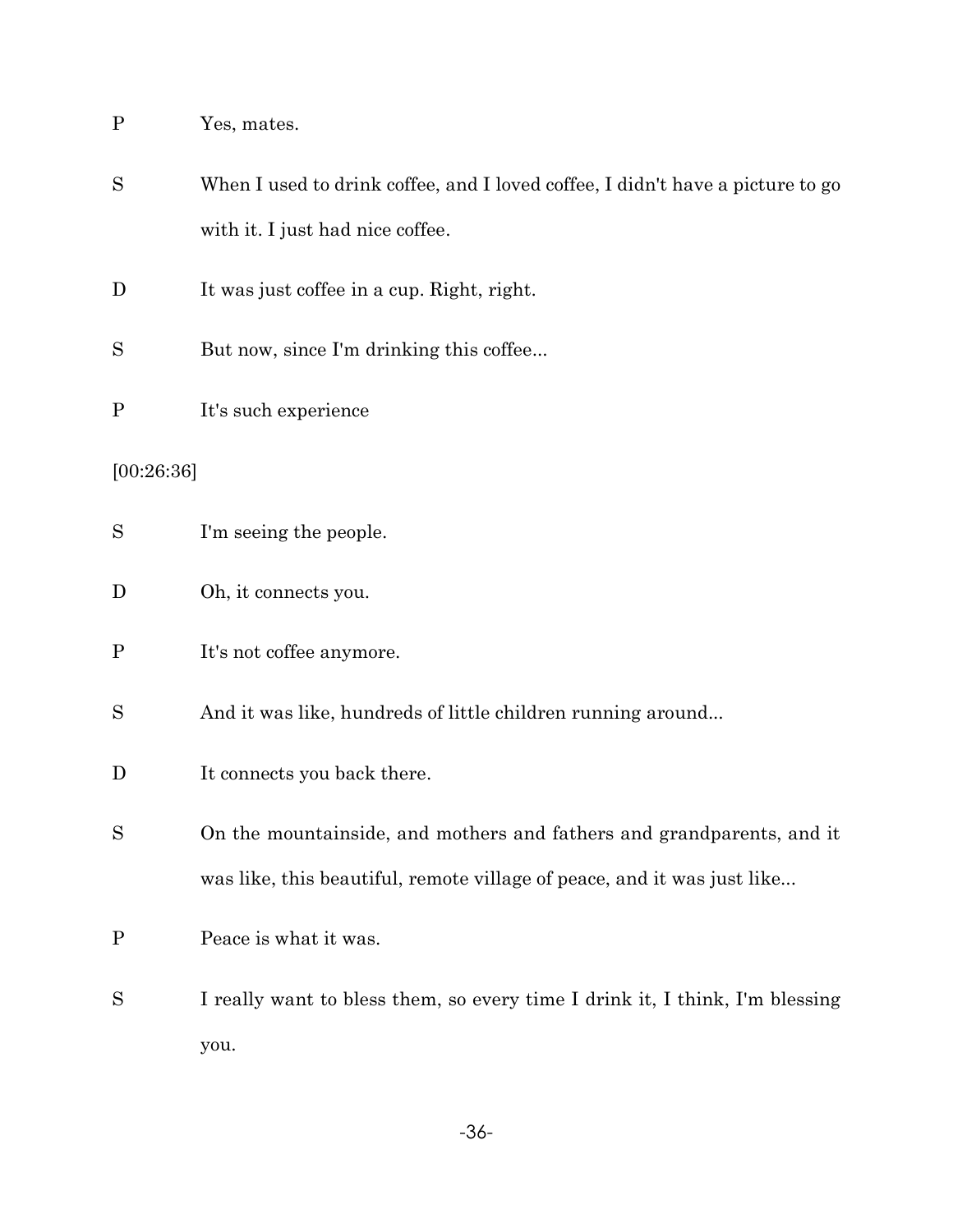P	Yes, mates.

S	When I used to drink coffee, and I loved coffee, I didn't have a picture to go with it. I just had nice coffee.

D	It was just coffee in a cup. Right, right.

S	But now, since I'm drinking this coffee...

P	It's such experience

[00:26:36]

S	I'm seeing the people.

D	Oh, it connects you.

P	It's not coffee anymore.

S	And it was like, hundreds of little children running around...

D	It connects you back there.

S	On the mountainside, and mothers and fathers and grandparents, and it was like, this beautiful, remote village of peace, and it was just like...

P	Peace is what it was.

S	I really want to bless them, so every time I drink it, I think, I'm blessing you.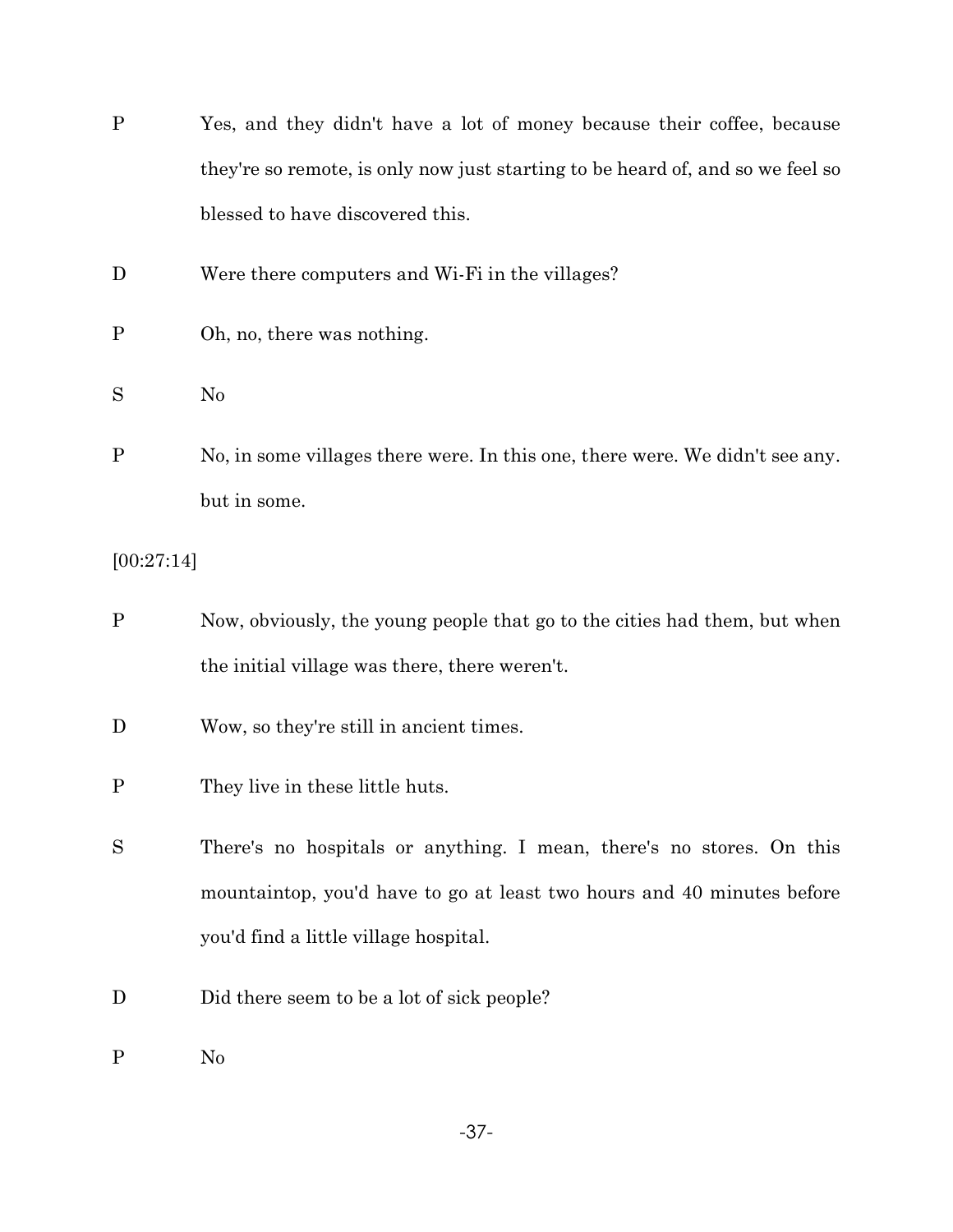P Yes, and they didn't have a lot of money because their coffee, because they're so remote, is only now just starting to be heard of, and so we feel so blessed to have discovered this.

D Were there computers and Wi-Fi in the villages?

P Oh, no, there was nothing.

S No

P No, in some villages there were. In this one, there were. We didn't see any. but in some.

[00:27:14]

P Now, obviously, the young people that go to the cities had them, but when the initial village was there, there weren't.

D Wow, so they're still in ancient times.

P They live in these little huts.

S There's no hospitals or anything. I mean, there's no stores. On this mountaintop, you'd have to go at least two hours and 40 minutes before you'd find a little village hospital.

D Did there seem to be a lot of sick people?

P No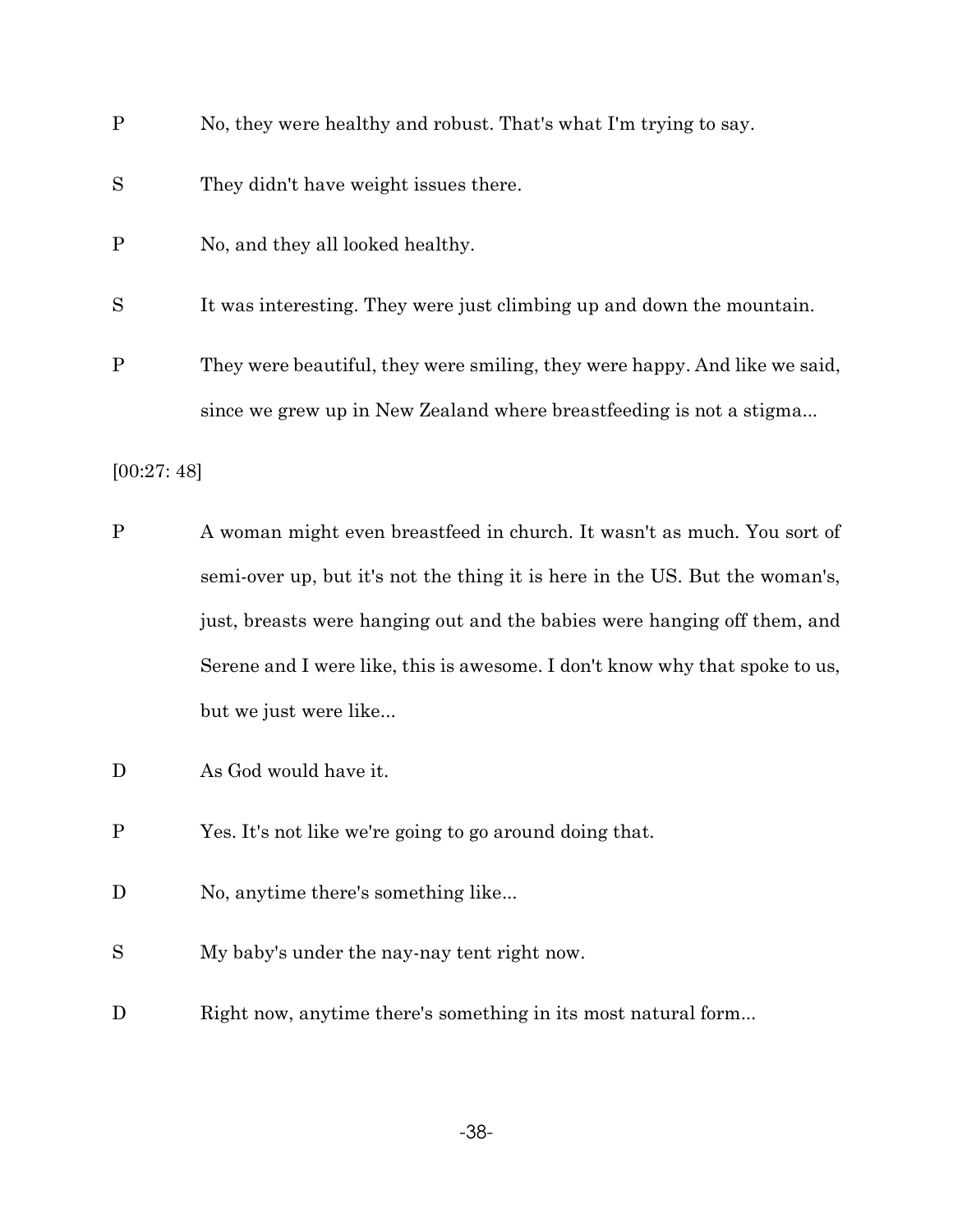P No, they were healthy and robust. That's what I'm trying to say.

S They didn't have weight issues there.

P No, and they all looked healthy.

S It was interesting. They were just climbing up and down the mountain.

P They were beautiful, they were smiling, they were happy. And like we said, since we grew up in New Zealand where breastfeeding is not a stigma...

[00:27: 48]

P A woman might even breastfeed in church. It wasn't as much. You sort of semi-over up, but it's not the thing it is here in the US. But the woman's, just, breasts were hanging out and the babies were hanging off them, and Serene and I were like, this is awesome. I don't know why that spoke to us, but we just were like...

D As God would have it.

P Yes. It's not like we're going to go around doing that.

D No, anytime there's something like...

S My baby's under the nay-nay tent right now.

D Right now, anytime there's something in its most natural form...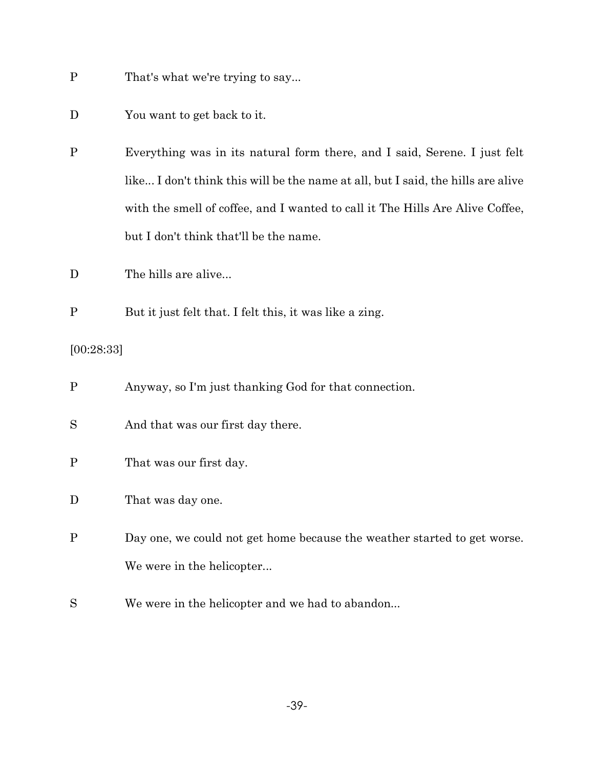P That's what we're trying to say...

D You want to get back to it.

P Everything was in its natural form there, and I said, Serene. I just felt like... I don't think this will be the name at all, but I said, the hills are alive with the smell of coffee, and I wanted to call it The Hills Are Alive Coffee, but I don't think that'll be the name.

D The hills are alive...

P But it just felt that. I felt this, it was like a zing.

[00:28:33]

P Anyway, so I'm just thanking God for that connection.

S And that was our first day there.

P That was our first day.

D That was day one.

P Day one, we could not get home because the weather started to get worse. We were in the helicopter...

S We were in the helicopter and we had to abandon...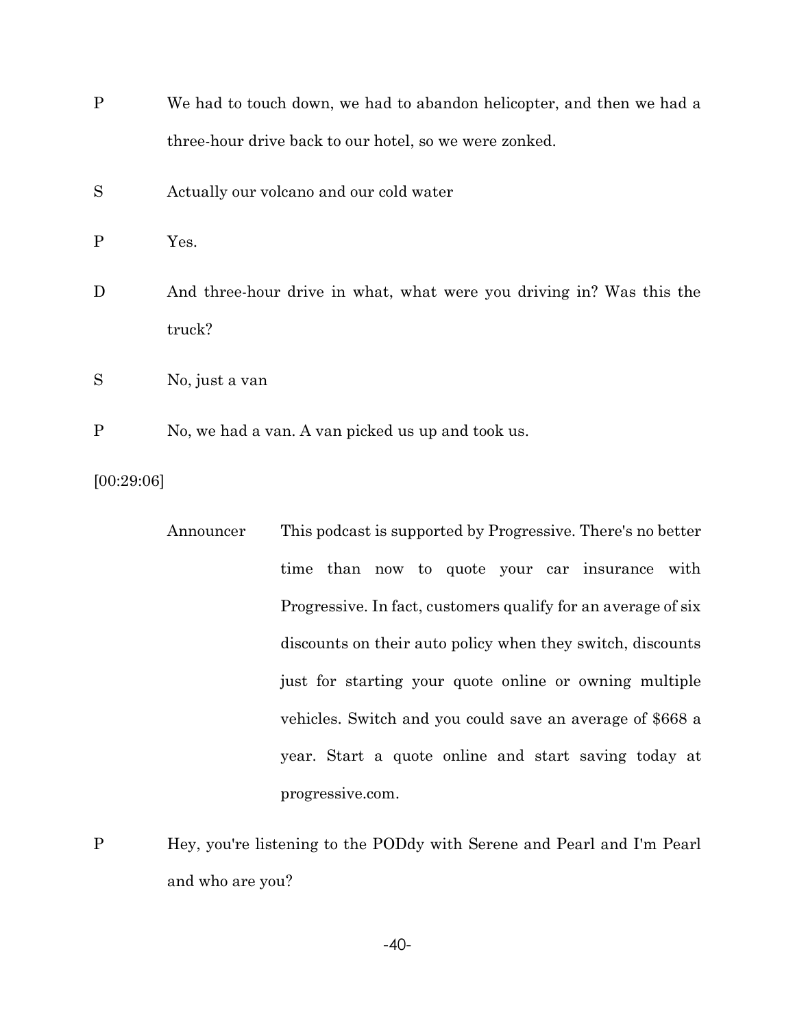P We had to touch down, we had to abandon helicopter, and then we had a three-hour drive back to our hotel, so we were zonked.

S Actually our volcano and our cold water

P Yes.

D And three-hour drive in what, what were you driving in? Was this the truck?

S No, just a van

P No, we had a van. A van picked us up and took us.

[00:29:06]

Announcer This podcast is supported by Progressive. There's no better time than now to quote your car insurance with Progressive. In fact, customers qualify for an average of six discounts on their auto policy when they switch, discounts just for starting your quote online or owning multiple vehicles. Switch and you could save an average of $668 a year. Start a quote online and start saving today at progressive.com.

P Hey, you're listening to the PODdy with Serene and Pearl and I'm Pearl and who are you?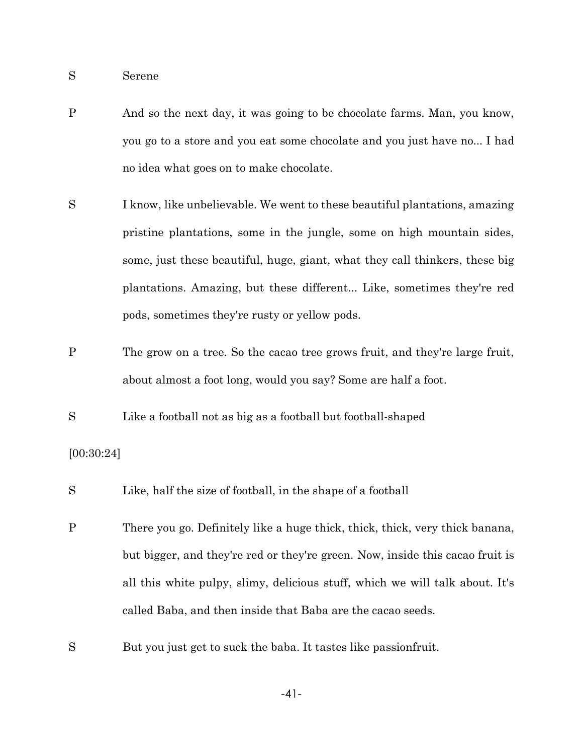S Serene

P And so the next day, it was going to be chocolate farms. Man, you know, you go to a store and you eat some chocolate and you just have no... I had no idea what goes on to make chocolate.

S I know, like unbelievable. We went to these beautiful plantations, amazing pristine plantations, some in the jungle, some on high mountain sides, some, just these beautiful, huge, giant, what they call thinkers, these big plantations. Amazing, but these different... Like, sometimes they're red pods, sometimes they're rusty or yellow pods.

P The grow on a tree. So the cacao tree grows fruit, and they're large fruit, about almost a foot long, would you say? Some are half a foot.

S Like a football not as big as a football but football-shaped

[00:30:24]

S Like, half the size of football, in the shape of a football

P There you go. Definitely like a huge thick, thick, thick, very thick banana, but bigger, and they're red or they're green. Now, inside this cacao fruit is all this white pulpy, slimy, delicious stuff, which we will talk about. It's called Baba, and then inside that Baba are the cacao seeds.

S But you just get to suck the baba. It tastes like passionfruit.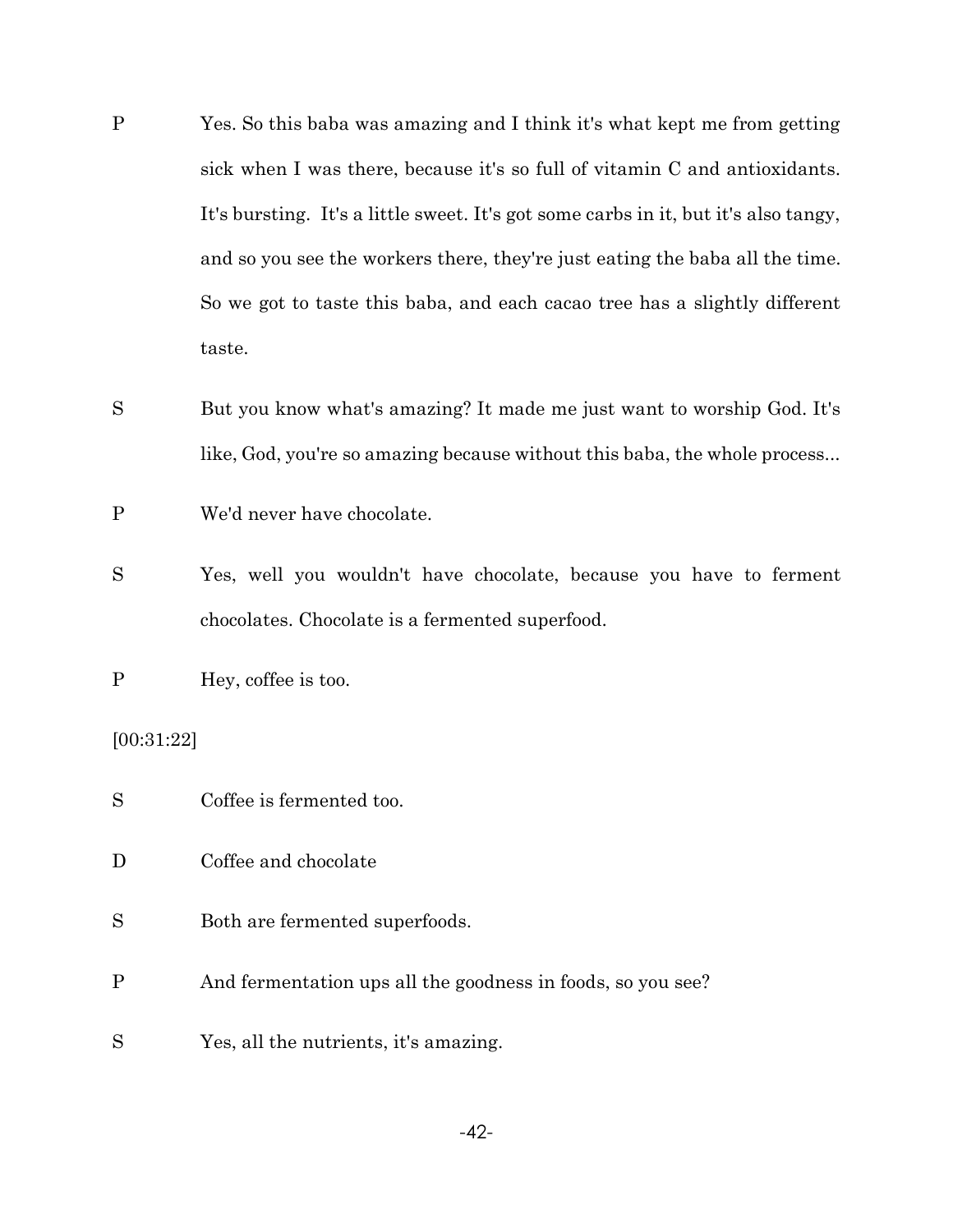P Yes. So this baba was amazing and I think it's what kept me from getting sick when I was there, because it's so full of vitamin C and antioxidants. It's bursting. It's a little sweet. It's got some carbs in it, but it's also tangy, and so you see the workers there, they're just eating the baba all the time. So we got to taste this baba, and each cacao tree has a slightly different taste.

S But you know what's amazing? It made me just want to worship God. It's like, God, you're so amazing because without this baba, the whole process...

P We'd never have chocolate.

S Yes, well you wouldn't have chocolate, because you have to ferment chocolates. Chocolate is a fermented superfood.

P Hey, coffee is too.

[00:31:22]

S Coffee is fermented too.

D Coffee and chocolate

S Both are fermented superfoods.

P And fermentation ups all the goodness in foods, so you see?

S Yes, all the nutrients, it's amazing.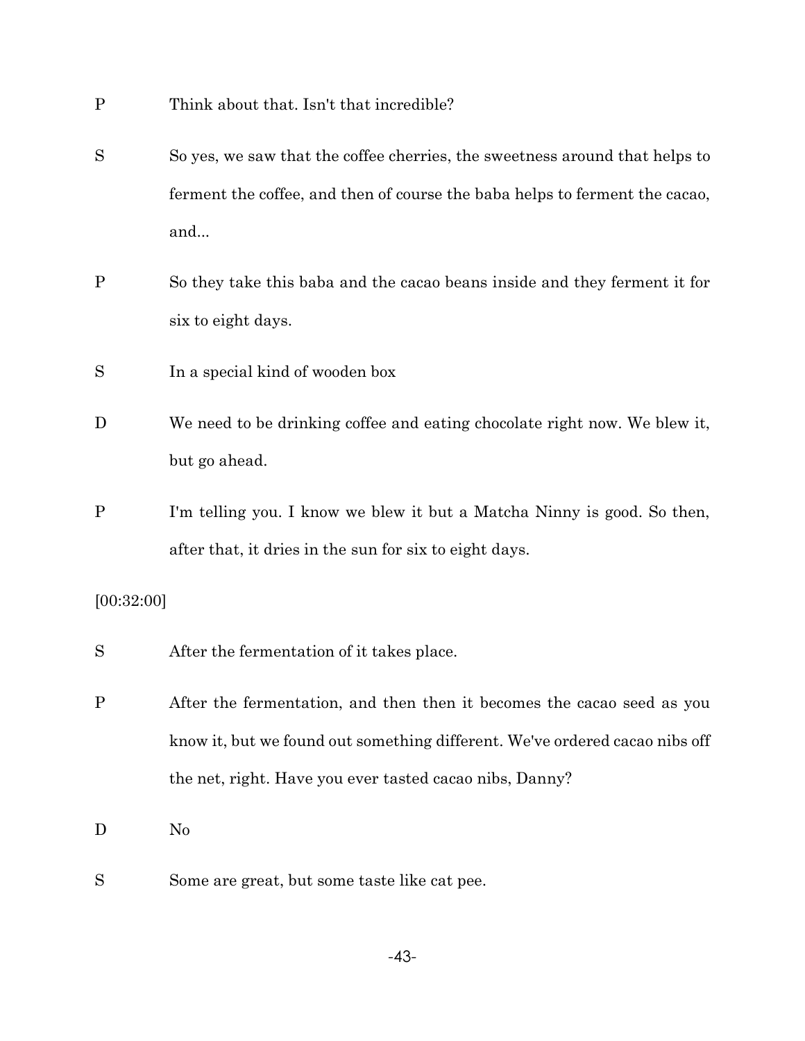P Think about that. Isn't that incredible?

S So yes, we saw that the coffee cherries, the sweetness around that helps to ferment the coffee, and then of course the baba helps to ferment the cacao, and...

P So they take this baba and the cacao beans inside and they ferment it for six to eight days.

S In a special kind of wooden box

D We need to be drinking coffee and eating chocolate right now. We blew it, but go ahead.

P I'm telling you. I know we blew it but a Matcha Ninny is good. So then, after that, it dries in the sun for six to eight days.

[00:32:00]

S After the fermentation of it takes place.

P After the fermentation, and then then it becomes the cacao seed as you know it, but we found out something different. We've ordered cacao nibs off the net, right. Have you ever tasted cacao nibs, Danny?

D No

S Some are great, but some taste like cat pee.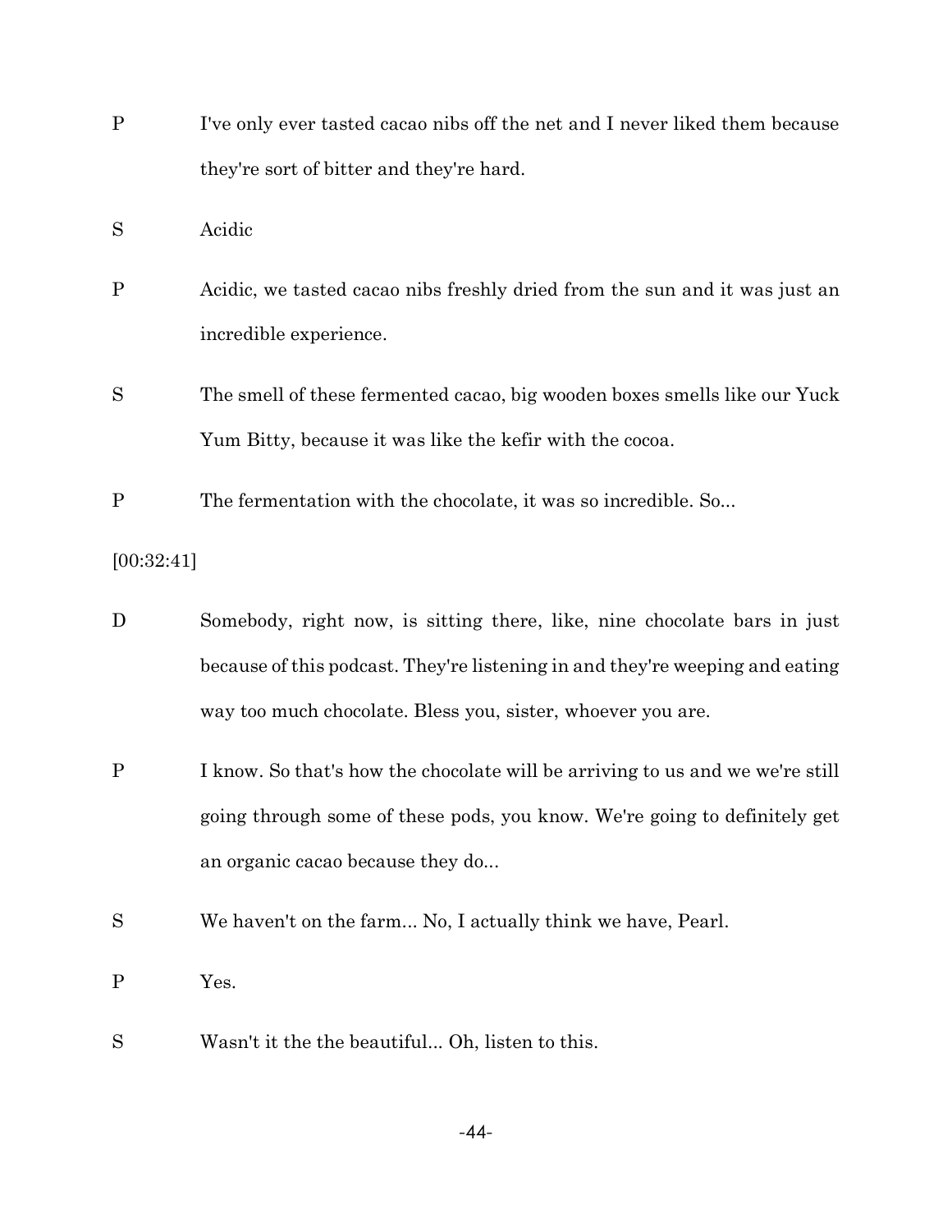P I've only ever tasted cacao nibs off the net and I never liked them because they're sort of bitter and they're hard.

S Acidic

P Acidic, we tasted cacao nibs freshly dried from the sun and it was just an incredible experience.

S The smell of these fermented cacao, big wooden boxes smells like our Yuck Yum Bitty, because it was like the kefir with the cocoa.

P The fermentation with the chocolate, it was so incredible. So...

[00:32:41]

D Somebody, right now, is sitting there, like, nine chocolate bars in just because of this podcast. They're listening in and they're weeping and eating way too much chocolate. Bless you, sister, whoever you are.

P I know. So that's how the chocolate will be arriving to us and we we're still going through some of these pods, you know. We're going to definitely get an organic cacao because they do...

S We haven't on the farm... No, I actually think we have, Pearl.

P Yes.

S Wasn't it the the beautiful... Oh, listen to this.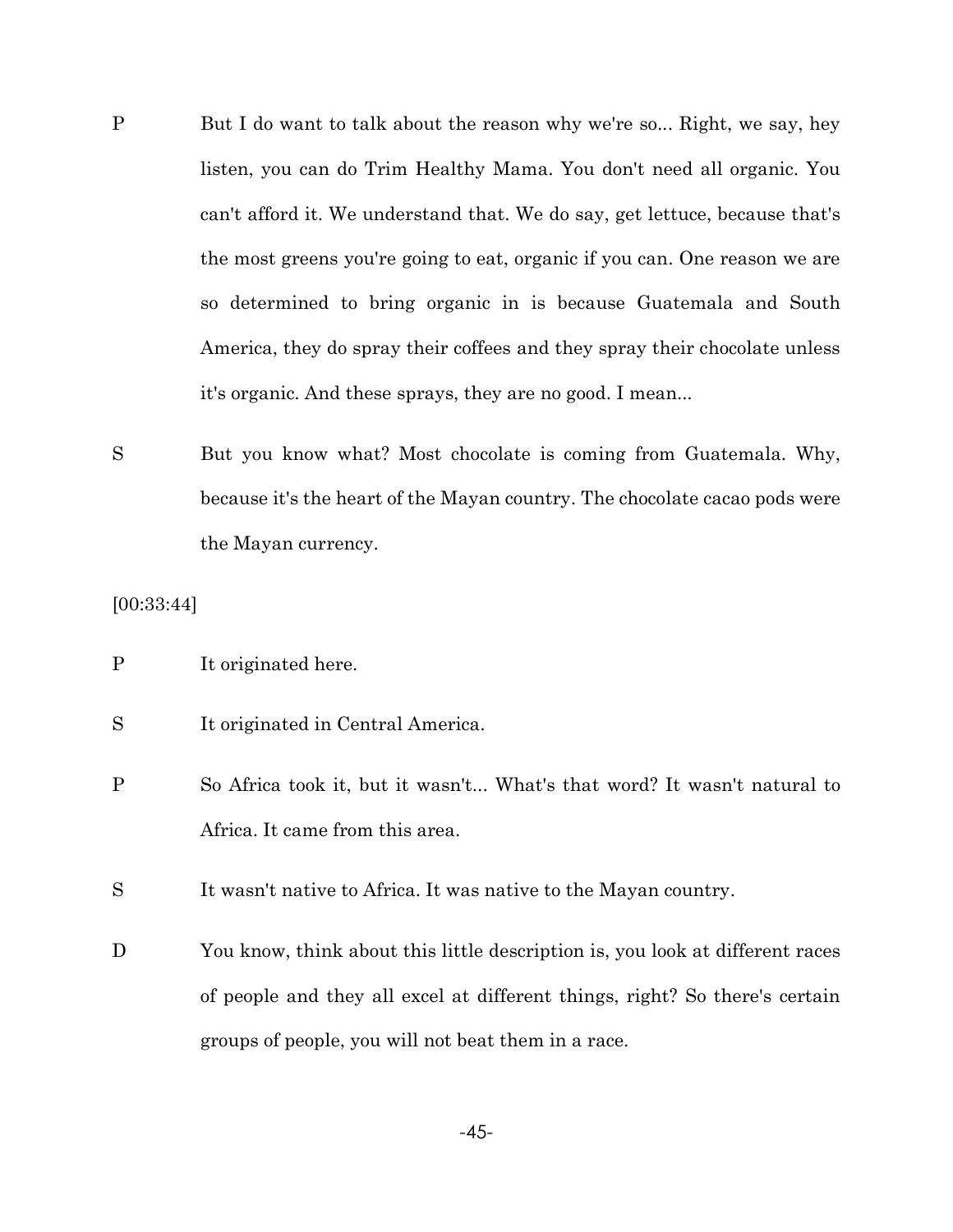P	But I do want to talk about the reason why we're so... Right, we say, hey listen, you can do Trim Healthy Mama. You don't need all organic. You can't afford it. We understand that. We do say, get lettuce, because that's the most greens you're going to eat, organic if you can. One reason we are so determined to bring organic in is because Guatemala and South America, they do spray their coffees and they spray their chocolate unless it's organic. And these sprays, they are no good. I mean...

S	But you know what? Most chocolate is coming from Guatemala. Why, because it's the heart of the Mayan country. The chocolate cacao pods were the Mayan currency.

[00:33:44]

P	It originated here.

S	It originated in Central America.

P	So Africa took it, but it wasn't... What's that word? It wasn't natural to Africa. It came from this area.

S	It wasn't native to Africa. It was native to the Mayan country.

D	You know, think about this little description is, you look at different races of people and they all excel at different things, right? So there's certain groups of people, you will not beat them in a race.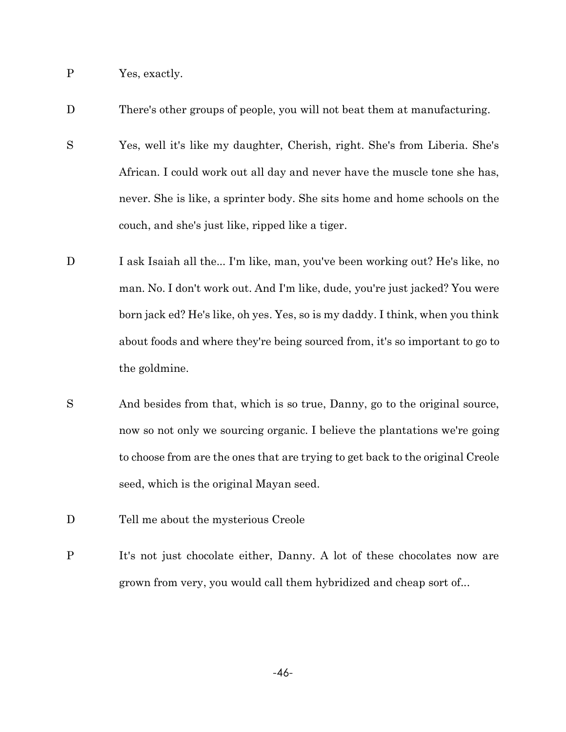P Yes, exactly.

D There's other groups of people, you will not beat them at manufacturing.

S Yes, well it's like my daughter, Cherish, right. She's from Liberia. She's African. I could work out all day and never have the muscle tone she has, never. She is like, a sprinter body. She sits home and home schools on the couch, and she's just like, ripped like a tiger.

D I ask Isaiah all the... I'm like, man, you've been working out? He's like, no man. No. I don't work out. And I'm like, dude, you're just jacked? You were born jack ed? He's like, oh yes. Yes, so is my daddy. I think, when you think about foods and where they're being sourced from, it's so important to go to the goldmine.

S And besides from that, which is so true, Danny, go to the original source, now so not only we sourcing organic. I believe the plantations we're going to choose from are the ones that are trying to get back to the original Creole seed, which is the original Mayan seed.

D Tell me about the mysterious Creole

P It's not just chocolate either, Danny. A lot of these chocolates now are grown from very, you would call them hybridized and cheap sort of...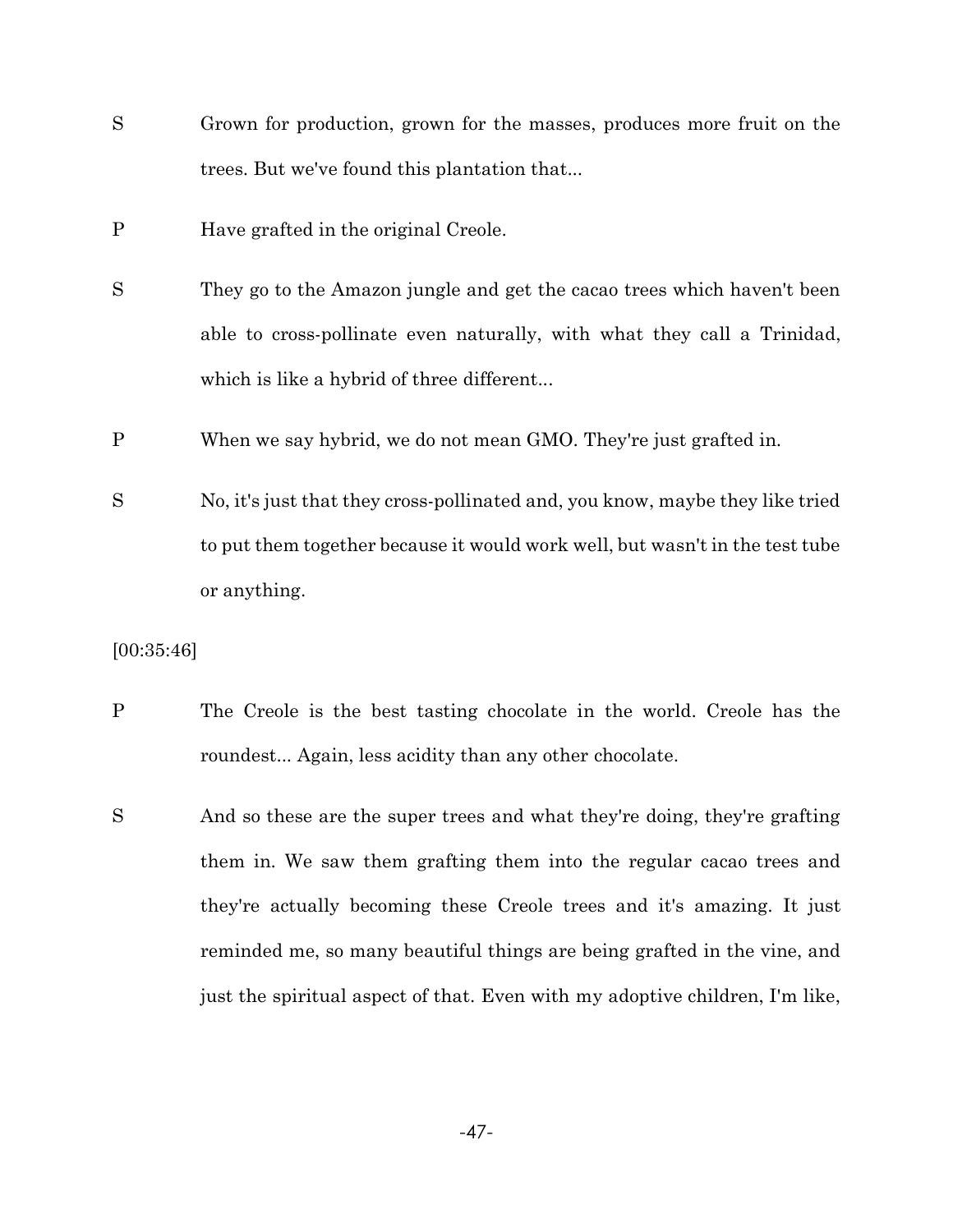S Grown for production, grown for the masses, produces more fruit on the trees. But we've found this plantation that...

P Have grafted in the original Creole.

S They go to the Amazon jungle and get the cacao trees which haven't been able to cross-pollinate even naturally, with what they call a Trinidad, which is like a hybrid of three different...

P When we say hybrid, we do not mean GMO. They're just grafted in.

S No, it's just that they cross-pollinated and, you know, maybe they like tried to put them together because it would work well, but wasn't in the test tube or anything.

[00:35:46]

P The Creole is the best tasting chocolate in the world. Creole has the roundest... Again, less acidity than any other chocolate.

S And so these are the super trees and what they're doing, they're grafting them in. We saw them grafting them into the regular cacao trees and they're actually becoming these Creole trees and it's amazing. It just reminded me, so many beautiful things are being grafted in the vine, and just the spiritual aspect of that. Even with my adoptive children, I'm like,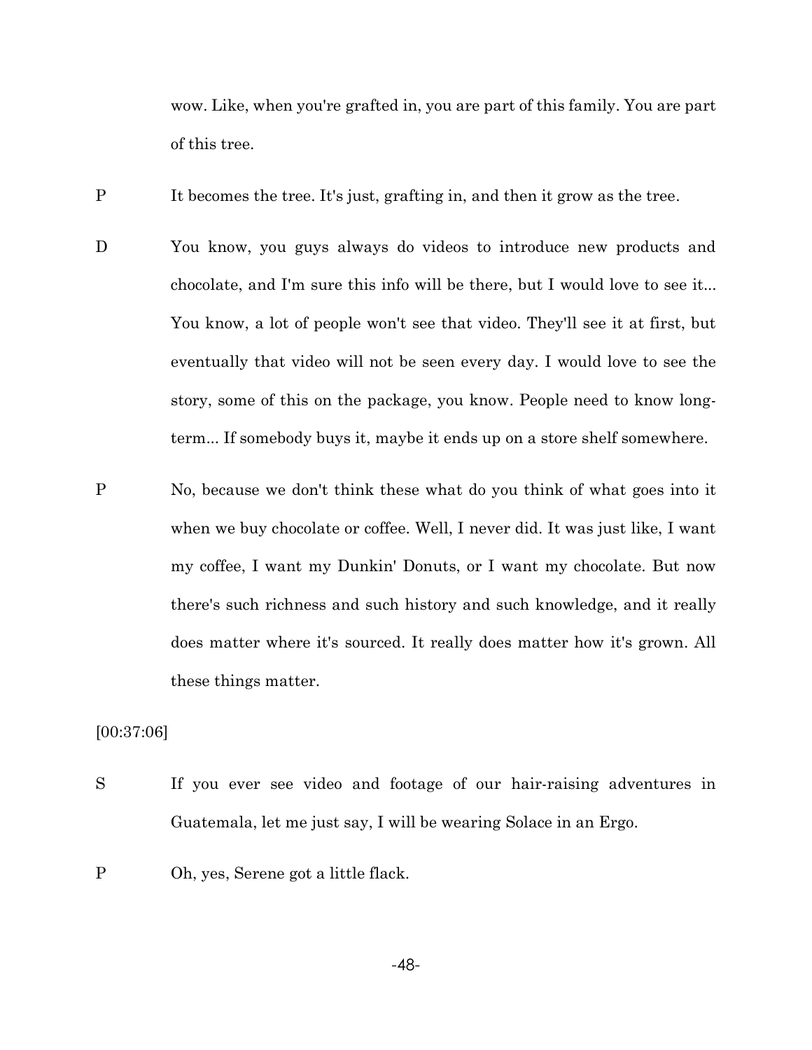wow. Like, when you're grafted in, you are part of this family. You are part of this tree.

P It becomes the tree. It's just, grafting in, and then it grow as the tree.

D You know, you guys always do videos to introduce new products and chocolate, and I'm sure this info will be there, but I would love to see it... You know, a lot of people won't see that video. They'll see it at first, but eventually that video will not be seen every day. I would love to see the story, some of this on the package, you know. People need to know long-term... If somebody buys it, maybe it ends up on a store shelf somewhere.

P No, because we don't think these what do you think of what goes into it when we buy chocolate or coffee. Well, I never did. It was just like, I want my coffee, I want my Dunkin' Donuts, or I want my chocolate. But now there's such richness and such history and such knowledge, and it really does matter where it's sourced. It really does matter how it's grown. All these things matter.

[00:37:06]

S If you ever see video and footage of our hair-raising adventures in Guatemala, let me just say, I will be wearing Solace in an Ergo.

P Oh, yes, Serene got a little flack.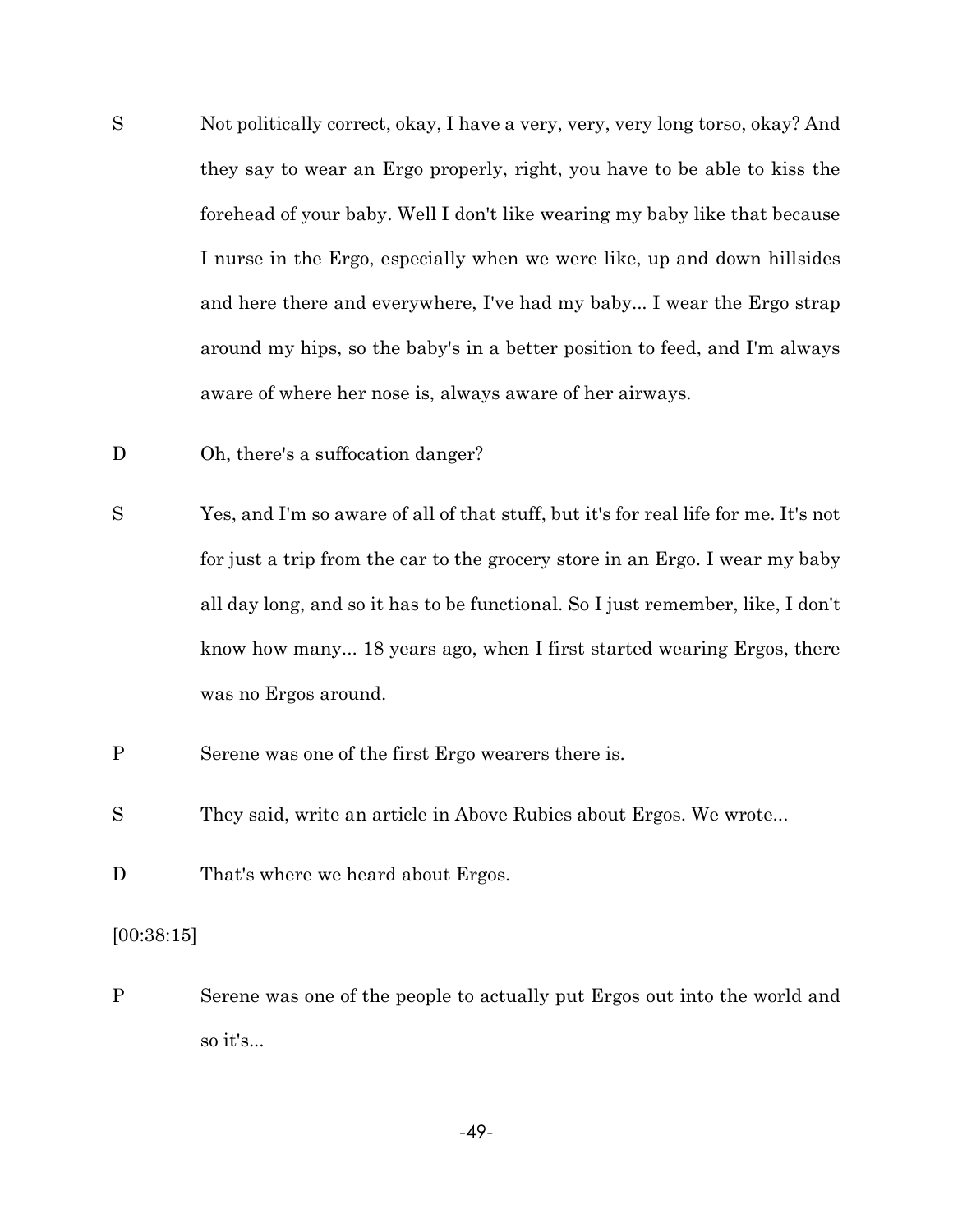S Not politically correct, okay, I have a very, very, very long torso, okay? And they say to wear an Ergo properly, right, you have to be able to kiss the forehead of your baby. Well I don't like wearing my baby like that because I nurse in the Ergo, especially when we were like, up and down hillsides and here there and everywhere, I've had my baby... I wear the Ergo strap around my hips, so the baby's in a better position to feed, and I'm always aware of where her nose is, always aware of her airways.

D Oh, there's a suffocation danger?

S Yes, and I'm so aware of all of that stuff, but it's for real life for me. It's not for just a trip from the car to the grocery store in an Ergo. I wear my baby all day long, and so it has to be functional. So I just remember, like, I don't know how many... 18 years ago, when I first started wearing Ergos, there was no Ergos around.

P Serene was one of the first Ergo wearers there is.

S They said, write an article in Above Rubies about Ergos. We wrote...

D That's where we heard about Ergos.

[00:38:15]

P Serene was one of the people to actually put Ergos out into the world and so it's...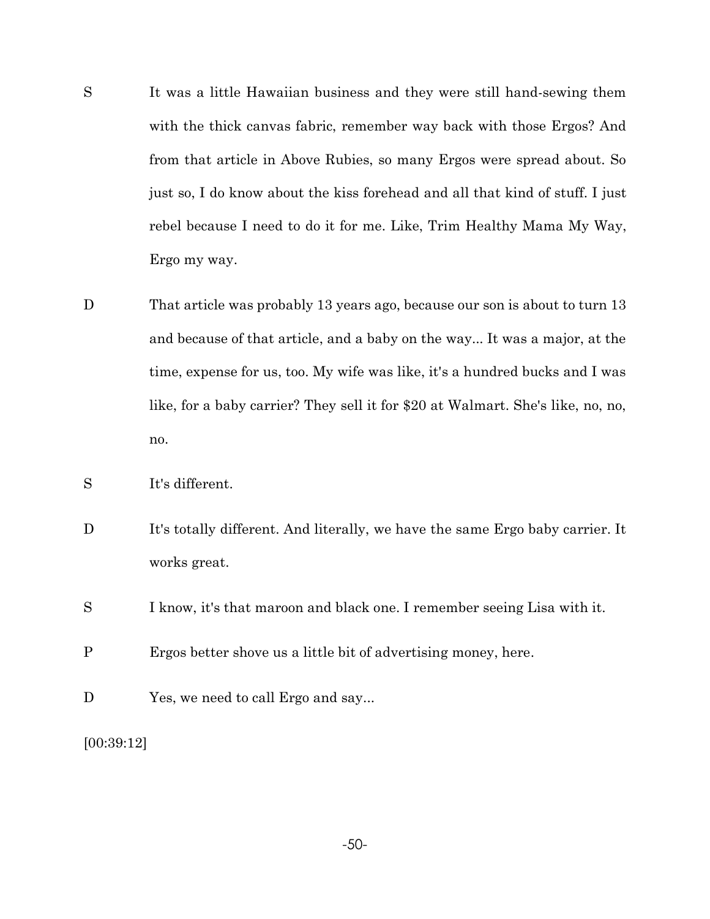S It was a little Hawaiian business and they were still hand-sewing them with the thick canvas fabric, remember way back with those Ergos? And from that article in Above Rubies, so many Ergos were spread about. So just so, I do know about the kiss forehead and all that kind of stuff. I just rebel because I need to do it for me. Like, Trim Healthy Mama My Way, Ergo my way.

D That article was probably 13 years ago, because our son is about to turn 13 and because of that article, and a baby on the way... It was a major, at the time, expense for us, too. My wife was like, it's a hundred bucks and I was like, for a baby carrier? They sell it for $20 at Walmart. She's like, no, no, no.

S It's different.

D It's totally different. And literally, we have the same Ergo baby carrier. It works great.

S I know, it's that maroon and black one. I remember seeing Lisa with it.

P Ergos better shove us a little bit of advertising money, here.

D Yes, we need to call Ergo and say...

[00:39:12]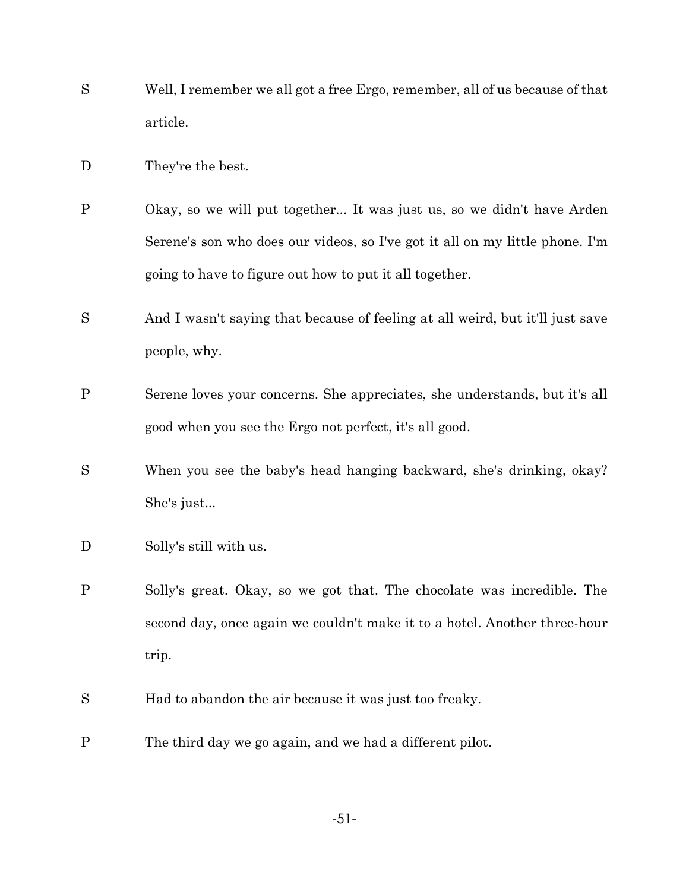S Well, I remember we all got a free Ergo, remember, all of us because of that article.

D They're the best.

P Okay, so we will put together... It was just us, so we didn't have Arden Serene's son who does our videos, so I've got it all on my little phone. I'm going to have to figure out how to put it all together.

S And I wasn't saying that because of feeling at all weird, but it'll just save people, why.

P Serene loves your concerns. She appreciates, she understands, but it's all good when you see the Ergo not perfect, it's all good.

S When you see the baby's head hanging backward, she's drinking, okay? She's just...

D Solly's still with us.

P Solly's great. Okay, so we got that. The chocolate was incredible. The second day, once again we couldn't make it to a hotel. Another three-hour trip.

S Had to abandon the air because it was just too freaky.

P The third day we go again, and we had a different pilot.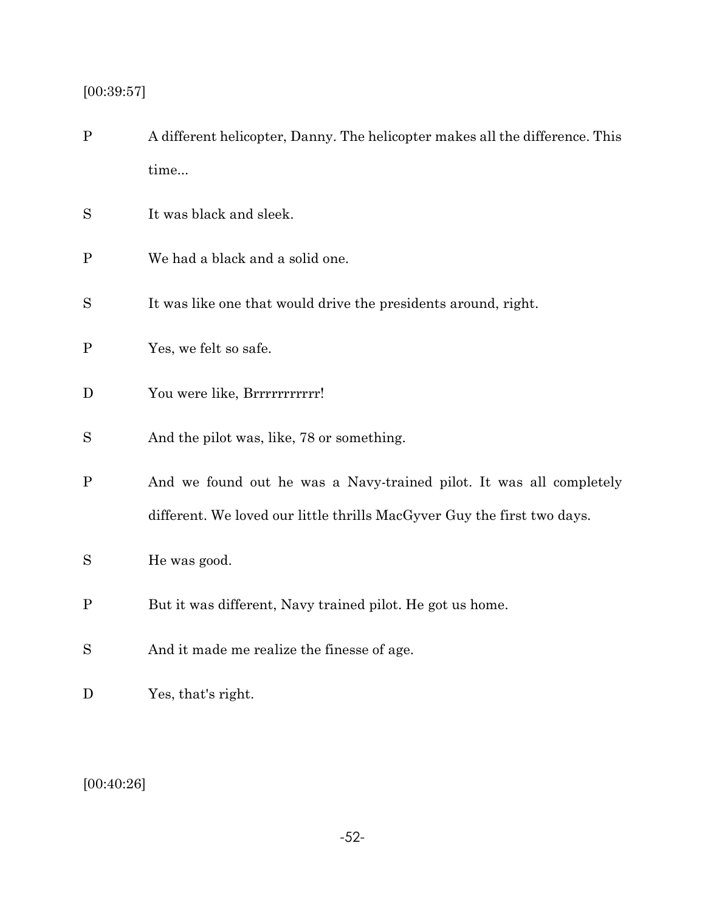[00:39:57]

P A different helicopter, Danny. The helicopter makes all the difference. This time...

S It was black and sleek.

P We had a black and a solid one.

S It was like one that would drive the presidents around, right.

P Yes, we felt so safe.

D You were like, Brrrrrrrrrrr!

S And the pilot was, like, 78 or something.

P And we found out he was a Navy-trained pilot. It was all completely different. We loved our little thrills MacGyver Guy the first two days.

S He was good.

P But it was different, Navy trained pilot. He got us home.

S And it made me realize the finesse of age.

D Yes, that's right.

[00:40:26]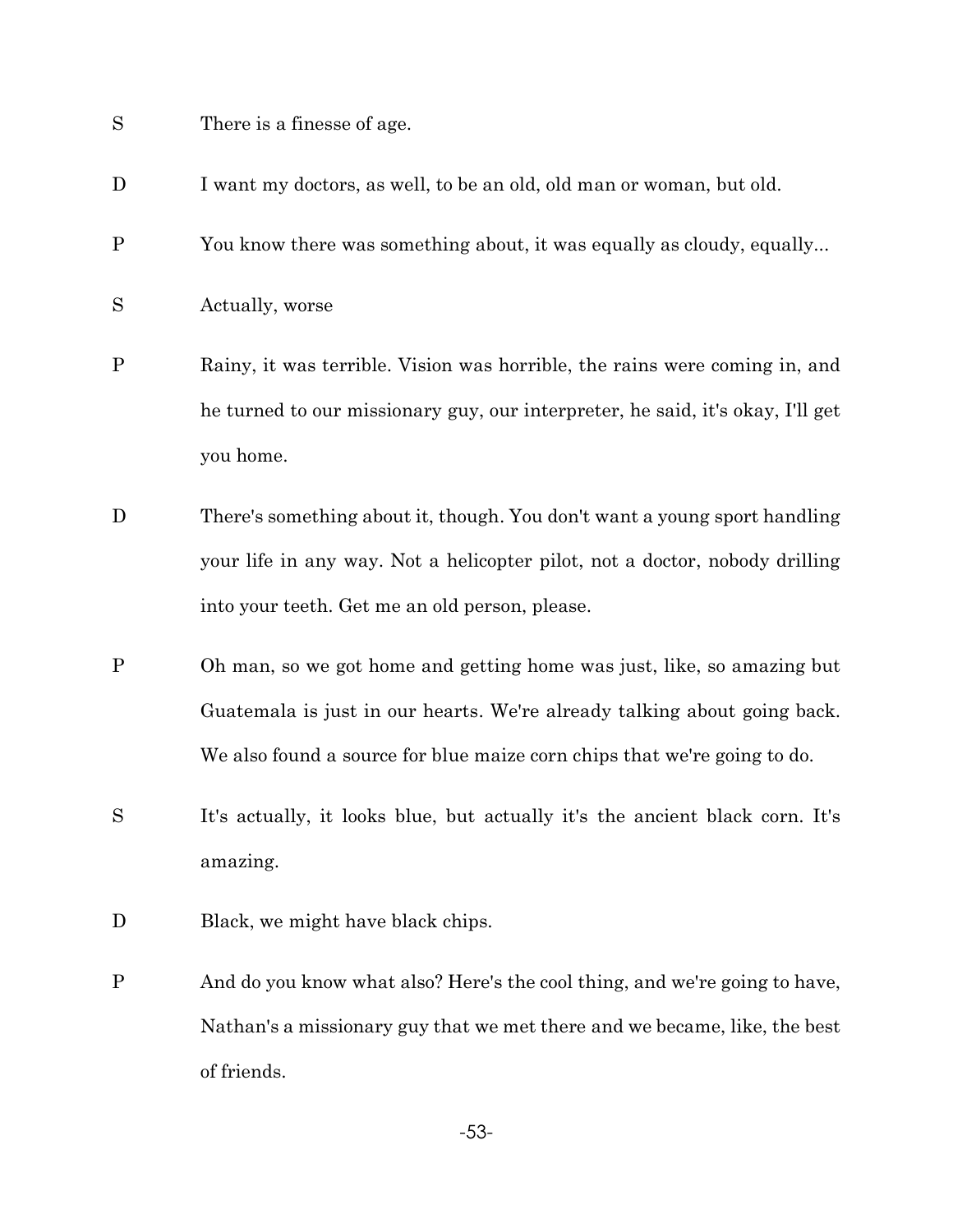S There is a finesse of age.

D I want my doctors, as well, to be an old, old man or woman, but old.

P You know there was something about, it was equally as cloudy, equally...

S Actually, worse

P Rainy, it was terrible. Vision was horrible, the rains were coming in, and he turned to our missionary guy, our interpreter, he said, it's okay, I'll get you home.

D There's something about it, though. You don't want a young sport handling your life in any way. Not a helicopter pilot, not a doctor, nobody drilling into your teeth. Get me an old person, please.

P Oh man, so we got home and getting home was just, like, so amazing but Guatemala is just in our hearts. We're already talking about going back. We also found a source for blue maize corn chips that we're going to do.

S It's actually, it looks blue, but actually it's the ancient black corn. It's amazing.

D Black, we might have black chips.

P And do you know what also? Here's the cool thing, and we're going to have, Nathan's a missionary guy that we met there and we became, like, the best of friends.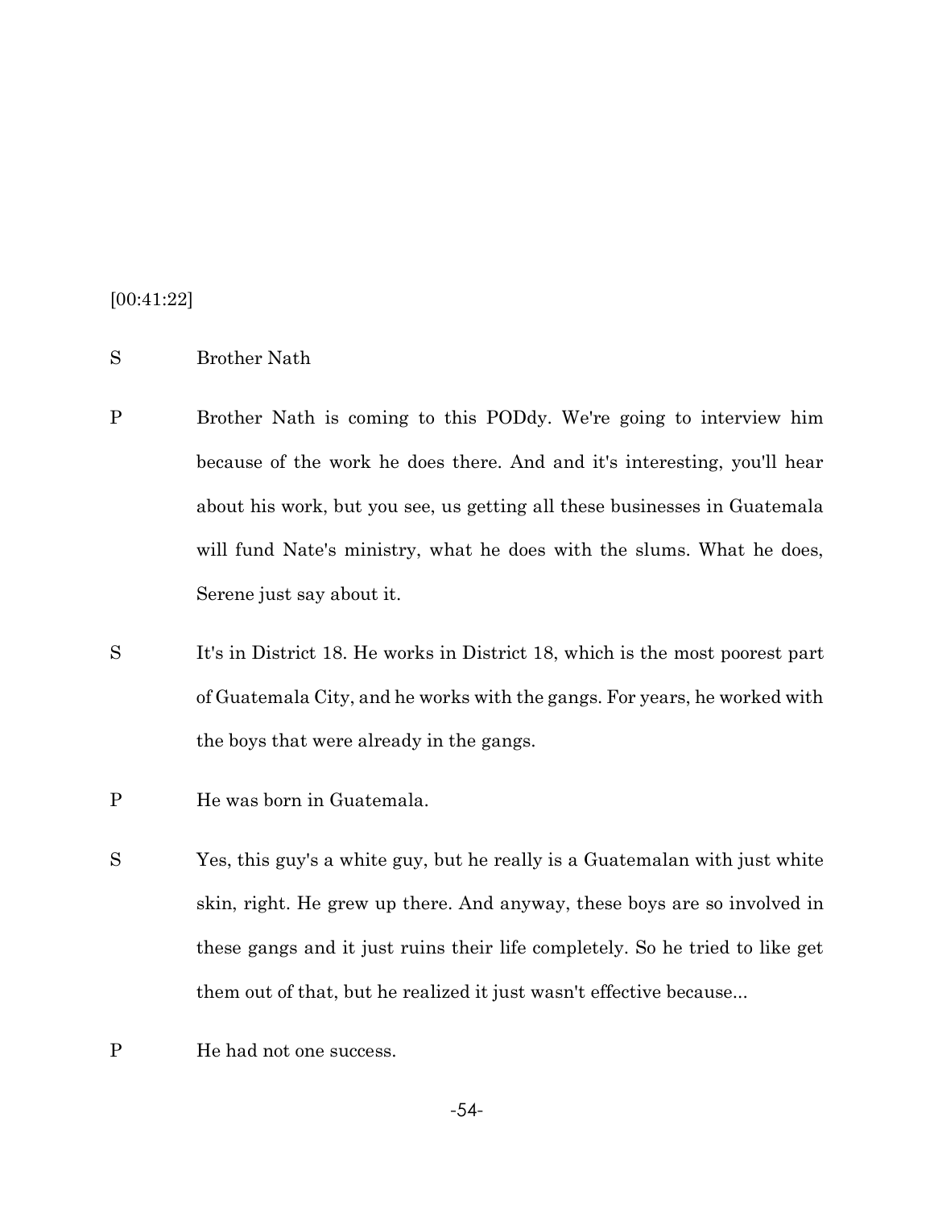[00:41:22]

S Brother Nath

P Brother Nath is coming to this PODdy. We're going to interview him because of the work he does there. And and it's interesting, you'll hear about his work, but you see, us getting all these businesses in Guatemala will fund Nate's ministry, what he does with the slums. What he does, Serene just say about it.

S It's in District 18. He works in District 18, which is the most poorest part of Guatemala City, and he works with the gangs. For years, he worked with the boys that were already in the gangs.

P He was born in Guatemala.

S Yes, this guy's a white guy, but he really is a Guatemalan with just white skin, right. He grew up there. And anyway, these boys are so involved in these gangs and it just ruins their life completely. So he tried to like get them out of that, but he realized it just wasn't effective because...

P He had not one success.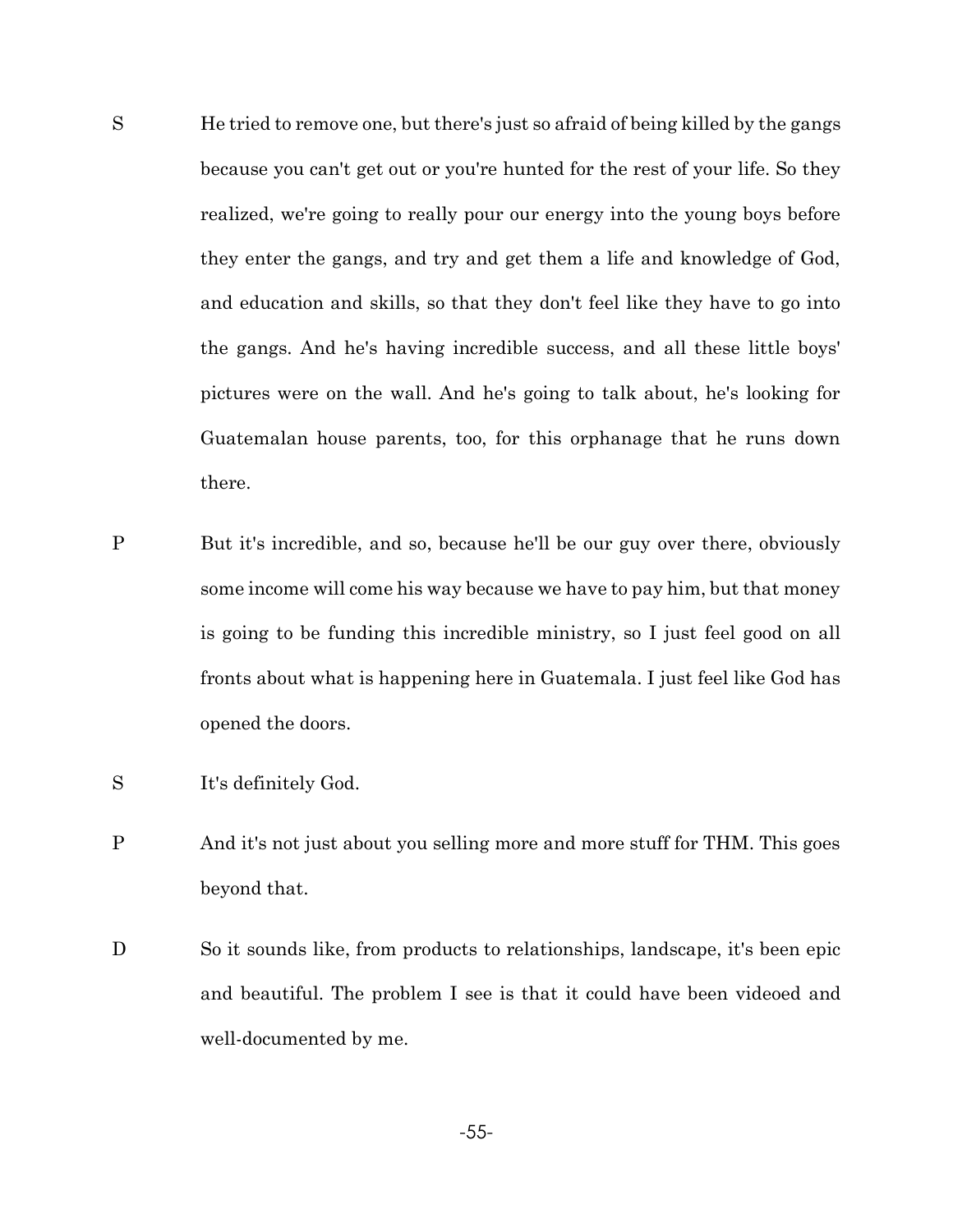S He tried to remove one, but there's just so afraid of being killed by the gangs because you can't get out or you're hunted for the rest of your life. So they realized, we're going to really pour our energy into the young boys before they enter the gangs, and try and get them a life and knowledge of God, and education and skills, so that they don't feel like they have to go into the gangs. And he's having incredible success, and all these little boys' pictures were on the wall. And he's going to talk about, he's looking for Guatemalan house parents, too, for this orphanage that he runs down there.

P But it's incredible, and so, because he'll be our guy over there, obviously some income will come his way because we have to pay him, but that money is going to be funding this incredible ministry, so I just feel good on all fronts about what is happening here in Guatemala. I just feel like God has opened the doors.

S It's definitely God.

P And it's not just about you selling more and more stuff for THM. This goes beyond that.

D So it sounds like, from products to relationships, landscape, it's been epic and beautiful. The problem I see is that it could have been videoed and well-documented by me.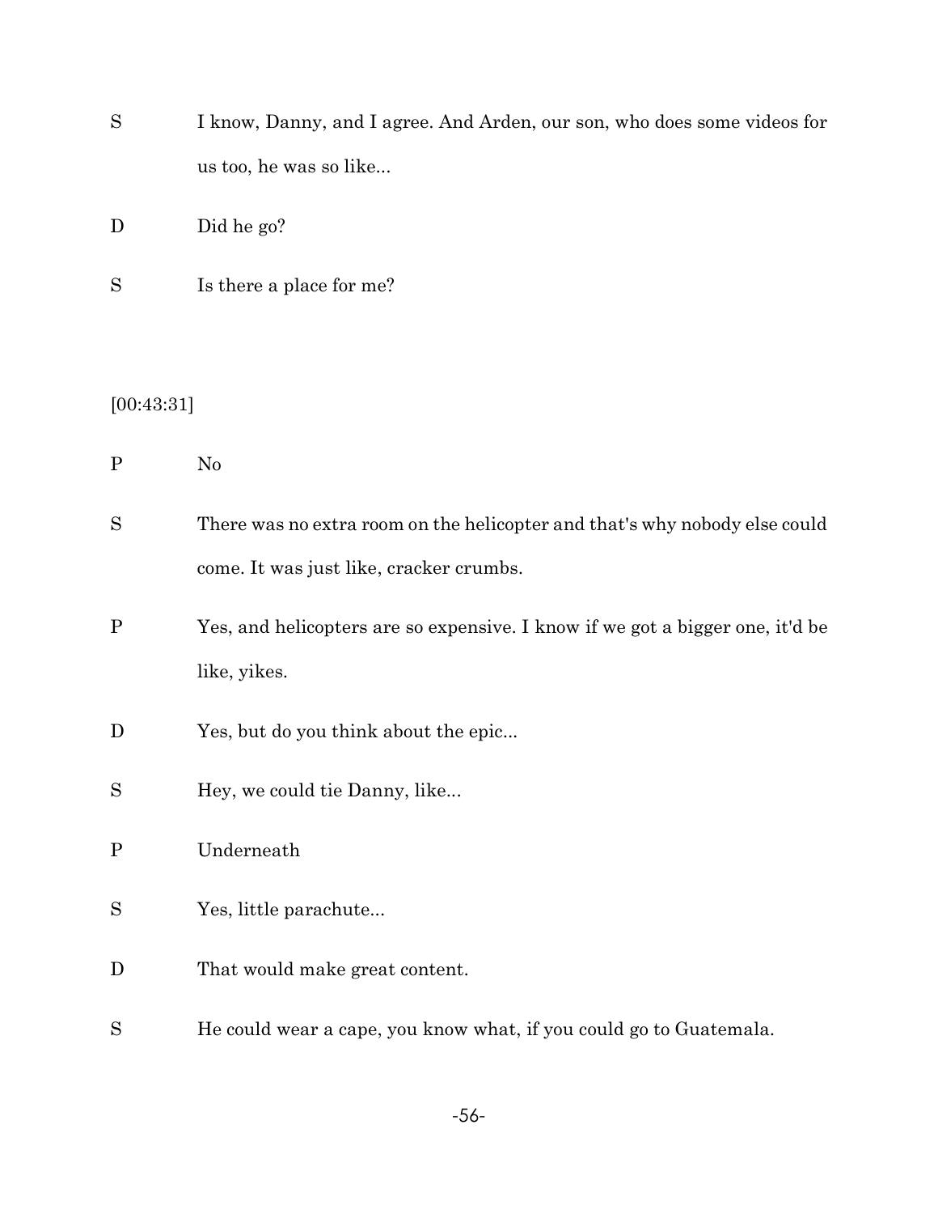S I know, Danny, and I agree. And Arden, our son, who does some videos for us too, he was so like...

D Did he go?

S Is there a place for me?

[00:43:31]

P No

S There was no extra room on the helicopter and that's why nobody else could come. It was just like, cracker crumbs.

P Yes, and helicopters are so expensive. I know if we got a bigger one, it'd be like, yikes.

D Yes, but do you think about the epic...

S Hey, we could tie Danny, like...

P Underneath

S Yes, little parachute...

D That would make great content.

S He could wear a cape, you know what, if you could go to Guatemala.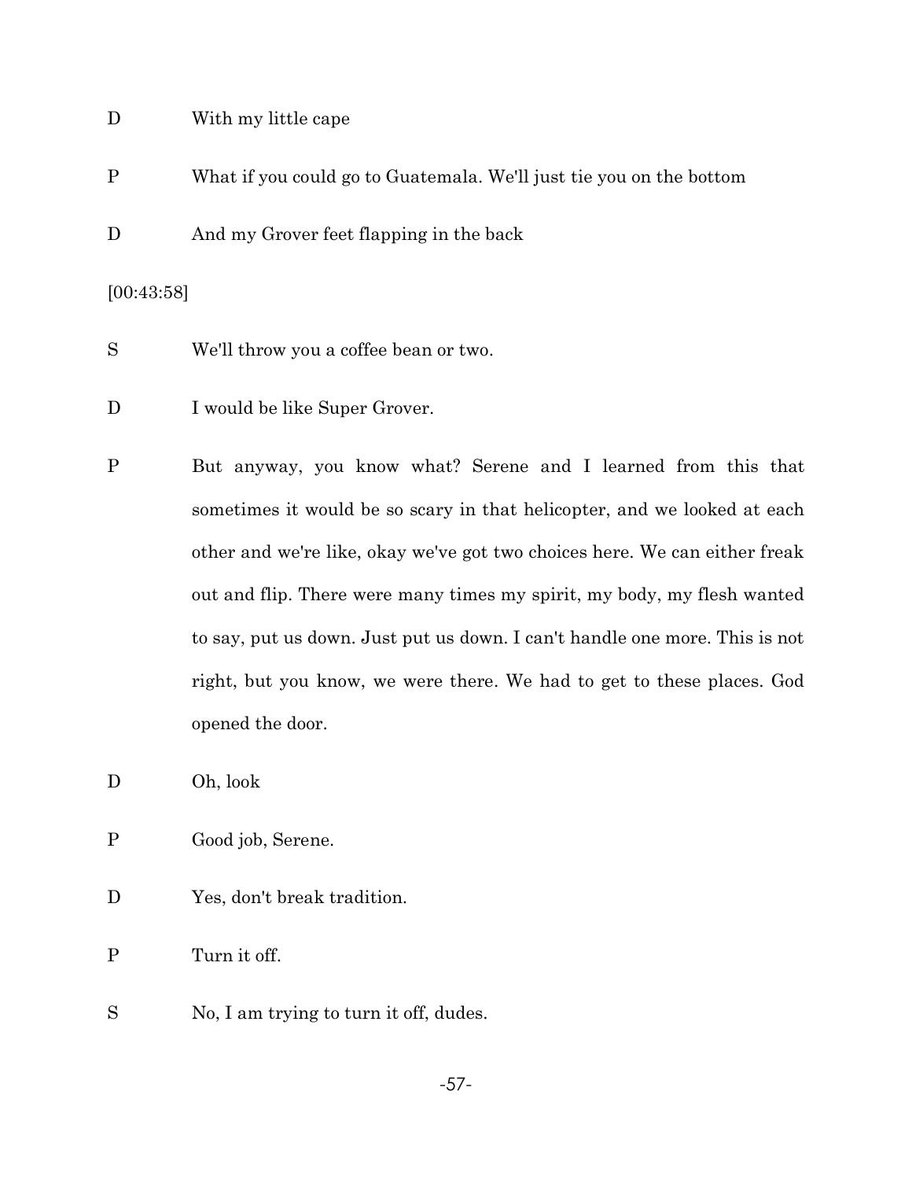D With my little cape

P What if you could go to Guatemala. We'll just tie you on the bottom

D And my Grover feet flapping in the back

[00:43:58]

S We'll throw you a coffee bean or two.

D I would be like Super Grover.

P But anyway, you know what? Serene and I learned from this that sometimes it would be so scary in that helicopter, and we looked at each other and we're like, okay we've got two choices here. We can either freak out and flip. There were many times my spirit, my body, my flesh wanted to say, put us down. Just put us down. I can't handle one more. This is not right, but you know, we were there. We had to get to these places. God opened the door.

D Oh, look

P Good job, Serene.

D Yes, don't break tradition.

P Turn it off.

S No, I am trying to turn it off, dudes.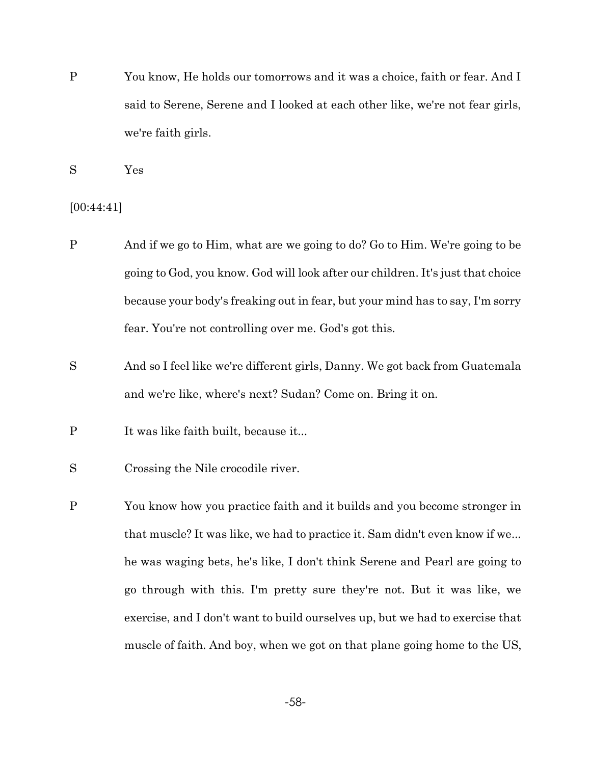P You know, He holds our tomorrows and it was a choice, faith or fear. And I said to Serene, Serene and I looked at each other like, we're not fear girls, we're faith girls.

S Yes

[00:44:41]

P And if we go to Him, what are we going to do? Go to Him. We're going to be going to God, you know. God will look after our children. It's just that choice because your body's freaking out in fear, but your mind has to say, I'm sorry fear. You're not controlling over me. God's got this.

S And so I feel like we're different girls, Danny. We got back from Guatemala and we're like, where's next? Sudan? Come on. Bring it on.

P It was like faith built, because it...

S Crossing the Nile crocodile river.

P You know how you practice faith and it builds and you become stronger in that muscle? It was like, we had to practice it. Sam didn't even know if we... he was waging bets, he's like, I don't think Serene and Pearl are going to go through with this. I'm pretty sure they're not. But it was like, we exercise, and I don't want to build ourselves up, but we had to exercise that muscle of faith. And boy, when we got on that plane going home to the US,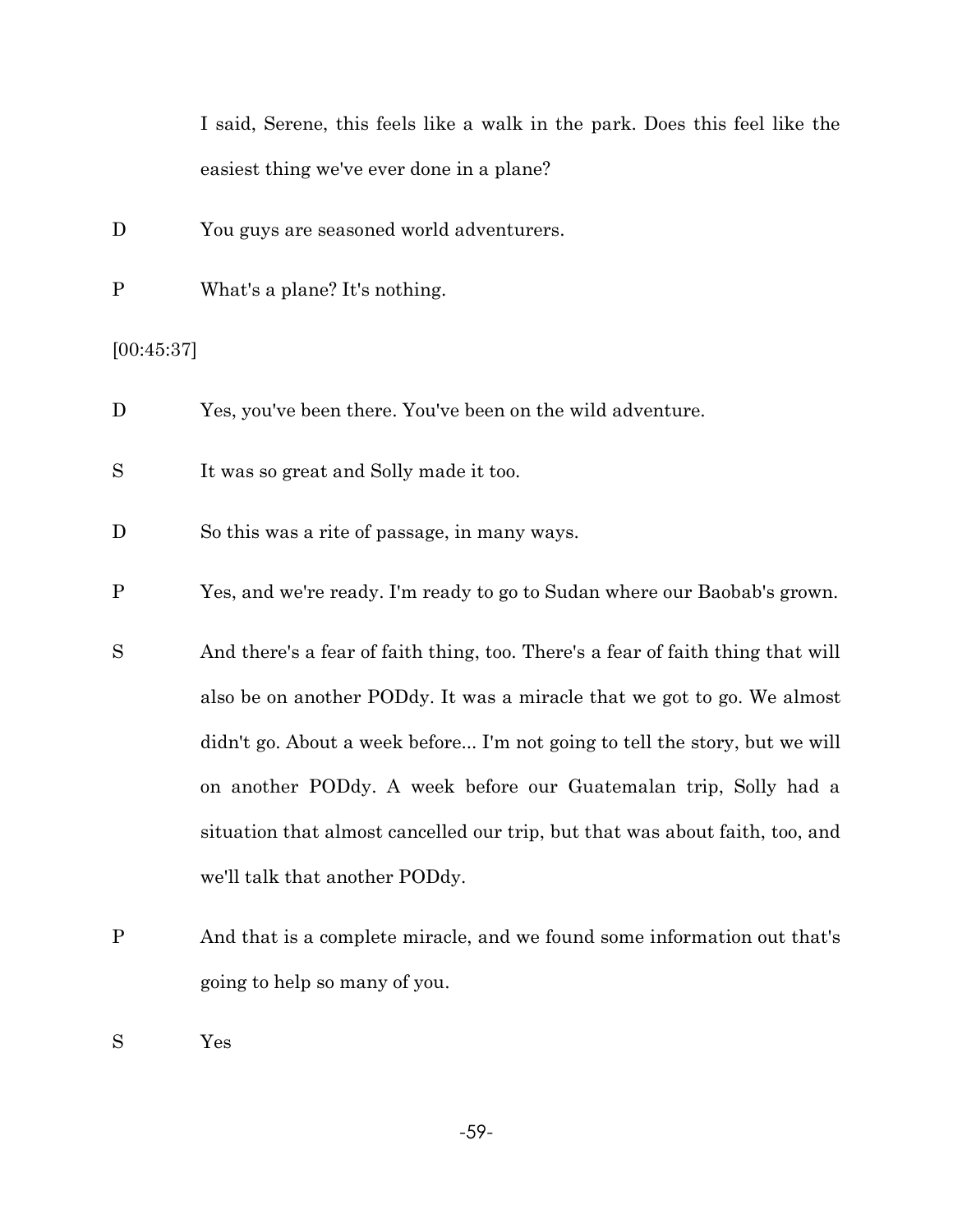I said, Serene, this feels like a walk in the park. Does this feel like the easiest thing we've ever done in a plane?

D You guys are seasoned world adventurers.

P What's a plane? It's nothing.

[00:45:37]

D Yes, you've been there. You've been on the wild adventure.

S It was so great and Solly made it too.

D So this was a rite of passage, in many ways.

P Yes, and we're ready. I'm ready to go to Sudan where our Baobab's grown.

S And there's a fear of faith thing, too. There's a fear of faith thing that will also be on another PODdy. It was a miracle that we got to go. We almost didn't go. About a week before... I'm not going to tell the story, but we will on another PODdy. A week before our Guatemalan trip, Solly had a situation that almost cancelled our trip, but that was about faith, too, and we'll talk that another PODdy.

P And that is a complete miracle, and we found some information out that's going to help so many of you.

S Yes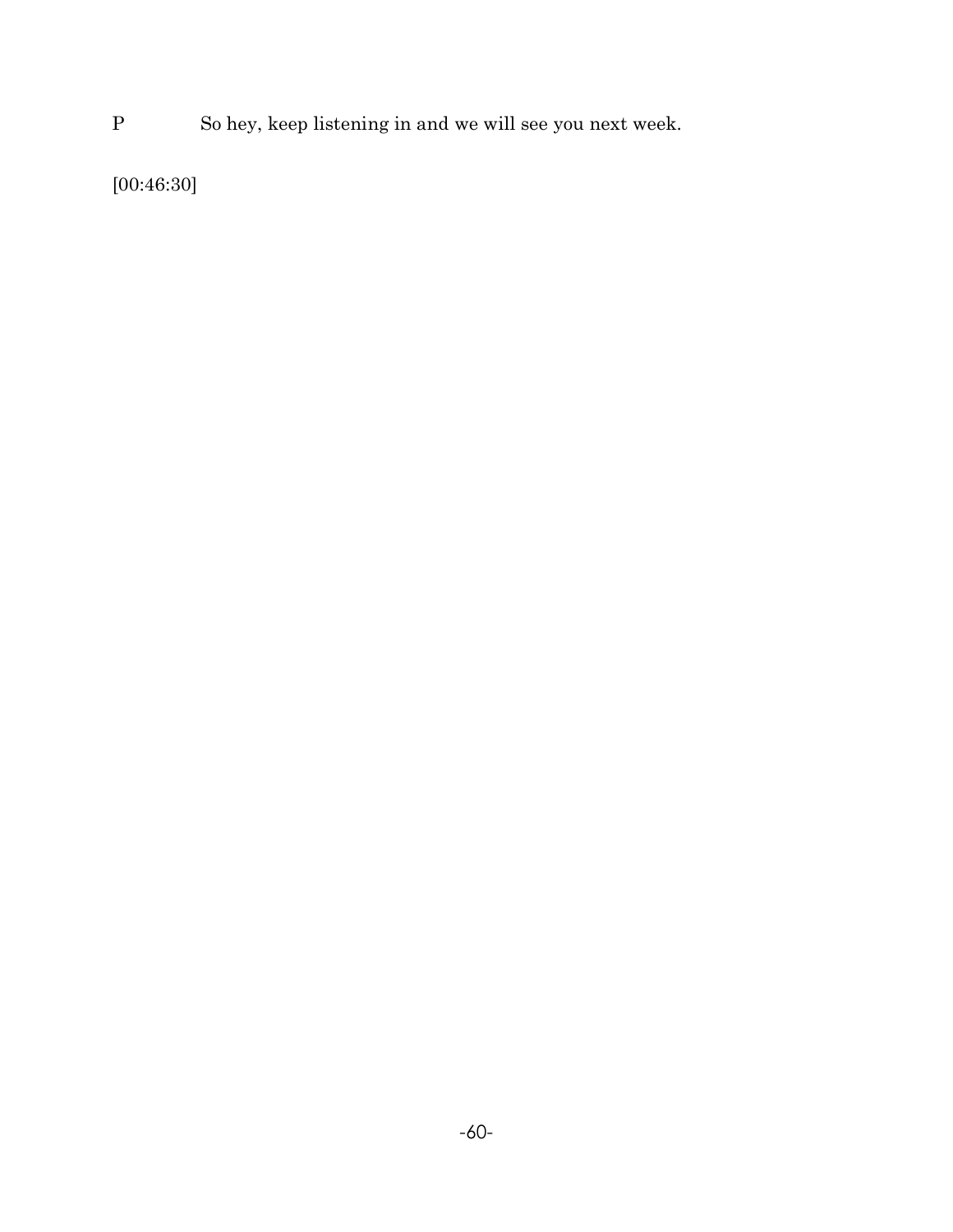P So hey, keep listening in and we will see you next week.

[00:46:30]